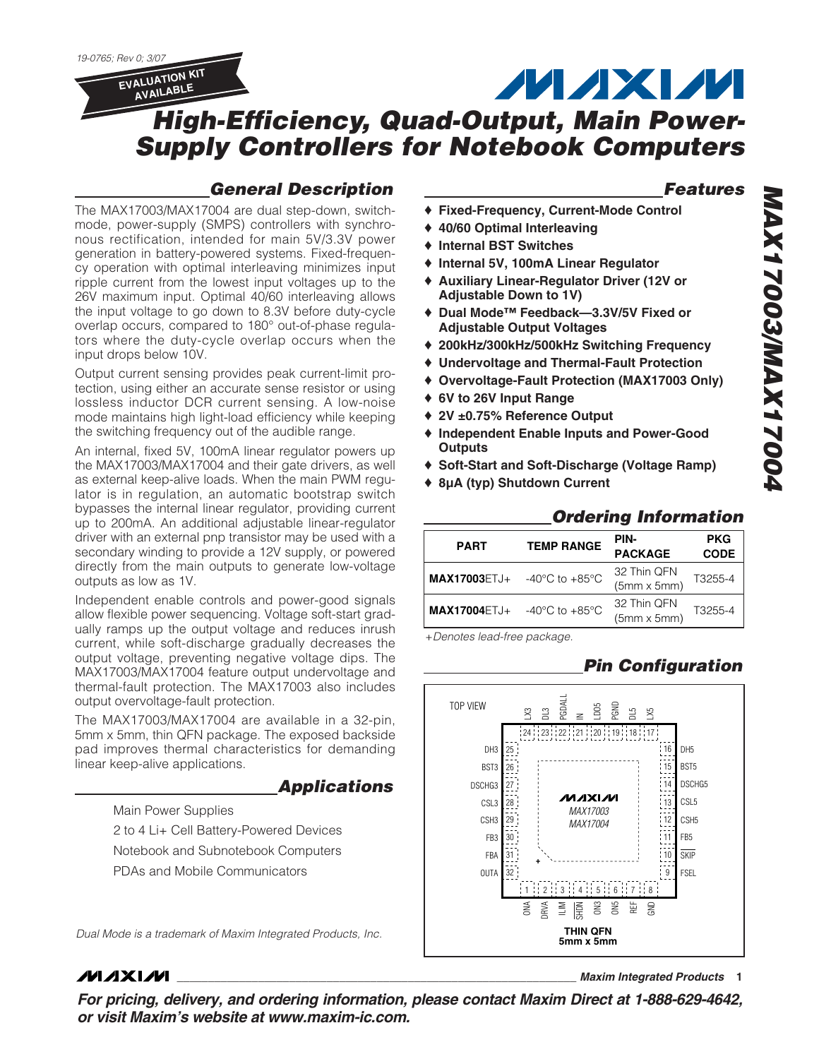19-0765; Rev 0; 3/07

EVALUATION KIT AVAILABLE

# High-Efficiency, Quad-Output, Main Power-Supply Controllers for Notebook Computers

## General Description

The MAX17003/MAX17004 are dual step-down, switch-mode, power-supply (SMPS) controllers with synchronous rectification, intended for main 5V/3.3V power generation in battery-powered systems. Fixed-frequency operation with optimal interleaving minimizes input ripple current from the lowest input voltages up to the 26V maximum input. Optimal 40/60 interleaving allows the input voltage to go down to 8.3V before duty-cycle overlap occurs, compared to 180° out-of-phase regulators where the duty-cycle overlap occurs when the input drops below 10V.

Output current sensing provides peak current-limit protection, using either an accurate sense resistor or using lossless inductor DCR current sensing. A low-noise mode maintains high light-load efficiency while keeping the switching frequency out of the audible range.

An internal, fixed 5V, 100mA linear regulator powers up the MAX17003/MAX17004 and their gate drivers, as well as external keep-alive loads. When the main PWM regulator is in regulation, an automatic bootstrap switch bypasses the internal linear regulator, providing current up to 200mA. An additional adjustable linear-regulator driver with an external pnp transistor may be used with a secondary winding to provide a 12V supply, or powered directly from the main outputs to generate low-voltage outputs as low as 1V.

Independent enable controls and power-good signals allow flexible power sequencing. Voltage soft-start gradually ramps up the output voltage and reduces inrush current, while soft-discharge gradually decreases the output voltage, preventing negative voltage dips. The MAX17003/MAX17004 feature output undervoltage and thermal-fault protection. The MAX17003 also includes output overvoltage-fault protection.

The MAX17003/MAX17004 are available in a 32-pin, 5mm x 5mm, thin QFN package. The exposed backside pad improves thermal characteristics for demanding linear keep-alive applications.

## Applications

- Main Power Supplies
- 2 to 4 Li+ Cell Battery-Powered Devices
- Notebook and Subnotebook Computers
- PDAs and Mobile Communicators

*Dual Mode is a trademark of Maxim Integrated Products, Inc.*

## Features

- ♦ **Fixed-Frequency, Current-Mode Control**
- ♦ **40/60 Optimal Interleaving**
- ♦ **Internal BST Switches**
- ♦ **Internal 5V, 100mA Linear Regulator**
- ♦ **Auxiliary Linear-Regulator Driver (12V or Adjustable Down to 1V)**
- ♦ **Dual Mode™ Feedback—3.3V/5V Fixed or Adjustable Output Voltages**
- ♦ **200kHz/300kHz/500kHz Switching Frequency**
- ♦ **Undervoltage and Thermal-Fault Protection**
- ♦ **Overvoltage-Fault Protection (MAX17003 Only)**
- ♦ **6V to 26V Input Range**
- ♦ **2V ±0.75% Reference Output**
- ♦ **Independent Enable Inputs and Power-Good Outputs**
- ♦ **Soft-Start and Soft-Discharge (Voltage Ramp)**
- ♦ **8µA (typ) Shutdown Current**

## Ordering Information

| PART | TEMP RANGE | PIN-PACKAGE | PKG CODE |
|---|---|---|---|
| **MAX17003**ETJ+ | -40°C to +85°C | 32 Thin QFN (5mm x 5mm) | T3255-4 |
| **MAX17004**ETJ+ | -40°C to +85°C | 32 Thin QFN (5mm x 5mm) | T3255-4 |

*+Denotes lead-free package.*

## Pin Configuration

TOP VIEW

| Pin | Name | Pin | Name | Pin | Name | Pin | Name |
|---|---|---|---|---|---|---|---|
| 1 | ONA | 9 | FSEL | 17 | LX5 | 25 | DH3 |
| 2 | DRVA | 10 | SKIP | 18 | DL5 | 26 | BST3 |
| 3 | ILIM | 11 | FB5 | 19 | PGND | 27 | DSCHG3 |
| 4 | SHDN | 12 | CSH5 | 20 | LDO5 | 28 | CSL3 |
| 5 | ON3 | 13 | CSL5 | 21 | IN | 29 | CSH3 |
| 6 | ON5 | 14 | DSCHG5 | 22 | PGDALL | 30 | FB3 |
| 7 | REF | 15 | BST5 | 23 | DL3 | 31 | FBA |
| 8 | GND | 16 | DH5 | 24 | LX3 | 32 | OUTA |

MAX17003 / MAX17004

THIN QFN 5mm x 5mm

**For pricing, delivery, and ordering information, please contact Maxim Direct at 1-888-629-4642, or visit Maxim's website at www.maxim-ic.com.**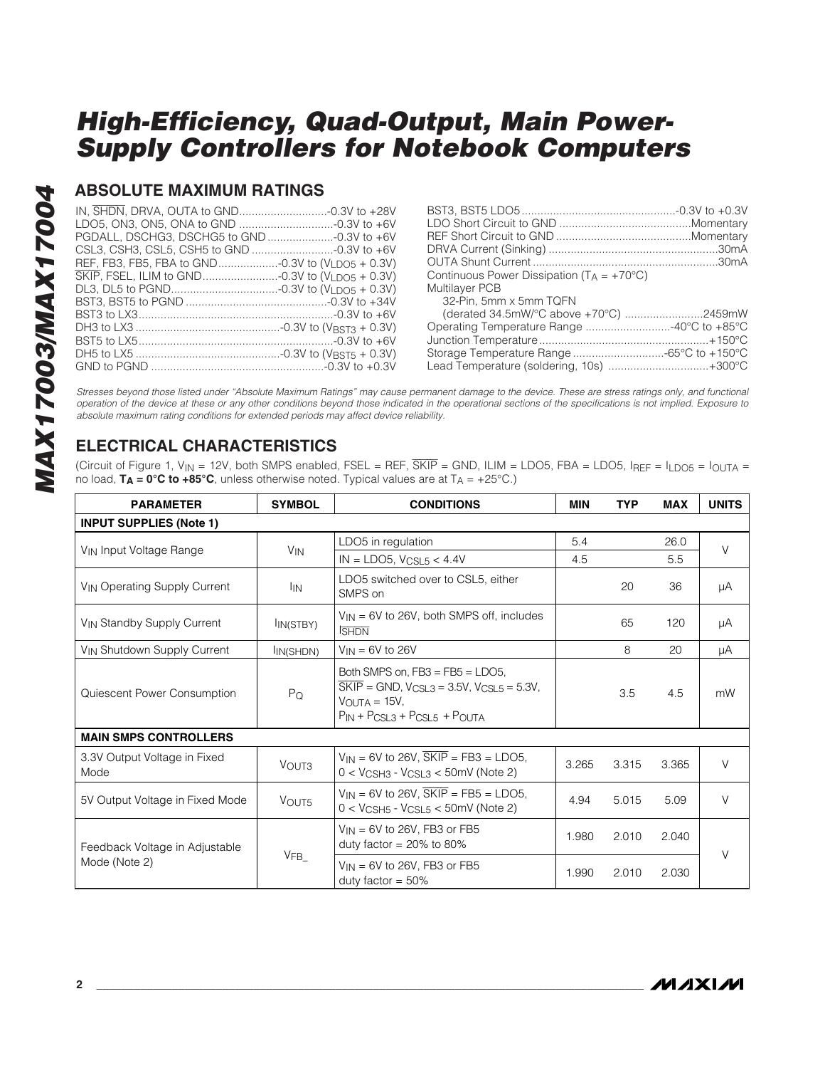## ABSOLUTE MAXIMUM RATINGS

IN, $\overline{SHDN}$, DRVA, OUTA to GND ............................-0.3V to +28V
LDO5, ON3, ON5, ONA to GND ..............................-0.3V to +6V
PGDALL, DSCHG3, DSCHG5 to GND .....................-0.3V to +6V
CSL3, CSH3, CSL5, CSH5 to GND ..........................-0.3V to +6V
REF, FB3, FB5, FBA to GND...................-0.3V to ($V_{LDO5}$ + 0.3V)
$\overline{SKIP}$, FSEL, ILIM to GND........................-0.3V to ($V_{LDO5}$ + 0.3V)
DL3, DL5 to PGND..................................-0.3V to ($V_{LDO5}$ + 0.3V)
BST3, BST5 to PGND .............................................-0.3V to +34V
BST3 to LX3..............................................................-0.3V to +6V
DH3 to LX3 ..............................................-0.3V to ($V_{BST3}$ + 0.3V)
BST5 to LX5..............................................................-0.3V to +6V
DH5 to LX5 ..............................................-0.3V to ($V_{BST5}$ + 0.3V)
GND to PGND .......................................................-0.3V to +0.3V
BST3, BST5 LDO5 .................................................-0.3V to +0.3V
LDO Short Circuit to GND ..........................................Momentary
REF Short Circuit to GND ...........................................Momentary
DRVA Current (Sinking) .....................................................30mA
OUTA Shunt Current ...........................................................30mA
Continuous Power Dissipation ($T_A$ = +70°C)
Multilayer PCB
32-Pin, 5mm x 5mm TQFN
(derated 34.5mW/°C above +70°C) .........................2459mW
Operating Temperature Range ...........................-40°C to +85°C
Junction Temperature......................................................+150°C
Storage Temperature Range .............................-65°C to +150°C
Lead Temperature (soldering, 10s) ................................+300°C

*Stresses beyond those listed under "Absolute Maximum Ratings" may cause permanent damage to the device. These are stress ratings only, and functional operation of the device at these or any other conditions beyond those indicated in the operational sections of the specifications is not implied. Exposure to absolute maximum rating conditions for extended periods may affect device reliability.*

## ELECTRICAL CHARACTERISTICS

(Circuit of Figure 1, $V_{IN}$ = 12V, both SMPS enabled, FSEL = REF, $\overline{SKIP}$ = GND, ILIM = LDO5, FBA = LDO5, $I_{REF}$ = $I_{LDO5}$ = $I_{OUTA}$ = no load, **$T_A$ = 0°C to +85°C**, unless otherwise noted. Typical values are at $T_A$ = +25°C.)

| PARAMETER | SYMBOL | CONDITIONS | MIN | TYP | MAX | UNITS |
|---|---|---|---|---|---|---|
| **INPUT SUPPLIES (Note 1)** | | | | | | |
| $V_{IN}$ Input Voltage Range | $V_{IN}$ | LDO5 in regulation | 5.4 | | 26.0 | V |
| | | IN = LDO5, $V_{CSL5}$ < 4.4V | 4.5 | | 5.5 | |
| $V_{IN}$ Operating Supply Current | $I_{IN}$ | LDO5 switched over to CSL5, either SMPS on | | 20 | 36 | µA |
| $V_{IN}$ Standby Supply Current | $I_{IN(STBY)}$ | $V_{IN}$ = 6V to 26V, both SMPS off, includes $I_{\overline{SHDN}}$ | | 65 | 120 | µA |
| $V_{IN}$ Shutdown Supply Current | $I_{IN(SHDN)}$ | $V_{IN}$ = 6V to 26V | | 8 | 20 | µA |
| Quiescent Power Consumption | $P_Q$ | Both SMPS on, FB3 = FB5 = LDO5, $\overline{SKIP}$ = GND, $V_{CSL3}$ = 3.5V, $V_{CSL5}$ = 5.3V, $V_{OUTA}$ = 15V, $P_{IN}$ + $P_{CSL3}$ + $P_{CSL5}$ + $P_{OUTA}$ | | 3.5 | 4.5 | mW |
| **MAIN SMPS CONTROLLERS** | | | | | | |
| 3.3V Output Voltage in Fixed Mode | $V_{OUT3}$ | $V_{IN}$ = 6V to 26V, $\overline{SKIP}$ = FB3 = LDO5, 0 < $V_{CSH3}$ - $V_{CSL3}$ < 50mV (Note 2) | 3.265 | 3.315 | 3.365 | V |
| 5V Output Voltage in Fixed Mode | $V_{OUT5}$ | $V_{IN}$ = 6V to 26V, $\overline{SKIP}$ = FB5 = LDO5, 0 < $V_{CSH5}$ - $V_{CSL5}$ < 50mV (Note 2) | 4.94 | 5.015 | 5.09 | V |
| Feedback Voltage in Adjustable Mode (Note 2) | $V_{FB\_}$ | $V_{IN}$ = 6V to 26V, FB3 or FB5 duty factor = 20% to 80% | 1.980 | 2.010 | 2.040 | V |
| | | $V_{IN}$ = 6V to 26V, FB3 or FB5 duty factor = 50% | 1.990 | 2.010 | 2.030 | |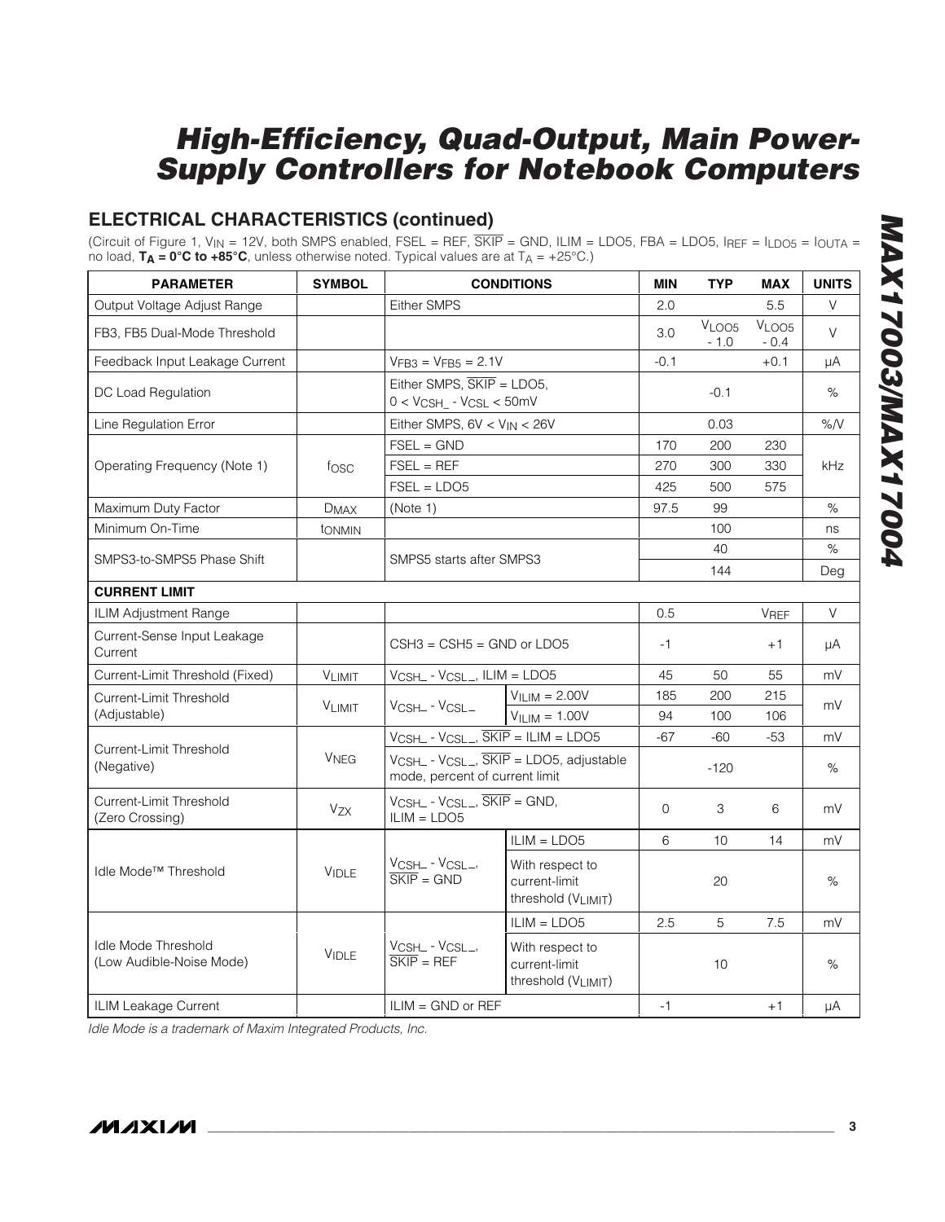## ELECTRICAL CHARACTERISTICS (continued)

(Circuit of Figure 1, $V_{IN}$ = 12V, both SMPS enabled, FSEL = REF, $\overline{SKIP}$ = GND, ILIM = LDO5, FBA = LDO5, $I_{REF}$ = $I_{LDO5}$ = $I_{OUTA}$ = no load, **$T_A$ = 0°C to +85°C**, unless otherwise noted. Typical values are at $T_A$ = +25°C.)

| PARAMETER | SYMBOL | CONDITIONS | | MIN | TYP | MAX | UNITS |
|---|---|---|---|---|---|---|---|
| Output Voltage Adjust Range | | Either SMPS | | 2.0 | | 5.5 | V |
| FB3, FB5 Dual-Mode Threshold | | | | 3.0 | $V_{LDO5}$ - 1.0 | $V_{LDO5}$ - 0.4 | V |
| Feedback Input Leakage Current | | $V_{FB3}$ = $V_{FB5}$ = 2.1V | | -0.1 | | +0.1 | µA |
| DC Load Regulation | | Either SMPS, $\overline{SKIP}$ = LDO5, 0 < $V_{CSH\_}$ - $V_{CSL}$ < 50mV | | | -0.1 | | % |
| Line Regulation Error | | Either SMPS, 6V < $V_{IN}$ < 26V | | | 0.03 | | %/V |
| Operating Frequency (Note 1) | $f_{OSC}$ | FSEL = GND | | 170 | 200 | 230 | kHz |
| | | FSEL = REF | | 270 | 300 | 330 | |
| | | FSEL = LDO5 | | 425 | 500 | 575 | |
| Maximum Duty Factor | $D_{MAX}$ | (Note 1) | | 97.5 | 99 | | % |
| Minimum On-Time | $t_{ONMIN}$ | | | | 100 | | ns |
| SMPS3-to-SMPS5 Phase Shift | | SMPS5 starts after SMPS3 | | | 40 | | % |
| | | | | | 144 | | Deg |
| **CURRENT LIMIT** | | | | | | | |
| ILIM Adjustment Range | | | | 0.5 | | $V_{REF}$ | V |
| Current-Sense Input Leakage Current | | CSH3 = CSH5 = GND or LDO5 | | -1 | | +1 | µA |
| Current-Limit Threshold (Fixed) | $V_{LIMIT}$ | $V_{CSH\_}$ - $V_{CSL\_}$, ILIM = LDO5 | | 45 | 50 | 55 | mV |
| Current-Limit Threshold (Adjustable) | $V_{LIMIT}$ | $V_{CSH\_}$ - $V_{CSL\_}$ | $V_{ILIM}$ = 2.00V | 185 | 200 | 215 | mV |
| | | | $V_{ILIM}$ = 1.00V | 94 | 100 | 106 | |
| Current-Limit Threshold (Negative) | $V_{NEG}$ | $V_{CSH\_}$ - $V_{CSL\_}$, $\overline{SKIP}$ = ILIM = LDO5 | | -67 | -60 | -53 | mV |
| | | $V_{CSH\_}$ - $V_{CSL\_}$, $\overline{SKIP}$ = LDO5, adjustable mode, percent of current limit | | | -120 | | % |
| Current-Limit Threshold (Zero Crossing) | $V_{ZX}$ | $V_{CSH\_}$ - $V_{CSL\_}$, $\overline{SKIP}$ = GND, ILIM = LDO5 | | 0 | 3 | 6 | mV |
| Idle Mode™ Threshold | $V_{IDLE}$ | $V_{CSH\_}$ - $V_{CSL\_}$, $\overline{SKIP}$ = GND | ILIM = LDO5 | 6 | 10 | 14 | mV |
| | | | With respect to current-limit threshold ($V_{LIMIT}$) | | 20 | | % |
| Idle Mode Threshold (Low Audible-Noise Mode) | $V_{IDLE}$ | $V_{CSH\_}$ - $V_{CSL\_}$, $\overline{SKIP}$ = REF | ILIM = LDO5 | 2.5 | 5 | 7.5 | mV |
| | | | With respect to current-limit threshold ($V_{LIMIT}$) | | 10 | | % |
| ILIM Leakage Current | | ILIM = GND or REF | | -1 | | +1 | µA |

*Idle Mode is a trademark of Maxim Integrated Products, Inc.*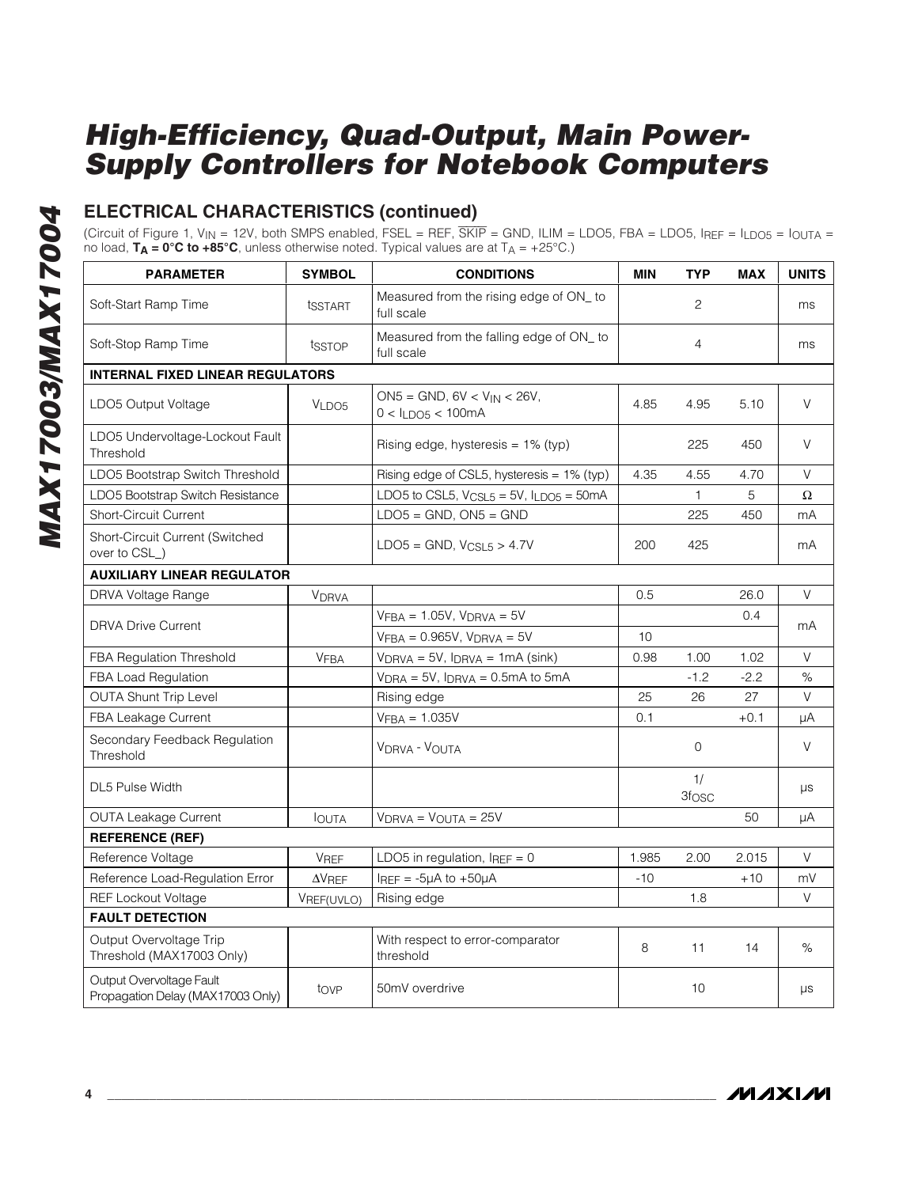## ELECTRICAL CHARACTERISTICS (continued)

(Circuit of Figure 1, $V_{IN}$ = 12V, both SMPS enabled, FSEL = REF, $\overline{SKIP}$ = GND, ILIM = LDO5, FBA = LDO5, $I_{REF}$ = $I_{LDO5}$ = $I_{OUTA}$ = no load, **$T_A$ = 0°C to +85°C**, unless otherwise noted. Typical values are at $T_A$ = +25°C.)

| PARAMETER | SYMBOL | CONDITIONS | MIN | TYP | MAX | UNITS |
|---|---|---|---|---|---|---|
| Soft-Start Ramp Time | $t_{SSTART}$ | Measured from the rising edge of ON_ to full scale | | 2 | | ms |
| Soft-Stop Ramp Time | $t_{SSTOP}$ | Measured from the falling edge of ON_ to full scale | | 4 | | ms |
| **INTERNAL FIXED LINEAR REGULATORS** | | | | | | |
| LDO5 Output Voltage | $V_{LDO5}$ | ON5 = GND, 6V < $V_{IN}$ < 26V, 0 < $I_{LDO5}$ < 100mA | 4.85 | 4.95 | 5.10 | V |
| LDO5 Undervoltage-Lockout Fault Threshold | | Rising edge, hysteresis = 1% (typ) | | 225 | 450 | V |
| LDO5 Bootstrap Switch Threshold | | Rising edge of CSL5, hysteresis = 1% (typ) | 4.35 | 4.55 | 4.70 | V |
| LDO5 Bootstrap Switch Resistance | | LDO5 to CSL5, $V_{CSL5}$ = 5V, $I_{LDO5}$ = 50mA | | 1 | 5 | Ω |
| Short-Circuit Current | | LDO5 = GND, ON5 = GND | | 225 | 450 | mA |
| Short-Circuit Current (Switched over to CSL_) | | LDO5 = GND, $V_{CSL5}$ > 4.7V | 200 | 425 | | mA |
| **AUXILIARY LINEAR REGULATOR** | | | | | | |
| DRVA Voltage Range | $V_{DRVA}$ | | 0.5 | | 26.0 | V |
| DRVA Drive Current | | $V_{FBA}$ = 1.05V, $V_{DRVA}$ = 5V | | | 0.4 | mA |
| | | $V_{FBA}$ = 0.965V, $V_{DRVA}$ = 5V | 10 | | | |
| FBA Regulation Threshold | $V_{FBA}$ | $V_{DRVA}$ = 5V, $I_{DRVA}$ = 1mA (sink) | 0.98 | 1.00 | 1.02 | V |
| FBA Load Regulation | | $V_{DRA}$ = 5V, $I_{DRVA}$ = 0.5mA to 5mA | | -1.2 | -2.2 | % |
| OUTA Shunt Trip Level | | Rising edge | 25 | 26 | 27 | V |
| FBA Leakage Current | | $V_{FBA}$ = 1.035V | 0.1 | | +0.1 | µA |
| Secondary Feedback Regulation Threshold | | $V_{DRVA}$ - $V_{OUTA}$ | | 0 | | V |
| DL5 Pulse Width | | | | 1/ $3f_{OSC}$ | | µs |
| OUTA Leakage Current | $I_{OUTA}$ | $V_{DRVA}$ = $V_{OUTA}$ = 25V | | | 50 | µA |
| **REFERENCE (REF)** | | | | | | |
| Reference Voltage | $V_{REF}$ | LDO5 in regulation, $I_{REF}$ = 0 | 1.985 | 2.00 | 2.015 | V |
| Reference Load-Regulation Error | $\Delta V_{REF}$ | $I_{REF}$ = -5µA to +50µA | -10 | | +10 | mV |
| REF Lockout Voltage | $V_{REF(UVLO)}$ | Rising edge | | 1.8 | | V |
| **FAULT DETECTION** | | | | | | |
| Output Overvoltage Trip Threshold (MAX17003 Only) | | With respect to error-comparator threshold | 8 | 11 | 14 | % |
| Output Overvoltage Fault Propagation Delay (MAX17003 Only) | $t_{OVP}$ | 50mV overdrive | | 10 | | µs |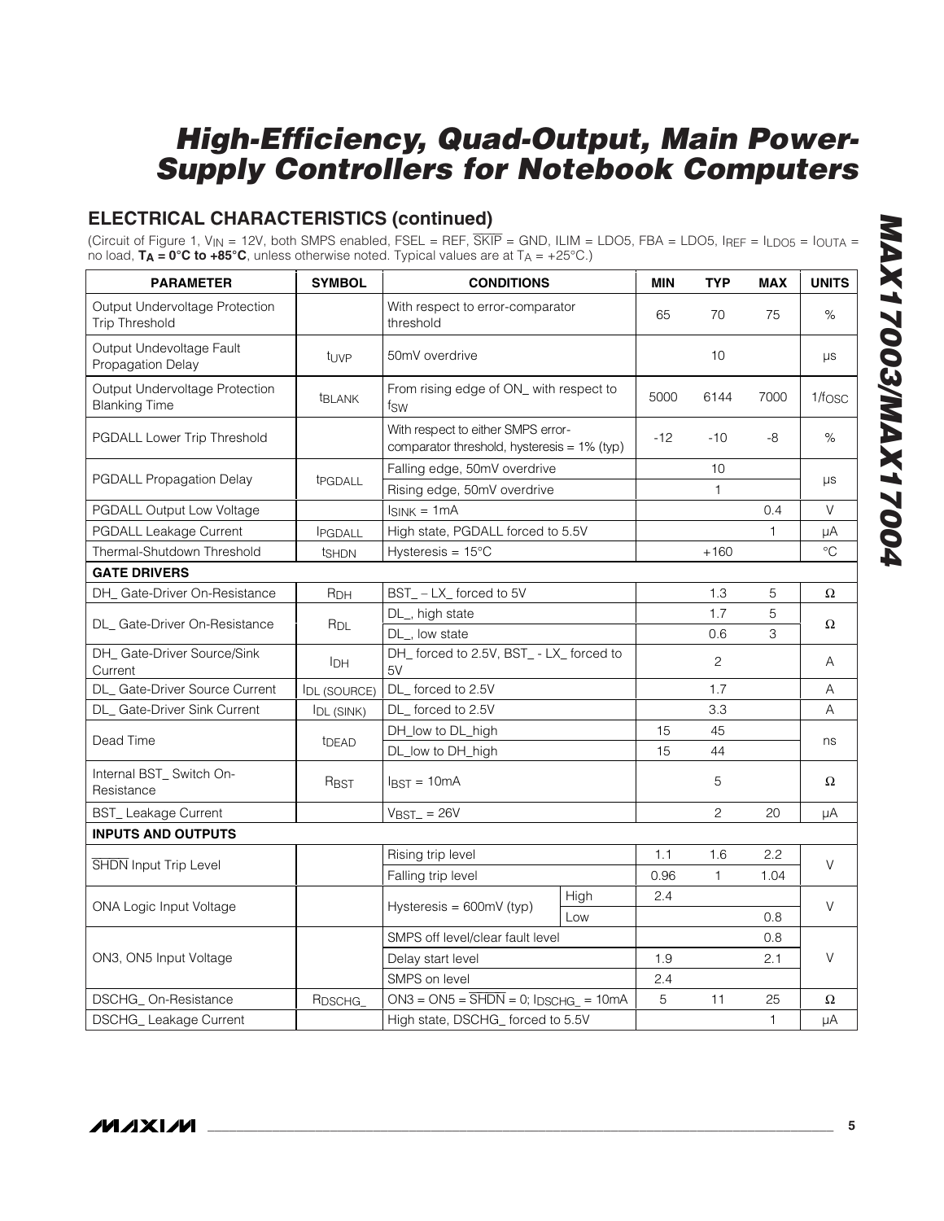## ELECTRICAL CHARACTERISTICS (continued)

(Circuit of Figure 1, $V_{IN}$ = 12V, both SMPS enabled, FSEL = REF, $\overline{SKIP}$ = GND, ILIM = LDO5, FBA = LDO5, $I_{REF}$ = $I_{LDO5}$ = $I_{OUTA}$ = no load, **$T_A$ = 0°C to +85°C**, unless otherwise noted. Typical values are at $T_A$ = +25°C.)

| PARAMETER | SYMBOL | CONDITIONS | | MIN | TYP | MAX | UNITS |
|---|---|---|---|---|---|---|---|
| Output Undervoltage Protection Trip Threshold | | With respect to error-comparator threshold | | 65 | 70 | 75 | % |
| Output Undevoltage Fault Propagation Delay | $t_{UVP}$ | 50mV overdrive | | | 10 | | µs |
| Output Undervoltage Protection Blanking Time | $t_{BLANK}$ | From rising edge of ON_ with respect to $f_{SW}$ | | 5000 | 6144 | 7000 | $1/f_{OSC}$ |
| PGDALL Lower Trip Threshold | | With respect to either SMPS error-comparator threshold, hysteresis = 1% (typ) | | -12 | -10 | -8 | % |
| PGDALL Propagation Delay | $t_{PGDALL}$ | Falling edge, 50mV overdrive | | | 10 | | µs |
| | | Rising edge, 50mV overdrive | | | 1 | | |
| PGDALL Output Low Voltage | | $I_{SINK}$ = 1mA | | | | 0.4 | V |
| PGDALL Leakage Current | $I_{PGDALL}$ | High state, PGDALL forced to 5.5V | | | | 1 | µA |
| Thermal-Shutdown Threshold | $t_{SHDN}$ | Hysteresis = 15°C | | | +160 | | °C |
| **GATE DRIVERS** | | | | | | | |
| DH_ Gate-Driver On-Resistance | $R_{DH}$ | BST_ – LX_ forced to 5V | | | 1.3 | 5 | Ω |
| DL_ Gate-Driver On-Resistance | $R_{DL}$ | DL_, high state | | | 1.7 | 5 | Ω |
| | | DL_, low state | | | 0.6 | 3 | |
| DH_ Gate-Driver Source/Sink Current | $I_{DH}$ | DH_ forced to 2.5V, BST_ - LX_ forced to 5V | | | 2 | | A |
| DL_ Gate-Driver Source Current | $I_{DL (SOURCE)}$ | DL_ forced to 2.5V | | | 1.7 | | A |
| DL_ Gate-Driver Sink Current | $I_{DL (SINK)}$ | DL_ forced to 2.5V | | | 3.3 | | A |
| Dead Time | $t_{DEAD}$ | DH_low to DL_high | | 15 | 45 | | ns |
| | | DL_low to DH_high | | 15 | 44 | | |
| Internal BST_ Switch On-Resistance | $R_{BST}$ | $I_{BST}$ = 10mA | | | 5 | | Ω |
| BST_ Leakage Current | | $V_{BST\_}$ = 26V | | | 2 | 20 | µA |
| **INPUTS AND OUTPUTS** | | | | | | | |
| $\overline{SHDN}$ Input Trip Level | | Rising trip level | | 1.1 | 1.6 | 2.2 | V |
| | | Falling trip level | | 0.96 | 1 | 1.04 | |
| ONA Logic Input Voltage | | Hysteresis = 600mV (typ) | High | 2.4 | | | V |
| | | | Low | | | 0.8 | |
| ON3, ON5 Input Voltage | | SMPS off level/clear fault level | | | | 0.8 | V |
| | | Delay start level | | 1.9 | | 2.1 | |
| | | SMPS on level | | 2.4 | | | |
| DSCHG_ On-Resistance | $R_{DSCHG\_}$ | ON3 = ON5 = $\overline{SHDN}$ = 0; $I_{DSCHG\_}$ = 10mA | | 5 | 11 | 25 | Ω |
| DSCHG_ Leakage Current | | High state, DSCHG_ forced to 5.5V | | | | 1 | µA |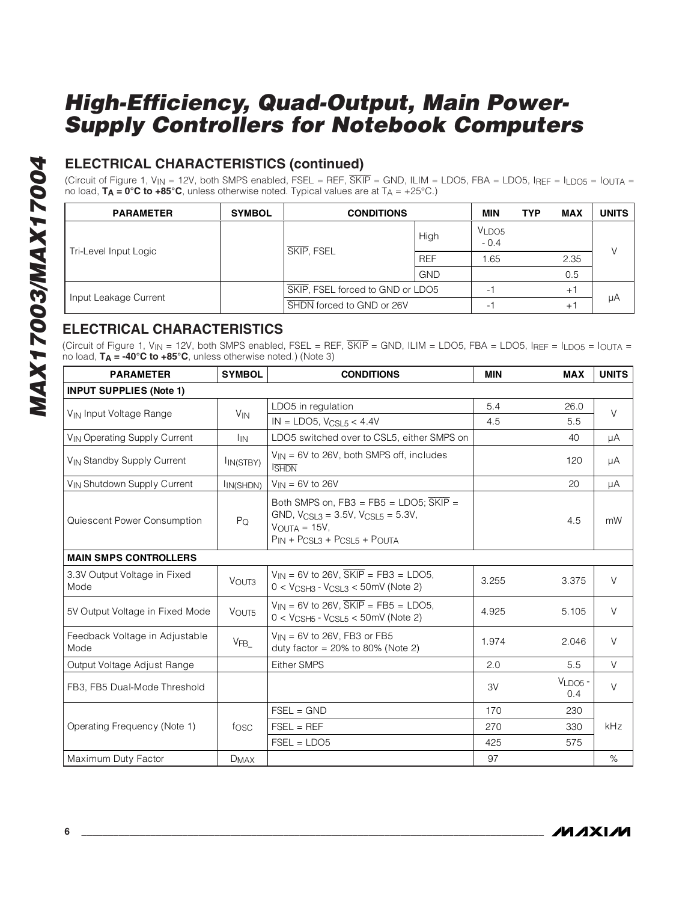## ELECTRICAL CHARACTERISTICS (continued)

(Circuit of Figure 1, $V_{IN}$ = 12V, both SMPS enabled, FSEL = REF, $\overline{SKIP}$ = GND, ILIM = LDO5, FBA = LDO5, $I_{REF}$ = $I_{LDO5}$ = $I_{OUTA}$ = no load, **$T_A$ = 0°C to +85°C**, unless otherwise noted. Typical values are at $T_A$ = +25°C.)

| PARAMETER | SYMBOL | CONDITIONS | | MIN | TYP | MAX | UNITS |
|---|---|---|---|---|---|---|---|
| Tri-Level Input Logic | | $\overline{SKIP}$, FSEL | High | $V_{LDO5}$ - 0.4 | | | V |
| | | | REF | 1.65 | | 2.35 | |
| | | | GND | | | 0.5 | |
| Input Leakage Current | | $\overline{SKIP}$, FSEL forced to GND or LDO5 | | -1 | | +1 | µA |
| | | $\overline{SHDN}$ forced to GND or 26V | | -1 | | +1 | |

## ELECTRICAL CHARACTERISTICS

(Circuit of Figure 1, $V_{IN}$ = 12V, both SMPS enabled, FSEL = REF, $\overline{SKIP}$ = GND, ILIM = LDO5, FBA = LDO5, $I_{REF}$ = $I_{LDO5}$ = $I_{OUTA}$ = no load, **$T_A$ = -40°C to +85°C**, unless otherwise noted.) (Note 3)

| PARAMETER | SYMBOL | CONDITIONS | MIN | MAX | UNITS |
|---|---|---|---|---|---|
| **INPUT SUPPLIES (Note 1)** | | | | | |
| $V_{IN}$ Input Voltage Range | $V_{IN}$ | LDO5 in regulation | 5.4 | 26.0 | V |
| | | IN = LDO5, $V_{CSL5}$ < 4.4V | 4.5 | 5.5 | |
| $V_{IN}$ Operating Supply Current | $I_{IN}$ | LDO5 switched over to CSL5, either SMPS on | | 40 | µA |
| $V_{IN}$ Standby Supply Current | $I_{IN(STBY)}$ | $V_{IN}$ = 6V to 26V, both SMPS off, includes $I_{\overline{SHDN}}$ | | 120 | µA |
| $V_{IN}$ Shutdown Supply Current | $I_{IN(SHDN)}$ | $V_{IN}$ = 6V to 26V | | 20 | µA |
| Quiescent Power Consumption | $P_Q$ | Both SMPS on, FB3 = FB5 = LDO5; $\overline{SKIP}$ = GND, $V_{CSL3}$ = 3.5V, $V_{CSL5}$ = 5.3V, $V_{OUTA}$ = 15V, $P_{IN}$ + $P_{CSL3}$ + $P_{CSL5}$ + $P_{OUTA}$ | | 4.5 | mW |
| **MAIN SMPS CONTROLLERS** | | | | | |
| 3.3V Output Voltage in Fixed Mode | $V_{OUT3}$ | $V_{IN}$ = 6V to 26V, $\overline{SKIP}$ = FB3 = LDO5, 0 < $V_{CSH3}$ - $V_{CSL3}$ < 50mV (Note 2) | 3.255 | 3.375 | V |
| 5V Output Voltage in Fixed Mode | $V_{OUT5}$ | $V_{IN}$ = 6V to 26V, $\overline{SKIP}$ = FB5 = LDO5, 0 < $V_{CSH5}$ - $V_{CSL5}$ < 50mV (Note 2) | 4.925 | 5.105 | V |
| Feedback Voltage in Adjustable Mode | $V_{FB\_}$ | $V_{IN}$ = 6V to 26V, FB3 or FB5 duty factor = 20% to 80% (Note 2) | 1.974 | 2.046 | V |
| Output Voltage Adjust Range | | Either SMPS | 2.0 | 5.5 | V |
| FB3, FB5 Dual-Mode Threshold | | | 3V | $V_{LDO5}$ - 0.4 | V |
| Operating Frequency (Note 1) | $f_{OSC}$ | FSEL = GND | 170 | 230 | kHz |
| | | FSEL = REF | 270 | 330 | |
| | | FSEL = LDO5 | 425 | 575 | |
| Maximum Duty Factor | $D_{MAX}$ | | 97 | | % |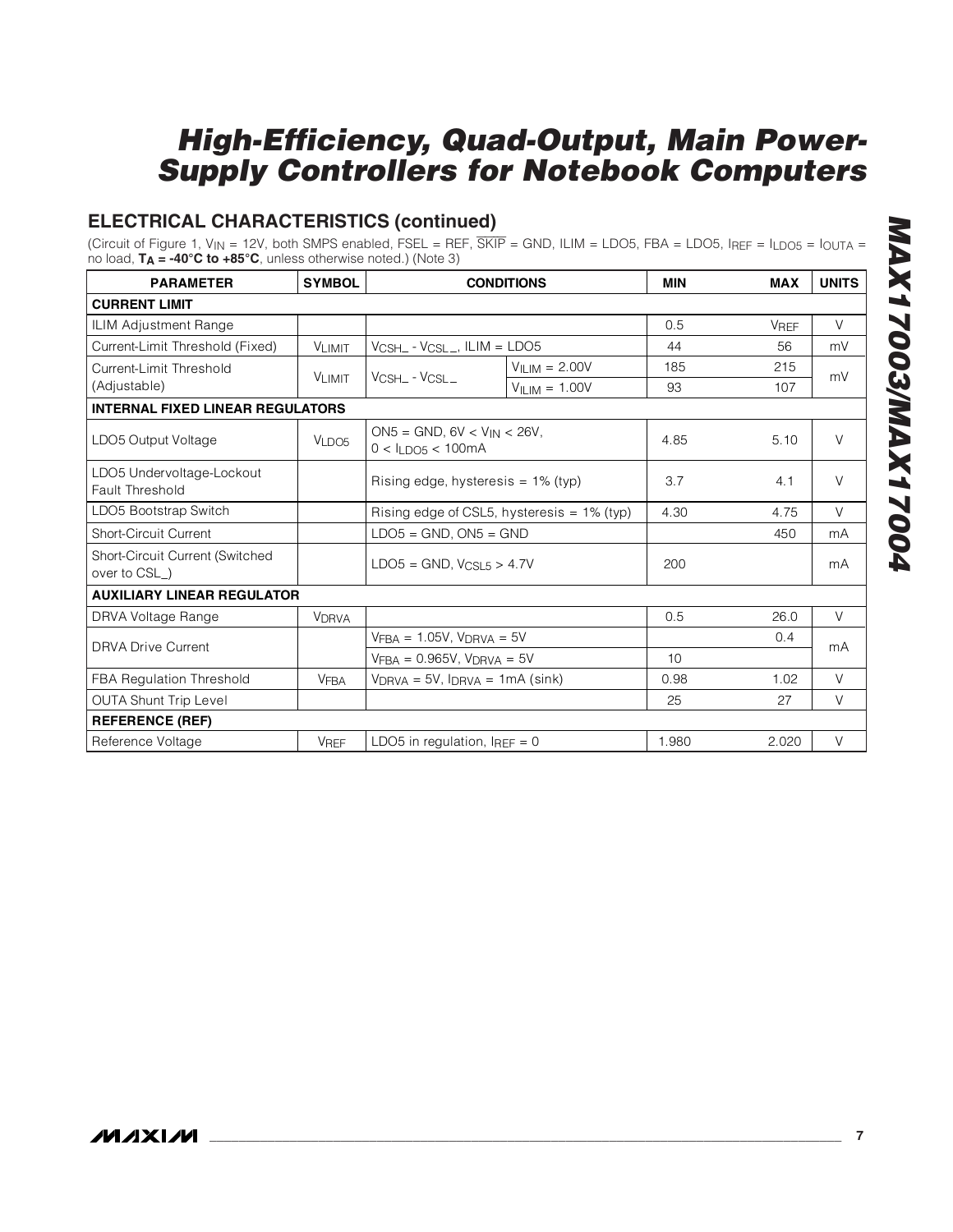## ELECTRICAL CHARACTERISTICS (continued)

(Circuit of Figure 1, $V_{IN}$ = 12V, both SMPS enabled, FSEL = REF, $\overline{SKIP}$ = GND, ILIM = LDO5, FBA = LDO5, $I_{REF}$ = $I_{LDO5}$ = $I_{OUTA}$ = no load, **$T_A$ = -40°C to +85°C**, unless otherwise noted.) (Note 3)

| PARAMETER | SYMBOL | CONDITIONS | | MIN | MAX | UNITS |
|---|---|---|---|---|---|---|
| **CURRENT LIMIT** | | | | | | |
| ILIM Adjustment Range | | | | 0.5 | $V_{REF}$ | V |
| Current-Limit Threshold (Fixed) | $V_{LIMIT}$ | $V_{CSH\_}$ - $V_{CSL\_}$, ILIM = LDO5 | | 44 | 56 | mV |
| Current-Limit Threshold (Adjustable) | $V_{LIMIT}$ | $V_{CSH\_}$ - $V_{CSL\_}$ | $V_{ILIM}$ = 2.00V | 185 | 215 | mV |
| | | | $V_{ILIM}$ = 1.00V | 93 | 107 | |
| **INTERNAL FIXED LINEAR REGULATORS** | | | | | | |
| LDO5 Output Voltage | $V_{LDO5}$ | ON5 = GND, 6V < $V_{IN}$ < 26V, 0 < $I_{LDO5}$ < 100mA | | 4.85 | 5.10 | V |
| LDO5 Undervoltage-Lockout Fault Threshold | | Rising edge, hysteresis = 1% (typ) | | 3.7 | 4.1 | V |
| LDO5 Bootstrap Switch | | Rising edge of CSL5, hysteresis = 1% (typ) | | 4.30 | 4.75 | V |
| Short-Circuit Current | | LDO5 = GND, ON5 = GND | | | 450 | mA |
| Short-Circuit Current (Switched over to CSL_) | | LDO5 = GND, $V_{CSL5}$ > 4.7V | | 200 | | mA |
| **AUXILIARY LINEAR REGULATOR** | | | | | | |
| DRVA Voltage Range | $V_{DRVA}$ | | | 0.5 | 26.0 | V |
| DRVA Drive Current | | $V_{FBA}$ = 1.05V, $V_{DRVA}$ = 5V | | | 0.4 | mA |
| | | $V_{FBA}$ = 0.965V, $V_{DRVA}$ = 5V | | 10 | | |
| FBA Regulation Threshold | $V_{FBA}$ | $V_{DRVA}$ = 5V, $I_{DRVA}$ = 1mA (sink) | | 0.98 | 1.02 | V |
| OUTA Shunt Trip Level | | | | 25 | 27 | V |
| **REFERENCE (REF)** | | | | | | |
| Reference Voltage | $V_{REF}$ | LDO5 in regulation, $I_{REF}$ = 0 | | 1.980 | 2.020 | V |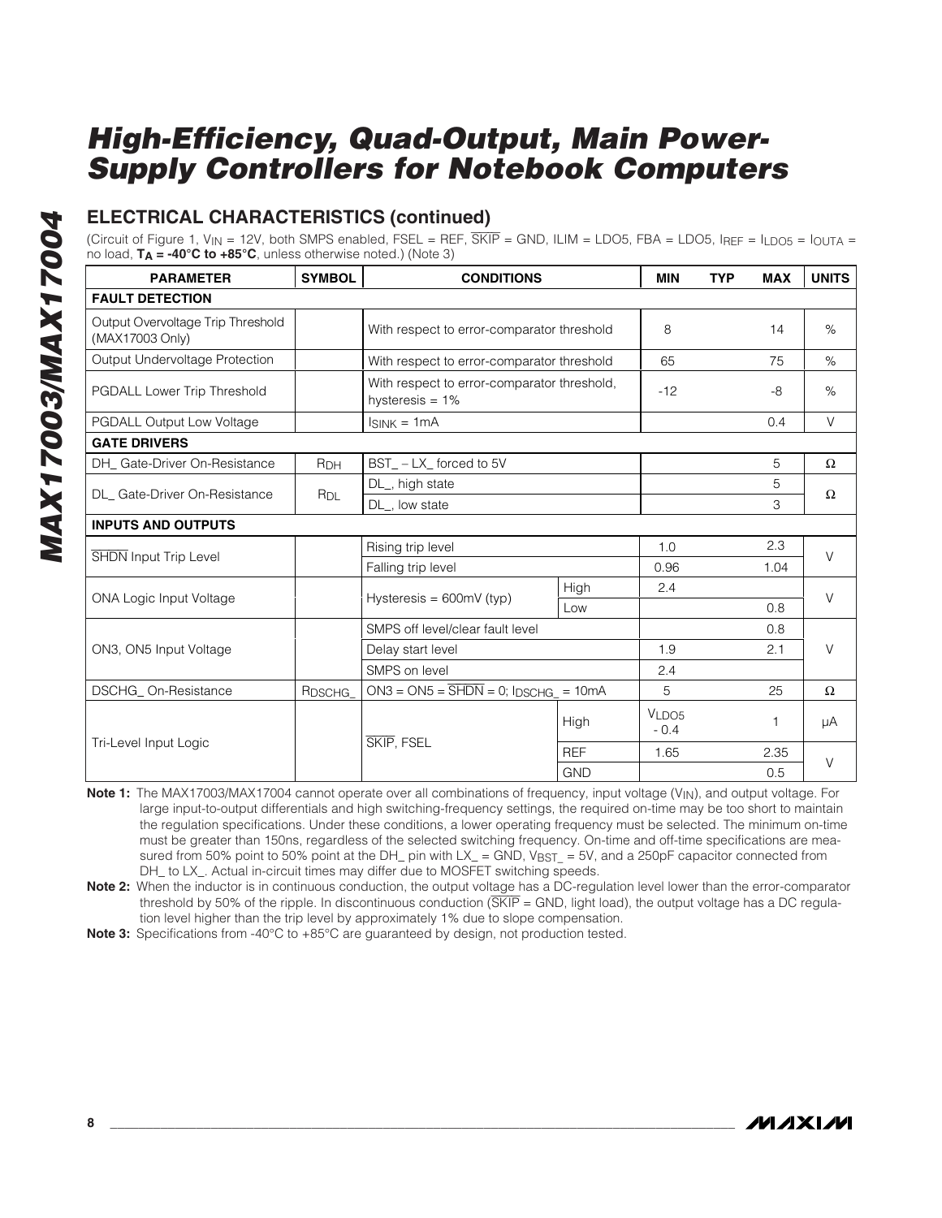## ELECTRICAL CHARACTERISTICS (continued)

(Circuit of Figure 1, $V_{IN}$ = 12V, both SMPS enabled, FSEL = REF, $\overline{SKIP}$ = GND, ILIM = LDO5, FBA = LDO5, $I_{REF}$ = $I_{LDO5}$ = $I_{OUTA}$ = no load, **$T_A$ = -40°C to +85°C**, unless otherwise noted.) (Note 3)

| PARAMETER | SYMBOL | CONDITIONS | | MIN | TYP | MAX | UNITS |
|---|---|---|---|---|---|---|---|
| **FAULT DETECTION** | | | | | | | |
| Output Overvoltage Trip Threshold (MAX17003 Only) | | With respect to error-comparator threshold | | 8 | | 14 | % |
| Output Undervoltage Protection | | With respect to error-comparator threshold | | 65 | | 75 | % |
| PGDALL Lower Trip Threshold | | With respect to error-comparator threshold, hysteresis = 1% | | -12 | | -8 | % |
| PGDALL Output Low Voltage | | $I_{SINK}$ = 1mA | | | | 0.4 | V |
| **GATE DRIVERS** | | | | | | | |
| DH_ Gate-Driver On-Resistance | $R_{DH}$ | BST_ – LX_ forced to 5V | | | | 5 | Ω |
| DL_ Gate-Driver On-Resistance | $R_{DL}$ | DL_, high state | | | | 5 | Ω |
| | | DL_, low state | | | | 3 | |
| **INPUTS AND OUTPUTS** | | | | | | | |
| $\overline{SHDN}$ Input Trip Level | | Rising trip level | | 1.0 | | 2.3 | V |
| | | Falling trip level | | 0.96 | | 1.04 | |
| ONA Logic Input Voltage | | Hysteresis = 600mV (typ) | High | 2.4 | | | V |
| | | | Low | | | 0.8 | |
| ON3, ON5 Input Voltage | | SMPS off level/clear fault level | | | | 0.8 | V |
| | | Delay start level | | 1.9 | | 2.1 | |
| | | SMPS on level | | 2.4 | | | |
| DSCHG_ On-Resistance | $R_{DSCHG\_}$ | ON3 = ON5 = $\overline{SHDN}$ = 0; $I_{DSCHG\_}$ = 10mA | | 5 | | 25 | Ω |
| Tri-Level Input Logic | | $\overline{SKIP}$, FSEL | High | $V_{LDO5}$ - 0.4 | | 1 | µA |
| | | | REF | 1.65 | | 2.35 | V |
| | | | GND | | | 0.5 | |

**Note 1:** The MAX17003/MAX17004 cannot operate over all combinations of frequency, input voltage ($V_{IN}$), and output voltage. For large input-to-output differentials and high switching-frequency settings, the required on-time may be too short to maintain the regulation specifications. Under these conditions, a lower operating frequency must be selected. The minimum on-time must be greater than 150ns, regardless of the selected switching frequency. On-time and off-time specifications are measured from 50% point to 50% point at the DH_ pin with LX_ = GND, $V_{BST\_}$ = 5V, and a 250pF capacitor connected from DH_ to LX_. Actual in-circuit times may differ due to MOSFET switching speeds.

**Note 2:** When the inductor is in continuous conduction, the output voltage has a DC-regulation level lower than the error-comparator threshold by 50% of the ripple. In discontinuous conduction ($\overline{SKIP}$ = GND, light load), the output voltage has a DC regulation level higher than the trip level by approximately 1% due to slope compensation.

**Note 3:** Specifications from -40°C to +85°C are guaranteed by design, not production tested.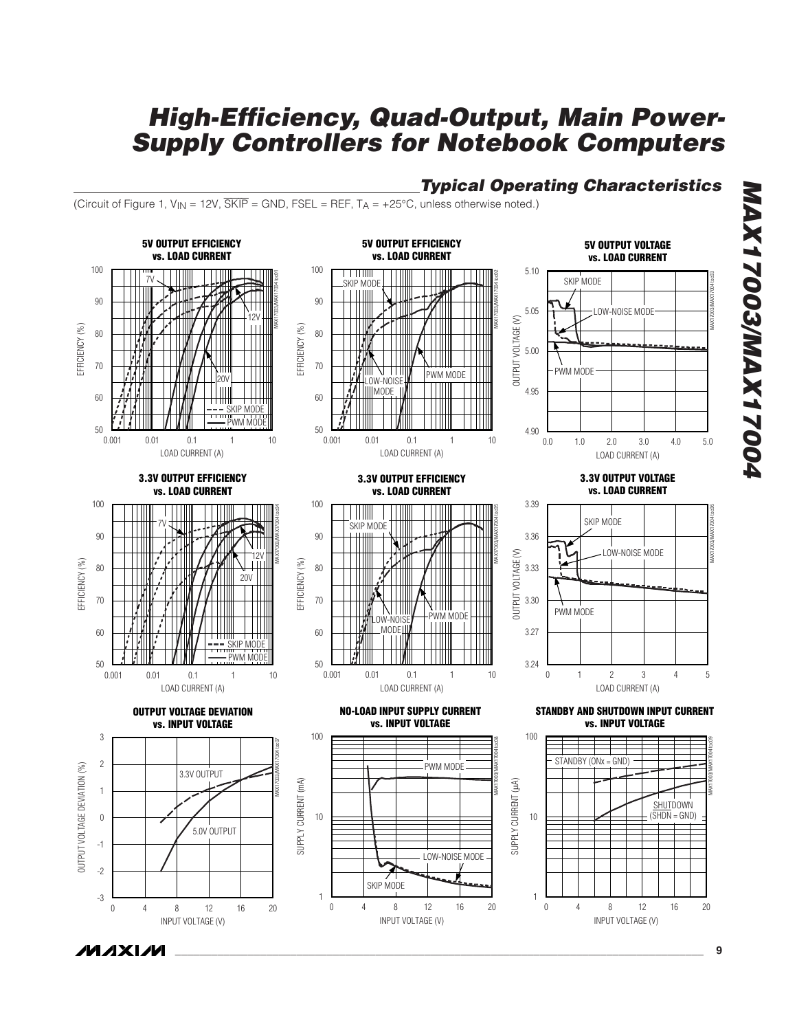## Typical Operating Characteristics

(Circuit of Figure 1, $V_{IN}$ = 12V, $\overline{SKIP}$ = GND, FSEL = REF, $T_A$ = +25°C, unless otherwise noted.)

**5V OUTPUT EFFICIENCY vs. LOAD CURRENT**

**5V OUTPUT EFFICIENCY vs. LOAD CURRENT**

**5V OUTPUT VOLTAGE vs. LOAD CURRENT**

**3.3V OUTPUT EFFICIENCY vs. LOAD CURRENT**

**3.3V OUTPUT EFFICIENCY vs. LOAD CURRENT**

**3.3V OUTPUT VOLTAGE vs. LOAD CURRENT**

**OUTPUT VOLTAGE DEVIATION vs. INPUT VOLTAGE**

**NO-LOAD INPUT SUPPLY CURRENT vs. INPUT VOLTAGE**

**STANDBY AND SHUTDOWN INPUT CURRENT vs. INPUT VOLTAGE**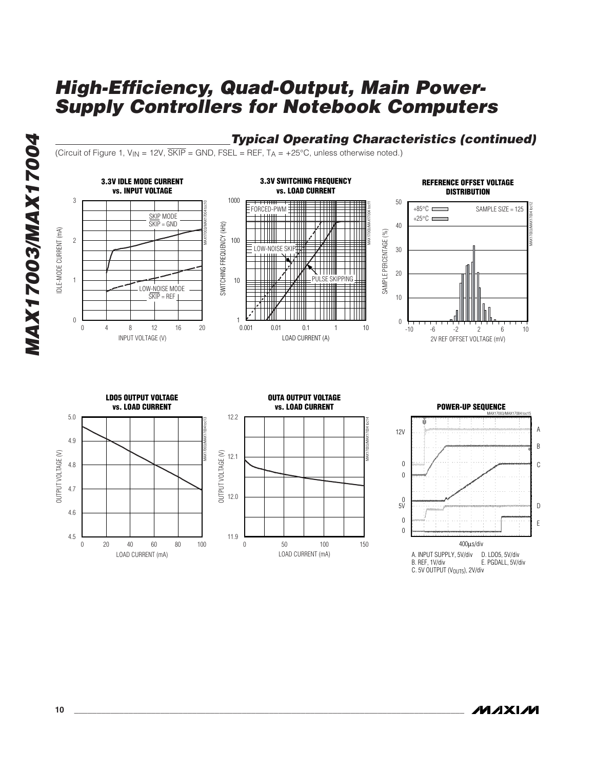## Typical Operating Characteristics (continued)

(Circuit of Figure 1, $V_{IN}$ = 12V, $\overline{SKIP}$ = GND, FSEL = REF, $T_A$ = +25°C, unless otherwise noted.)

**3.3V IDLE MODE CURRENT vs. INPUT VOLTAGE**

IDLE-MODE CURRENT (mA) vs. INPUT VOLTAGE (V)

SKIP MODE $\overline{SKIP}$ = GND

LOW-NOISE MODE $\overline{SKIP}$ = REF

**3.3V SWITCHING FREQUENCY vs. LOAD CURRENT**

SWITCHING FREQUENCY (kHz) vs. LOAD CURRENT (A)

FORCED-PWM

LOW-NOISE SKIP

PULSE SKIPPING

**REFERENCE OFFSET VOLTAGE DISTRIBUTION**

SAMPLE PERCENTAGE (%) vs. 2V REF OFFSET VOLTAGE (mV)

+85°C

+25°C

SAMPLE SIZE = 125

**LDO5 OUTPUT VOLTAGE vs. LOAD CURRENT**

OUTPUT VOLTAGE (V) vs. LOAD CURRENT (mA)

**OUTA OUTPUT VOLTAGE vs. LOAD CURRENT**

OUTPUT VOLTAGE (V) vs. LOAD CURRENT (mA)

**POWER-UP SEQUENCE**

400µs/div

A. INPUT SUPPLY, 5V/div
B. REF, 1V/div
C. 5V OUTPUT ($V_{OUT5}$), 2V/div
D. LDO5, 5V/div
E. PGDALL, 5V/div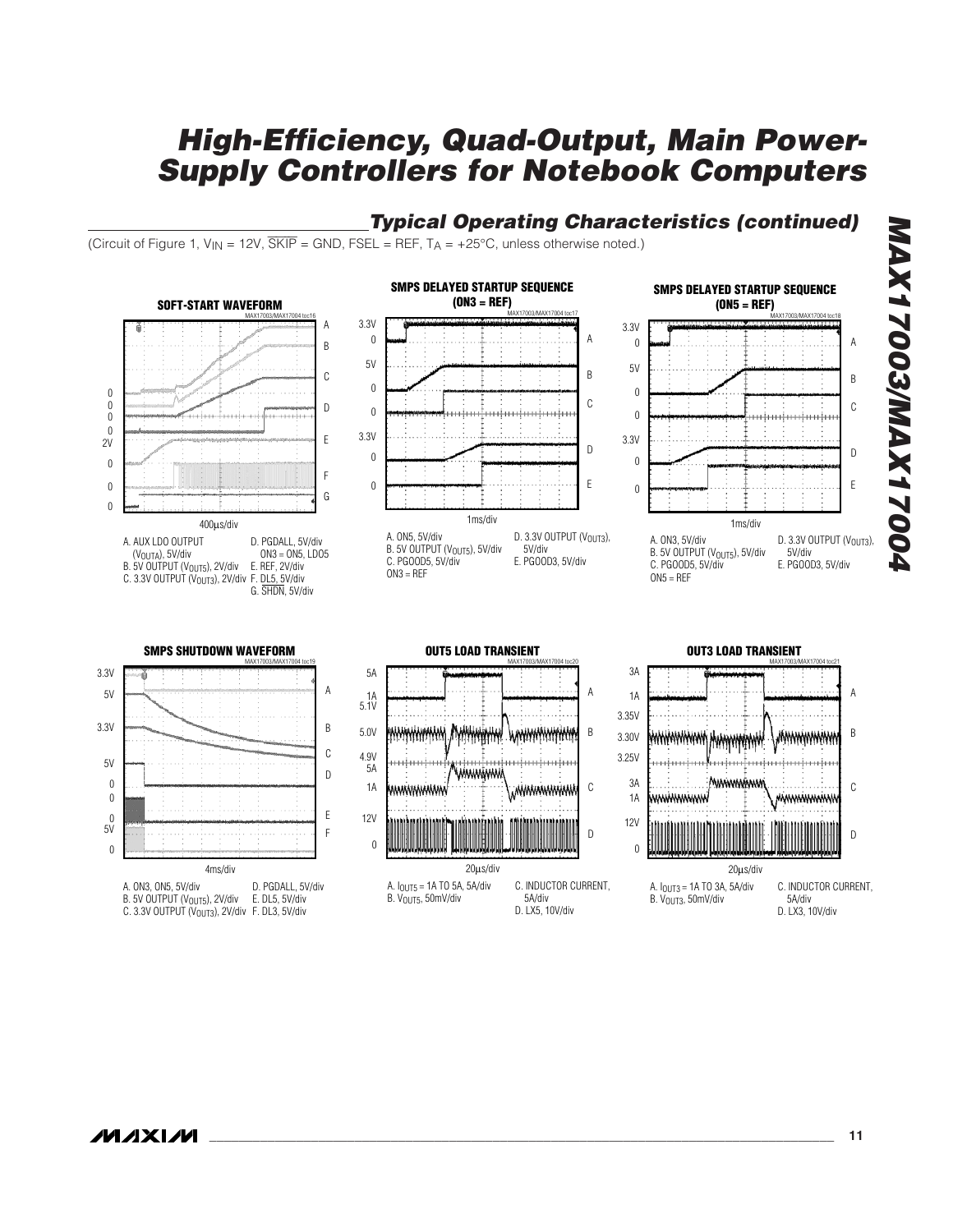## Typical Operating Characteristics (continued)

(Circuit of Figure 1, $V_{IN}$ = 12V, $\overline{SKIP}$ = GND, FSEL = REF, $T_A$ = +25°C, unless otherwise noted.)

**SOFT-START WAVEFORM**

400µs/div

A. AUX LDO OUTPUT ($V_{OUTA}$), 5V/div
B. 5V OUTPUT ($V_{OUT5}$), 2V/div
C. 3.3V OUTPUT ($V_{OUT3}$), 2V/div
D. PGDALL, 5V/div ON3 = ON5, LDO5
E. REF, 2V/div
F. DL5, 5V/div
G. $\overline{SHDN}$, 5V/div

**SMPS DELAYED STARTUP SEQUENCE (ON3 = REF)**

1ms/div

A. ON5, 5V/div
B. 5V OUTPUT ($V_{OUT5}$), 5V/div
C. PGOOD5, 5V/div
D. 3.3V OUTPUT ($V_{OUT3}$), 5V/div
E. PGOOD3, 5V/div
ON3 = REF

**SMPS DELAYED STARTUP SEQUENCE (ON5 = REF)**

1ms/div

A. ON3, 5V/div
B. 5V OUTPUT ($V_{OUT5}$), 5V/div
C. PGOOD5, 5V/div
D. 3.3V OUTPUT ($V_{OUT3}$), 5V/div
E. PGOOD3, 5V/div
ON5 = REF

**SMPS SHUTDOWN WAVEFORM**

4ms/div

A. ON3, ON5, 5V/div
B. 5V OUTPUT ($V_{OUT5}$), 2V/div
C. 3.3V OUTPUT ($V_{OUT3}$), 2V/div
D. PGDALL, 5V/div
E. DL5, 5V/div
F. DL3, 5V/div

**OUT5 LOAD TRANSIENT**

20µs/div

A. $I_{OUT5}$ = 1A TO 5A, 5A/div
B. $V_{OUT5}$, 50mV/div
C. INDUCTOR CURRENT, 5A/div
D. LX5, 10V/div

**OUT3 LOAD TRANSIENT**

20µs/div

A. $I_{OUT3}$ = 1A TO 3A, 5A/div
B. $V_{OUT3}$, 50mV/div
C. INDUCTOR CURRENT, 5A/div
D. LX3, 10V/div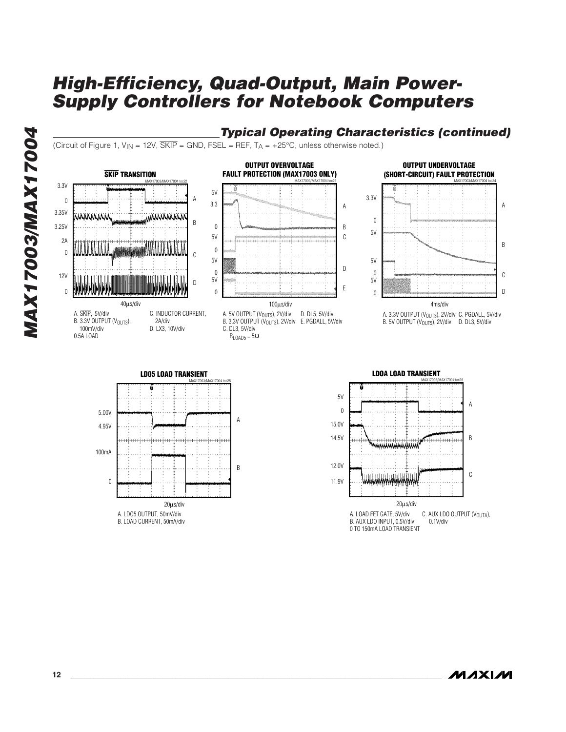## Typical Operating Characteristics (continued)

(Circuit of Figure 1, $V_{IN}$ = 12V, $\overline{SKIP}$ = GND, FSEL = REF, $T_A$ = +25°C, unless otherwise noted.)

**$\overline{SKIP}$ TRANSITION**

MAX17003/MAX17004 toc22

40µs/div

A. $\overline{SKIP}$, 5V/div
B. 3.3V OUTPUT ($V_{OUT3}$), 100mV/div
C. INDUCTOR CURRENT, 2A/div
D. LX3, 10V/div
0.5A LOAD

**OUTPUT OVERVOLTAGE FAULT PROTECTION (MAX17003 ONLY)**

MAX17003/MAX17004 toc23

100µs/div

A. 5V OUTPUT ($V_{OUT5}$), 2V/div
B. 3.3V OUTPUT ($V_{OUT3}$), 2V/div
C. DL3, 5V/div
D. DL5, 5V/div
E. PGDALL, 5V/div
$R_{LOAD5}$ = 5Ω

**OUTPUT UNDERVOLTAGE (SHORT-CIRCUIT) FAULT PROTECTION**

MAX17003/MAX17004 toc24

4ms/div

A. 3.3V OUTPUT ($V_{OUT3}$), 2V/div
B. 5V OUTPUT ($V_{OUT5}$), 2V/div
C. PGDALL, 5V/div
D. DL3, 5V/div

**LDO5 LOAD TRANSIENT**

MAX17003/MAX17004 toc25

20µs/div

A. LDO5 OUTPUT, 50mV/div
B. LOAD CURRENT, 50mA/div

**LDOA LOAD TRANSIENT**

MAX17003/MAX17004 toc26

20µs/div

A. LOAD FET GATE, 5V/div
B. AUX LDO INPUT, 0.5V/div
C. AUX LDO OUTPUT ($V_{OUTA}$), 0.1V/div
0 TO 150mA LOAD TRANSIENT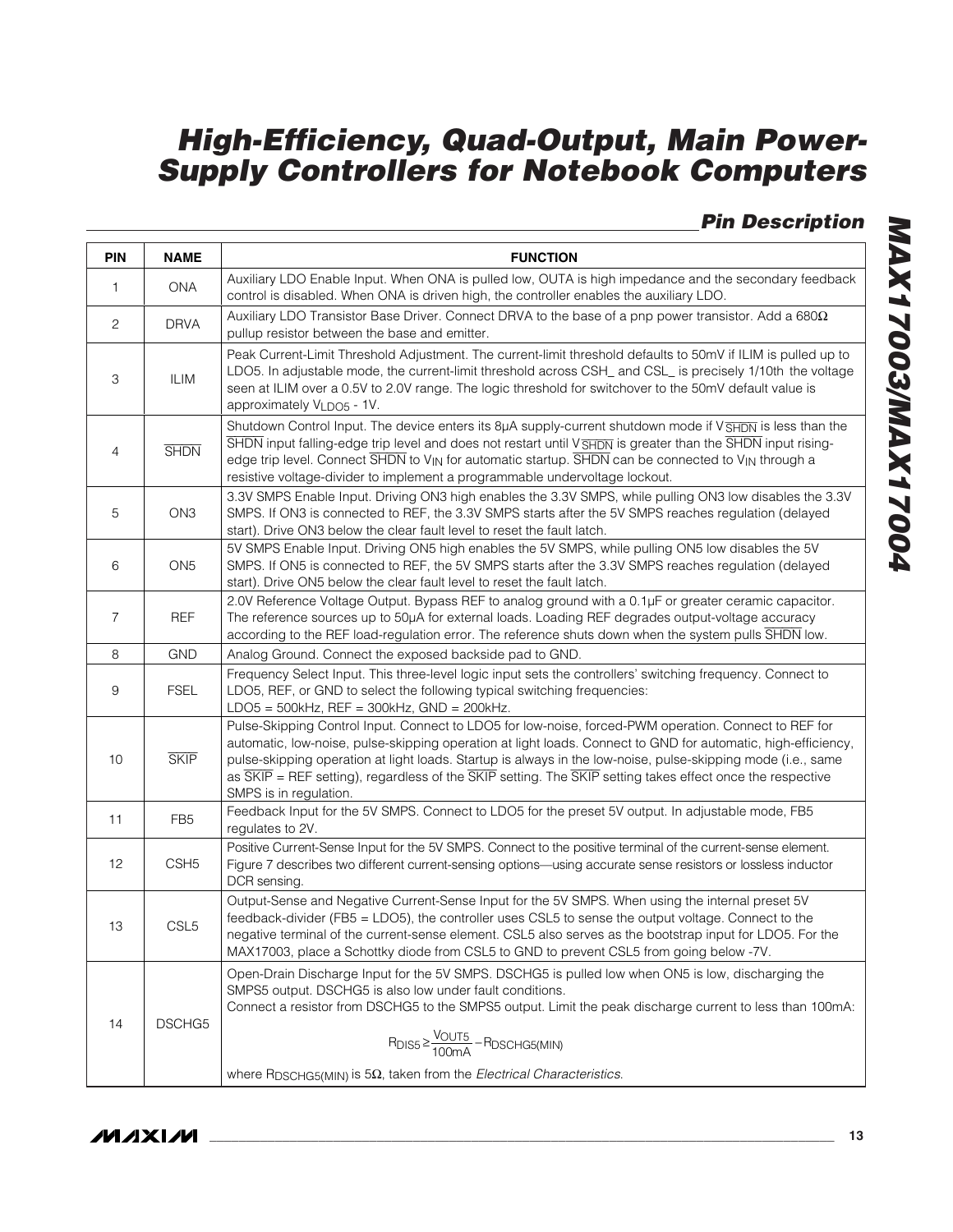## Pin Description

| PIN | NAME | FUNCTION |
|---|---|---|
| 1 | ONA | Auxiliary LDO Enable Input. When ONA is pulled low, OUTA is high impedance and the secondary feedback control is disabled. When ONA is driven high, the controller enables the auxiliary LDO. |
| 2 | DRVA | Auxiliary LDO Transistor Base Driver. Connect DRVA to the base of a pnp power transistor. Add a 680Ω pullup resistor between the base and emitter. |
| 3 | ILIM | Peak Current-Limit Threshold Adjustment. The current-limit threshold defaults to 50mV if ILIM is pulled up to LDO5. In adjustable mode, the current-limit threshold across CSH_ and CSL_ is precisely 1/10th the voltage seen at ILIM over a 0.5V to 2.0V range. The logic threshold for switchover to the 50mV default value is approximately $V_{LDO5}$ - 1V. |
| 4 | $\overline{SHDN}$ | Shutdown Control Input. The device enters its 8µA supply-current shutdown mode if $V_{\overline{SHDN}}$ is less than the $\overline{SHDN}$ input falling-edge trip level and does not restart until $V_{\overline{SHDN}}$ is greater than the $\overline{SHDN}$ input rising-edge trip level. Connect $\overline{SHDN}$ to $V_{IN}$ for automatic startup. $\overline{SHDN}$ can be connected to $V_{IN}$ through a resistive voltage-divider to implement a programmable undervoltage lockout. |
| 5 | ON3 | 3.3V SMPS Enable Input. Driving ON3 high enables the 3.3V SMPS, while pulling ON3 low disables the 3.3V SMPS. If ON3 is connected to REF, the 3.3V SMPS starts after the 5V SMPS reaches regulation (delayed start). Drive ON3 below the clear fault level to reset the fault latch. |
| 6 | ON5 | 5V SMPS Enable Input. Driving ON5 high enables the 5V SMPS, while pulling ON5 low disables the 5V SMPS. If ON5 is connected to REF, the 5V SMPS starts after the 3.3V SMPS reaches regulation (delayed start). Drive ON5 below the clear fault level to reset the fault latch. |
| 7 | REF | 2.0V Reference Voltage Output. Bypass REF to analog ground with a 0.1µF or greater ceramic capacitor. The reference sources up to 50µA for external loads. Loading REF degrades output-voltage accuracy according to the REF load-regulation error. The reference shuts down when the system pulls $\overline{SHDN}$ low. |
| 8 | GND | Analog Ground. Connect the exposed backside pad to GND. |
| 9 | FSEL | Frequency Select Input. This three-level logic input sets the controllers' switching frequency. Connect to LDO5, REF, or GND to select the following typical switching frequencies:<br>LDO5 = 500kHz, REF = 300kHz, GND = 200kHz. |
| 10 | $\overline{SKIP}$ | Pulse-Skipping Control Input. Connect to LDO5 for low-noise, forced-PWM operation. Connect to REF for automatic, low-noise, pulse-skipping operation at light loads. Connect to GND for automatic, high-efficiency, pulse-skipping operation at light loads. Startup is always in the low-noise, pulse-skipping mode (i.e., same as $\overline{SKIP}$ = REF setting), regardless of the $\overline{SKIP}$ setting. The $\overline{SKIP}$ setting takes effect once the respective SMPS is in regulation. |
| 11 | FB5 | Feedback Input for the 5V SMPS. Connect to LDO5 for the preset 5V output. In adjustable mode, FB5 regulates to 2V. |
| 12 | CSH5 | Positive Current-Sense Input for the 5V SMPS. Connect to the positive terminal of the current-sense element. Figure 7 describes two different current-sensing options—using accurate sense resistors or lossless inductor DCR sensing. |
| 13 | CSL5 | Output-Sense and Negative Current-Sense Input for the 5V SMPS. When using the internal preset 5V feedback-divider (FB5 = LDO5), the controller uses CSL5 to sense the output voltage. Connect to the negative terminal of the current-sense element. CSL5 also serves as the bootstrap input for LDO5. For the MAX17003, place a Schottky diode from CSL5 to GND to prevent CSL5 from going below -7V. |
| 14 | DSCHG5 | Open-Drain Discharge Input for the 5V SMPS. DSCHG5 is pulled low when ON5 is low, discharging the SMPS5 output. DSCHG5 is also low under fault conditions.<br>Connect a resistor from DSCHG5 to the SMPS5 output. Limit the peak discharge current to less than 100mA:<br>$$R_{DIS5} \geq \frac{V_{OUT5}}{100mA} - R_{DSCHG5(MIN)}$$<br>where $R_{DSCHG5(MIN)}$ is 5Ω, taken from the *Electrical Characteristics*. |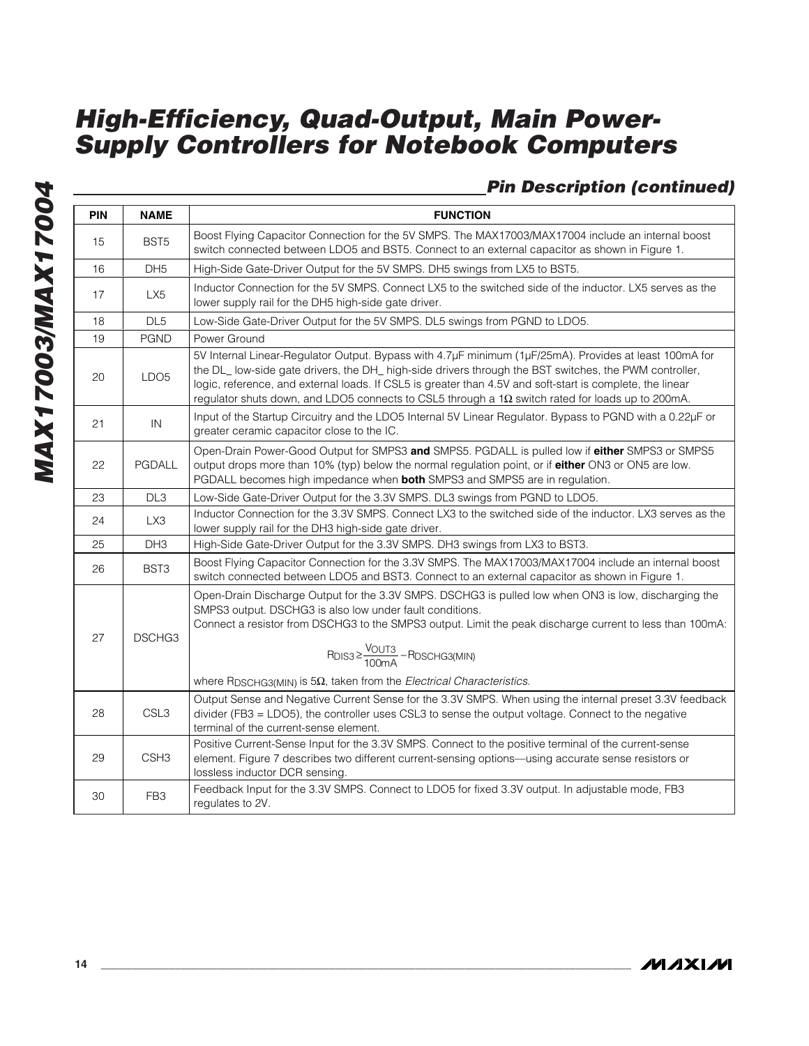## Pin Description (continued)

| PIN | NAME | FUNCTION |
|---|---|---|
| 15 | BST5 | Boost Flying Capacitor Connection for the 5V SMPS. The MAX17003/MAX17004 include an internal boost switch connected between LDO5 and BST5. Connect to an external capacitor as shown in Figure 1. |
| 16 | DH5 | High-Side Gate-Driver Output for the 5V SMPS. DH5 swings from LX5 to BST5. |
| 17 | LX5 | Inductor Connection for the 5V SMPS. Connect LX5 to the switched side of the inductor. LX5 serves as the lower supply rail for the DH5 high-side gate driver. |
| 18 | DL5 | Low-Side Gate-Driver Output for the 5V SMPS. DL5 swings from PGND to LDO5. |
| 19 | PGND | Power Ground |
| 20 | LDO5 | 5V Internal Linear-Regulator Output. Bypass with 4.7µF minimum (1µF/25mA). Provides at least 100mA for the DL_ low-side gate drivers, the DH_ high-side drivers through the BST switches, the PWM controller, logic, reference, and external loads. If CSL5 is greater than 4.5V and soft-start is complete, the linear regulator shuts down, and LDO5 connects to CSL5 through a 1Ω switch rated for loads up to 200mA. |
| 21 | IN | Input of the Startup Circuitry and the LDO5 Internal 5V Linear Regulator. Bypass to PGND with a 0.22µF or greater ceramic capacitor close to the IC. |
| 22 | PGDALL | Open-Drain Power-Good Output for SMPS3 **and** SMPS5. PGDALL is pulled low if **either** SMPS3 or SMPS5 output drops more than 10% (typ) below the normal regulation point, or if **either** ON3 or ON5 are low. PGDALL becomes high impedance when **both** SMPS3 and SMPS5 are in regulation. |
| 23 | DL3 | Low-Side Gate-Driver Output for the 3.3V SMPS. DL3 swings from PGND to LDO5. |
| 24 | LX3 | Inductor Connection for the 3.3V SMPS. Connect LX3 to the switched side of the inductor. LX3 serves as the lower supply rail for the DH3 high-side gate driver. |
| 25 | DH3 | High-Side Gate-Driver Output for the 3.3V SMPS. DH3 swings from LX3 to BST3. |
| 26 | BST3 | Boost Flying Capacitor Connection for the 3.3V SMPS. The MAX17003/MAX17004 include an internal boost switch connected between LDO5 and BST3. Connect to an external capacitor as shown in Figure 1. |
| 27 | DSCHG3 | Open-Drain Discharge Output for the 3.3V SMPS. DSCHG3 is pulled low when ON3 is low, discharging the SMPS3 output. DSCHG3 is also low under fault conditions. Connect a resistor from DSCHG3 to the SMPS3 output. Limit the peak discharge current to less than 100mA: $$R_{DIS3} \geq \frac{V_{OUT3}}{100mA} - R_{DSCHG3(MIN)}$$ where $R_{DSCHG3(MIN)}$ is 5Ω, taken from the *Electrical Characteristics*. |
| 28 | CSL3 | Output Sense and Negative Current Sense for the 3.3V SMPS. When using the internal preset 3.3V feedback divider (FB3 = LDO5), the controller uses CSL3 to sense the output voltage. Connect to the negative terminal of the current-sense element. |
| 29 | CSH3 | Positive Current-Sense Input for the 3.3V SMPS. Connect to the positive terminal of the current-sense element. Figure 7 describes two different current-sensing options—using accurate sense resistors or lossless inductor DCR sensing. |
| 30 | FB3 | Feedback Input for the 3.3V SMPS. Connect to LDO5 for fixed 3.3V output. In adjustable mode, FB3 regulates to 2V. |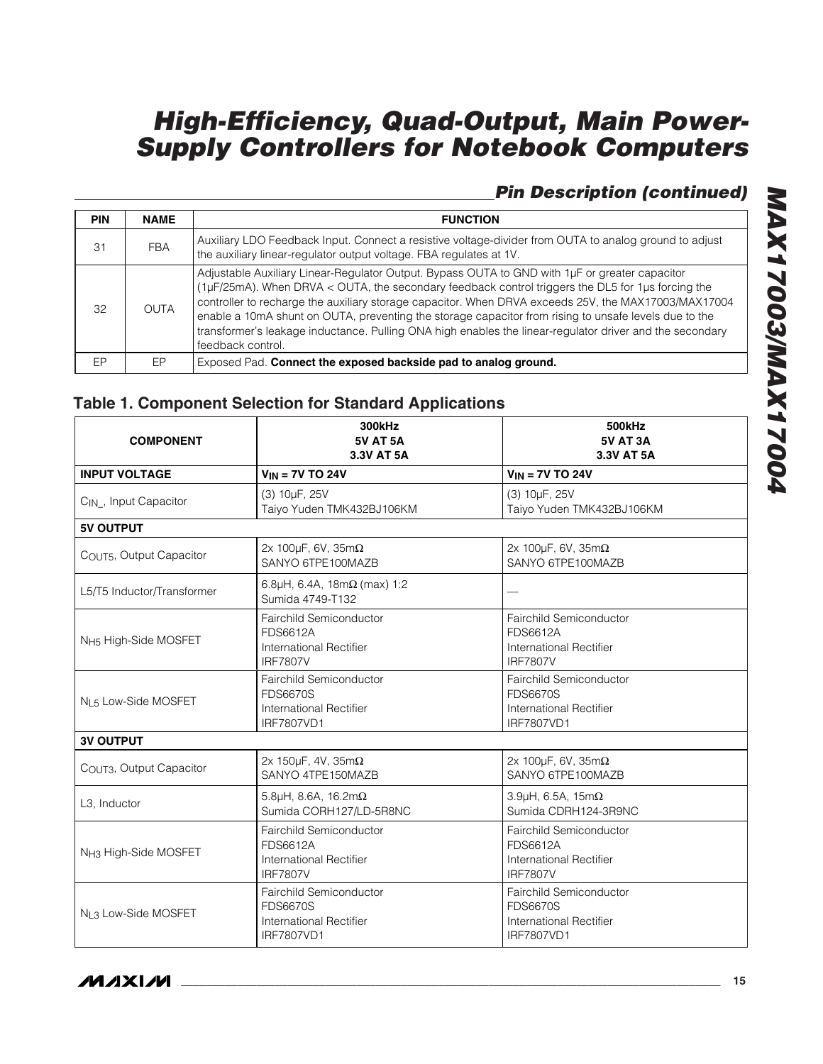## Pin Description (continued)

| PIN | NAME | FUNCTION |
|---|---|---|
| 31 | FBA | Auxiliary LDO Feedback Input. Connect a resistive voltage-divider from OUTA to analog ground to adjust the auxiliary linear-regulator output voltage. FBA regulates at 1V. |
| 32 | OUTA | Adjustable Auxiliary Linear-Regulator Output. Bypass OUTA to GND with 1µF or greater capacitor (1µF/25mA). When DRVA < OUTA, the secondary feedback control triggers the DL5 for 1µs forcing the controller to recharge the auxiliary storage capacitor. When DRVA exceeds 25V, the MAX17003/MAX17004 enable a 10mA shunt on OUTA, preventing the storage capacitor from rising to unsafe levels due to the transformer's leakage inductance. Pulling ONA high enables the linear-regulator driver and the secondary feedback control. |
| EP | EP | Exposed Pad. **Connect the exposed backside pad to analog ground.** |

## Table 1. Component Selection for Standard Applications

| COMPONENT | 300kHz 5V AT 5A 3.3V AT 5A | 500kHz 5V AT 3A 3.3V AT 5A |
|---|---|---|
| **INPUT VOLTAGE** | $V_{IN}$ = 7V TO 24V | $V_{IN}$ = 7V TO 24V |
| $C_{IN\_}$, Input Capacitor | (3) 10µF, 25V Taiyo Yuden TMK432BJ106KM | (3) 10µF, 25V Taiyo Yuden TMK432BJ106KM |
| **5V OUTPUT** | | |
| $C_{OUT5}$, Output Capacitor | 2x 100µF, 6V, 35mΩ SANYO 6TPE100MAZB | 2x 100µF, 6V, 35mΩ SANYO 6TPE100MAZB |
| L5/T5 Inductor/Transformer | 6.8µH, 6.4A, 18mΩ (max) 1:2 Sumida 4749-T132 | — |
| $N_{H5}$ High-Side MOSFET | Fairchild Semiconductor FDS6612A International Rectifier IRF7807V | Fairchild Semiconductor FDS6612A International Rectifier IRF7807V |
| $N_{L5}$ Low-Side MOSFET | Fairchild Semiconductor FDS6670S International Rectifier IRF7807VD1 | Fairchild Semiconductor FDS6670S International Rectifier IRF7807VD1 |
| **3V OUTPUT** | | |
| $C_{OUT3}$, Output Capacitor | 2x 150µF, 4V, 35mΩ SANYO 4TPE150MAZB | 2x 100µF, 6V, 35mΩ SANYO 6TPE100MAZB |
| L3, Inductor | 5.8µH, 8.6A, 16.2mΩ Sumida CORH127/LD-5R8NC | 3.9µH, 6.5A, 15mΩ Sumida CDRH124-3R9NC |
| $N_{H3}$ High-Side MOSFET | Fairchild Semiconductor FDS6612A International Rectifier IRF7807V | Fairchild Semiconductor FDS6612A International Rectifier IRF7807V |
| $N_{L3}$ Low-Side MOSFET | Fairchild Semiconductor FDS6670S International Rectifier IRF7807VD1 | Fairchild Semiconductor FDS6670S International Rectifier IRF7807VD1 |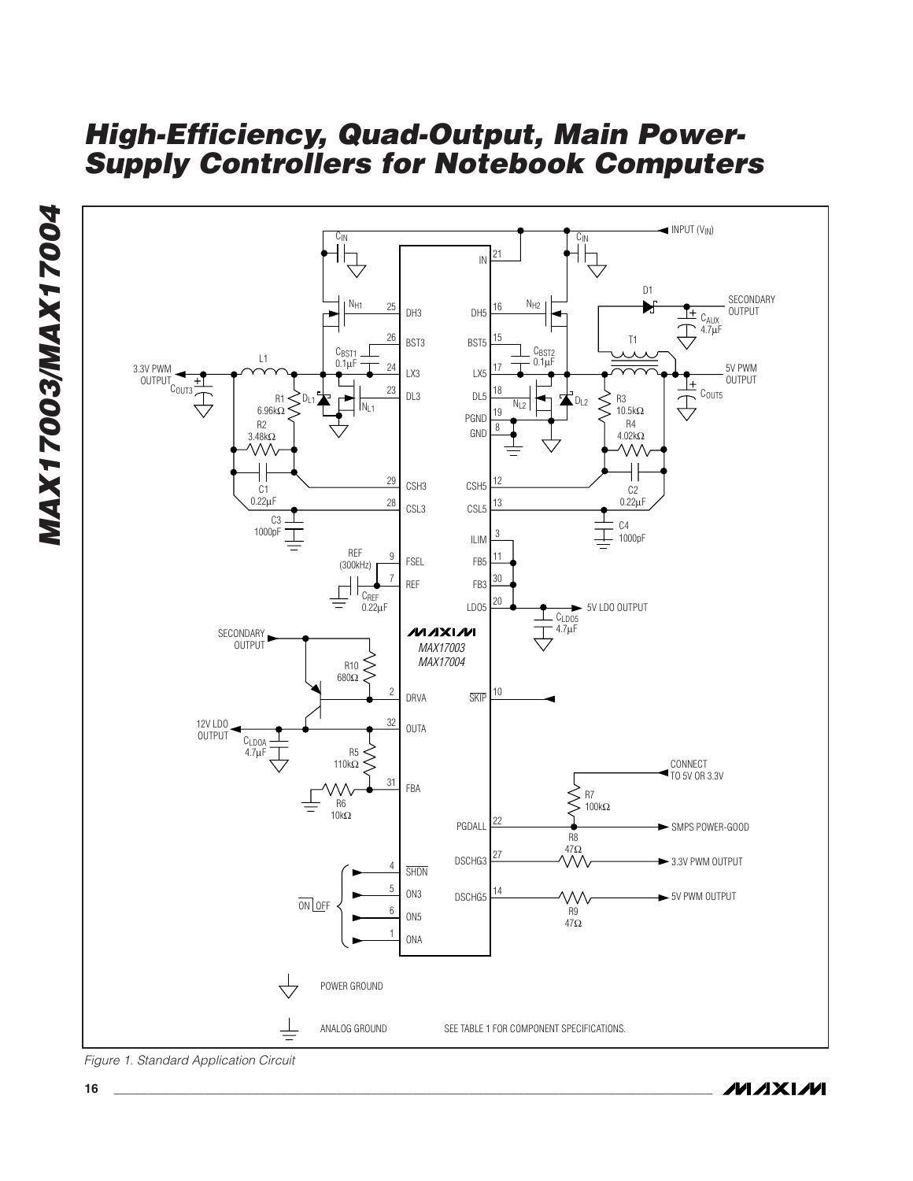Figure 1. Standard Application Circuit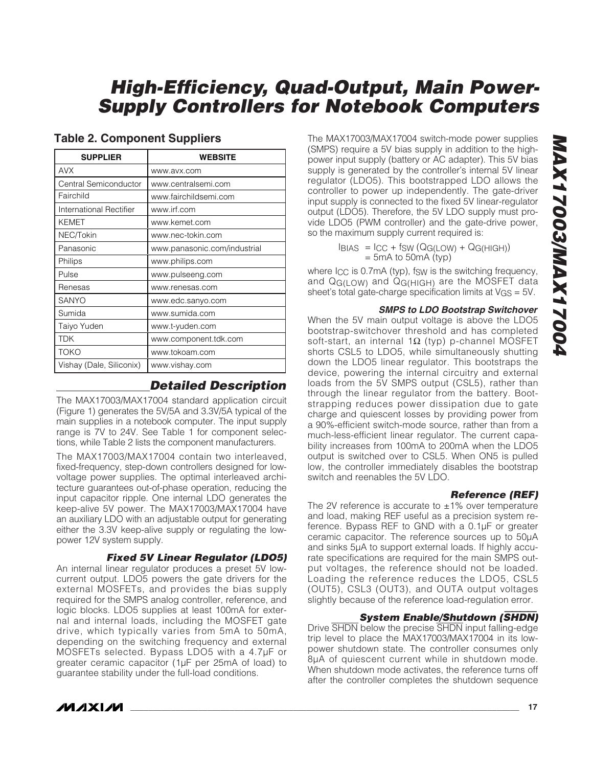## Table 2. Component Suppliers

| SUPPLIER | WEBSITE |
|---|---|
| AVX | www.avx.com |
| Central Semiconductor | www.centralsemi.com |
| Fairchild | www.fairchildsemi.com |
| International Rectifier | www.irf.com |
| KEMET | www.kemet.com |
| NEC/Tokin | www.nec-tokin.com |
| Panasonic | www.panasonic.com/industrial |
| Philips | www.philips.com |
| Pulse | www.pulseeng.com |
| Renesas | www.renesas.com |
| SANYO | www.edc.sanyo.com |
| Sumida | www.sumida.com |
| Taiyo Yuden | www.t-yuden.com |
| TDK | www.component.tdk.com |
| TOKO | www.tokoam.com |
| Vishay (Dale, Siliconix) | www.vishay.com |

## Detailed Description

The MAX17003/MAX17004 standard application circuit (Figure 1) generates the 5V/5A and 3.3V/5A typical of the main supplies in a notebook computer. The input supply range is 7V to 24V. See Table 1 for component selections, while Table 2 lists the component manufacturers.

The MAX17003/MAX17004 contain two interleaved, fixed-frequency, step-down controllers designed for low-voltage power supplies. The optimal interleaved architecture guarantees out-of-phase operation, reducing the input capacitor ripple. One internal LDO generates the keep-alive 5V power. The MAX17003/MAX17004 have an auxiliary LDO with an adjustable output for generating either the 3.3V keep-alive supply or regulating the low-power 12V system supply.

### Fixed 5V Linear Regulator (LDO5)

An internal linear regulator produces a preset 5V low-current output. LDO5 powers the gate drivers for the external MOSFETs, and provides the bias supply required for the SMPS analog controller, reference, and logic blocks. LDO5 supplies at least 100mA for external and internal loads, including the MOSFET gate drive, which typically varies from 5mA to 50mA, depending on the switching frequency and external MOSFETs selected. Bypass LDO5 with a 4.7µF or greater ceramic capacitor (1µF per 25mA of load) to guarantee stability under the full-load conditions.

The MAX17003/MAX17004 switch-mode power supplies (SMPS) require a 5V bias supply in addition to the high-power input supply (battery or AC adapter). This 5V bias supply is generated by the controller's internal 5V linear regulator (LDO5). This bootstrapped LDO allows the controller to power up independently. The gate-driver input supply is connected to the fixed 5V linear-regulator output (LDO5). Therefore, the 5V LDO supply must provide LDO5 (PWM controller) and the gate-drive power, so the maximum supply current required is:

$$I_{BIAS} = I_{CC} + f_{SW}(Q_{G(LOW)} + Q_{G(HIGH)})$$
$$= 5mA \text{ to } 50mA \text{ (typ)}$$

where $I_{CC}$ is 0.7mA (typ), $f_{SW}$ is the switching frequency, and $Q_{G(LOW)}$ and $Q_{G(HIGH)}$ are the MOSFET data sheet's total gate-charge specification limits at $V_{GS}$ = 5V.

#### SMPS to LDO Bootstrap Switchover

When the 5V main output voltage is above the LDO5 bootstrap-switchover threshold and has completed soft-start, an internal 1Ω (typ) p-channel MOSFET shorts CSL5 to LDO5, while simultaneously shutting down the LDO5 linear regulator. This bootstraps the device, powering the internal circuitry and external loads from the 5V SMPS output (CSL5), rather than through the linear regulator from the battery. Bootstrapping reduces power dissipation due to gate charge and quiescent losses by providing power from a 90%-efficient switch-mode source, rather than from a much-less-efficient linear regulator. The current capability increases from 100mA to 200mA when the LDO5 output is switched over to CSL5. When ON5 is pulled low, the controller immediately disables the bootstrap switch and reenables the 5V LDO.

### Reference (REF)

The 2V reference is accurate to ±1% over temperature and load, making REF useful as a precision system reference. Bypass REF to GND with a 0.1µF or greater ceramic capacitor. The reference sources up to 50µA and sinks 5µA to support external loads. If highly accurate specifications are required for the main SMPS output voltages, the reference should not be loaded. Loading the reference reduces the LDO5, CSL5 (OUT5), CSL3 (OUT3), and OUTA output voltages slightly because of the reference load-regulation error.

### System Enable/Shutdown ($\overline{SHDN}$)

Drive $\overline{SHDN}$ below the precise $\overline{SHDN}$ input falling-edge trip level to place the MAX17003/MAX17004 in its low-power shutdown state. The controller consumes only 8µA of quiescent current while in shutdown mode. When shutdown mode activates, the reference turns off after the controller completes the shutdown sequence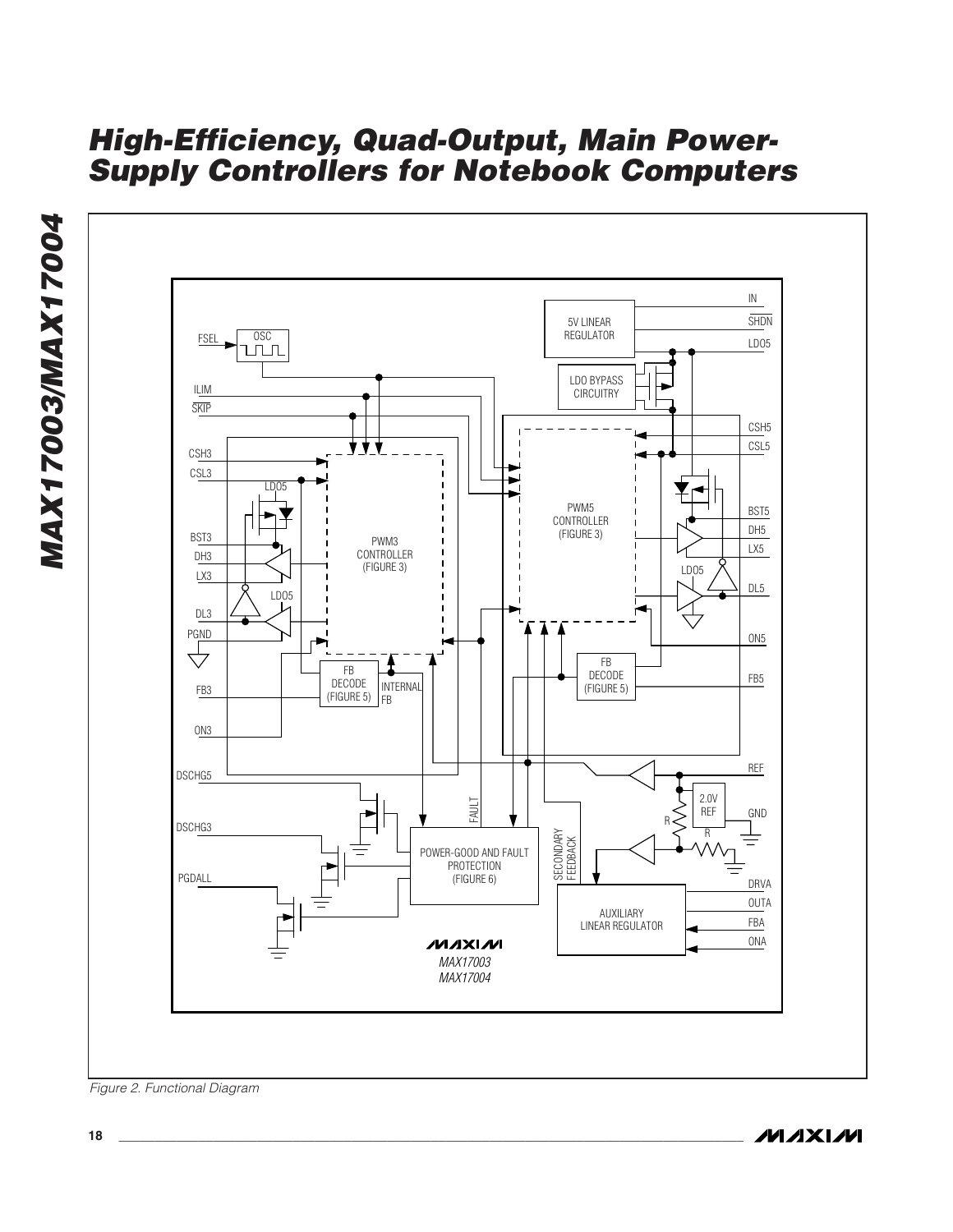Figure 2. Functional Diagram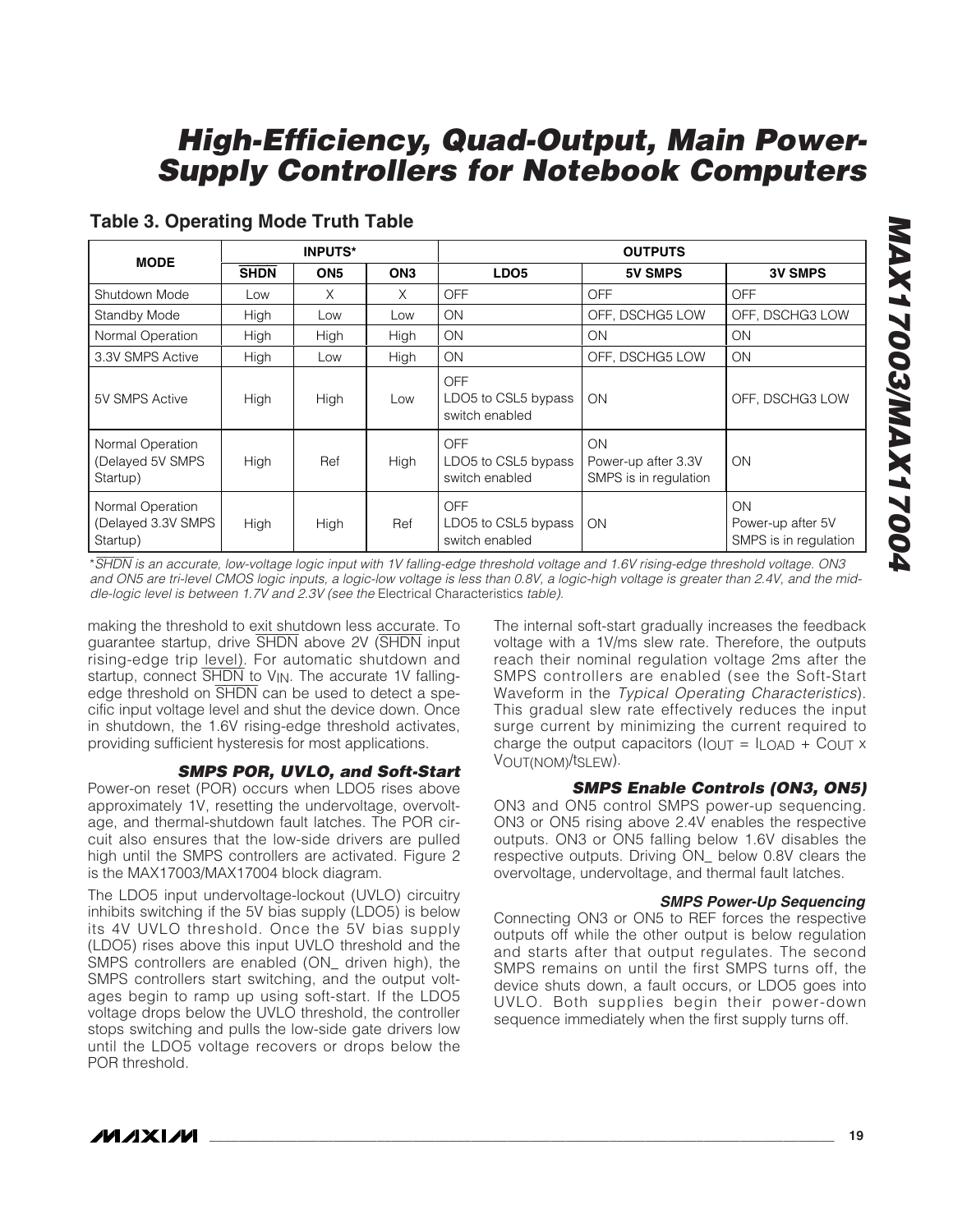## Table 3. Operating Mode Truth Table

| MODE | INPUTS* | | | OUTPUTS | | |
|---|---|---|---|---|---|---|
| | $\overline{SHDN}$ | ON5 | ON3 | LDO5 | 5V SMPS | 3V SMPS |
| Shutdown Mode | Low | X | X | OFF | OFF | OFF |
| Standby Mode | High | Low | Low | ON | OFF, DSCHG5 LOW | OFF, DSCHG3 LOW |
| Normal Operation | High | High | High | ON | ON | ON |
| 3.3V SMPS Active | High | Low | High | ON | OFF, DSCHG5 LOW | ON |
| 5V SMPS Active | High | High | Low | OFF LDO5 to CSL5 bypass switch enabled | ON | OFF, DSCHG3 LOW |
| Normal Operation (Delayed 5V SMPS Startup) | High | Ref | High | OFF LDO5 to CSL5 bypass switch enabled | ON Power-up after 3.3V SMPS is in regulation | ON |
| Normal Operation (Delayed 3.3V SMPS Startup) | High | High | Ref | OFF LDO5 to CSL5 bypass switch enabled | ON | ON Power-up after 5V SMPS is in regulation |

**$\overline{SHDN}$* is an accurate, low-voltage logic input with 1V falling-edge threshold voltage and 1.6V rising-edge threshold voltage. ON3 and ON5 are tri-level CMOS logic inputs, a logic-low voltage is less than 0.8V, a logic-high voltage is greater than 2.4V, and the middle-logic level is between 1.7V and 2.3V (see the* Electrical Characteristics *table).*

making the threshold to exit shutdown less accurate. To guarantee startup, drive $\overline{SHDN}$ above 2V ($\overline{SHDN}$ input rising-edge trip level). For automatic shutdown and startup, connect $\overline{SHDN}$ to $V_{IN}$. The accurate 1V falling-edge threshold on $\overline{SHDN}$ can be used to detect a specific input voltage level and shut the device down. Once in shutdown, the 1.6V rising-edge threshold activates, providing sufficient hysteresis for most applications.

### SMPS POR, UVLO, and Soft-Start

Power-on reset (POR) occurs when LDO5 rises above approximately 1V, resetting the undervoltage, overvoltage, and thermal-shutdown fault latches. The POR circuit also ensures that the low-side drivers are pulled high until the SMPS controllers are activated. Figure 2 is the MAX17003/MAX17004 block diagram.

The LDO5 input undervoltage-lockout (UVLO) circuitry inhibits switching if the 5V bias supply (LDO5) is below its 4V UVLO threshold. Once the 5V bias supply (LDO5) rises above this input UVLO threshold and the SMPS controllers are enabled (ON_ driven high), the SMPS controllers start switching, and the output voltages begin to ramp up using soft-start. If the LDO5 voltage drops below the UVLO threshold, the controller stops switching and pulls the low-side gate drivers low until the LDO5 voltage recovers or drops below the POR threshold.

The internal soft-start gradually increases the feedback voltage with a 1V/ms slew rate. Therefore, the outputs reach their nominal regulation voltage 2ms after the SMPS controllers are enabled (see the Soft-Start Waveform in the *Typical Operating Characteristics*). This gradual slew rate effectively reduces the input surge current by minimizing the current required to charge the output capacitors ($I_{OUT} = I_{LOAD} + C_{OUT} \times V_{OUT(NOM)}/t_{SLEW}$).

### SMPS Enable Controls (ON3, ON5)

ON3 and ON5 control SMPS power-up sequencing. ON3 or ON5 rising above 2.4V enables the respective outputs. ON3 or ON5 falling below 1.6V disables the respective outputs. Driving ON_ below 0.8V clears the overvoltage, undervoltage, and thermal fault latches.

#### SMPS Power-Up Sequencing

Connecting ON3 or ON5 to REF forces the respective outputs off while the other output is below regulation and starts after that output regulates. The second SMPS remains on until the first SMPS turns off, the device shuts down, a fault occurs, or LDO5 goes into UVLO. Both supplies begin their power-down sequence immediately when the first supply turns off.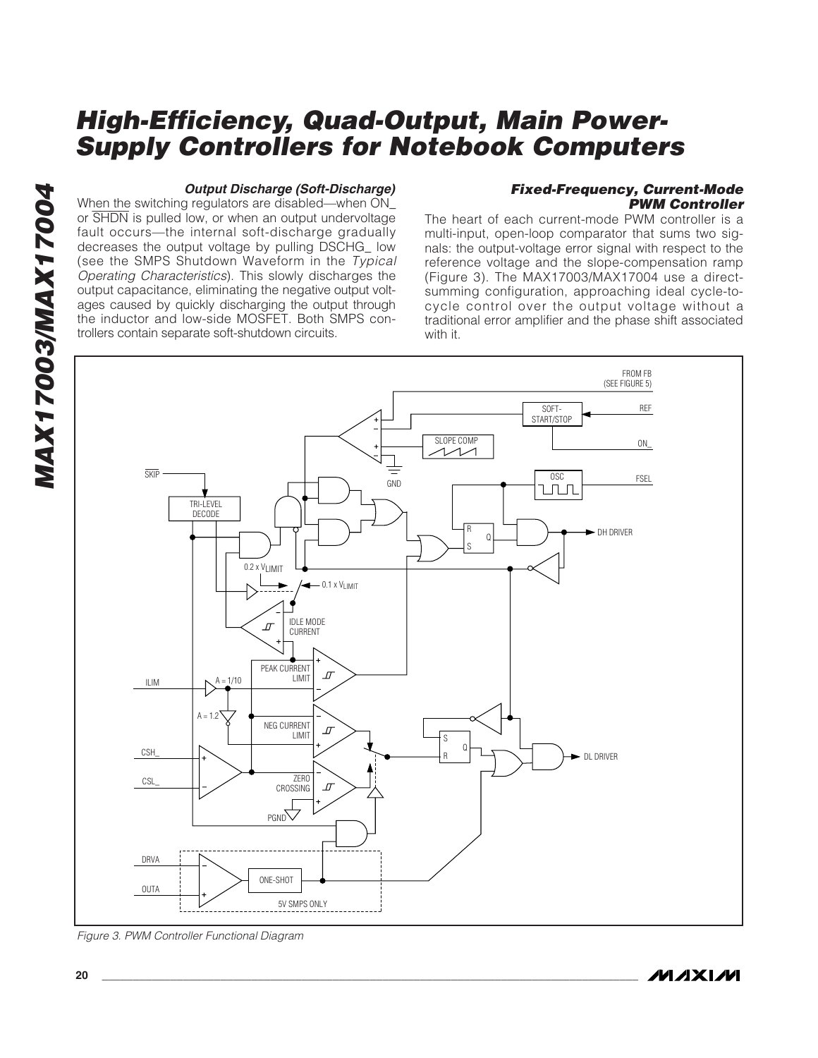### Output Discharge (Soft-Discharge)

When the switching regulators are disabled—when ON_ or $\overline{\text{SHDN}}$ is pulled low, or when an output undervoltage fault occurs—the internal soft-discharge gradually decreases the output voltage by pulling DSCHG_ low (see the SMPS Shutdown Waveform in the *Typical Operating Characteristics*). This slowly discharges the output capacitance, eliminating the negative output voltages caused by quickly discharging the output through the inductor and low-side MOSFET. Both SMPS controllers contain separate soft-shutdown circuits.

### Fixed-Frequency, Current-Mode PWM Controller

The heart of each current-mode PWM controller is a multi-input, open-loop comparator that sums two signals: the output-voltage error signal with respect to the reference voltage and the slope-compensation ramp (Figure 3). The MAX17003/MAX17004 use a direct-summing configuration, approaching ideal cycle-to-cycle control over the output voltage without a traditional error amplifier and the phase shift associated with it.

Figure 3. PWM Controller Functional Diagram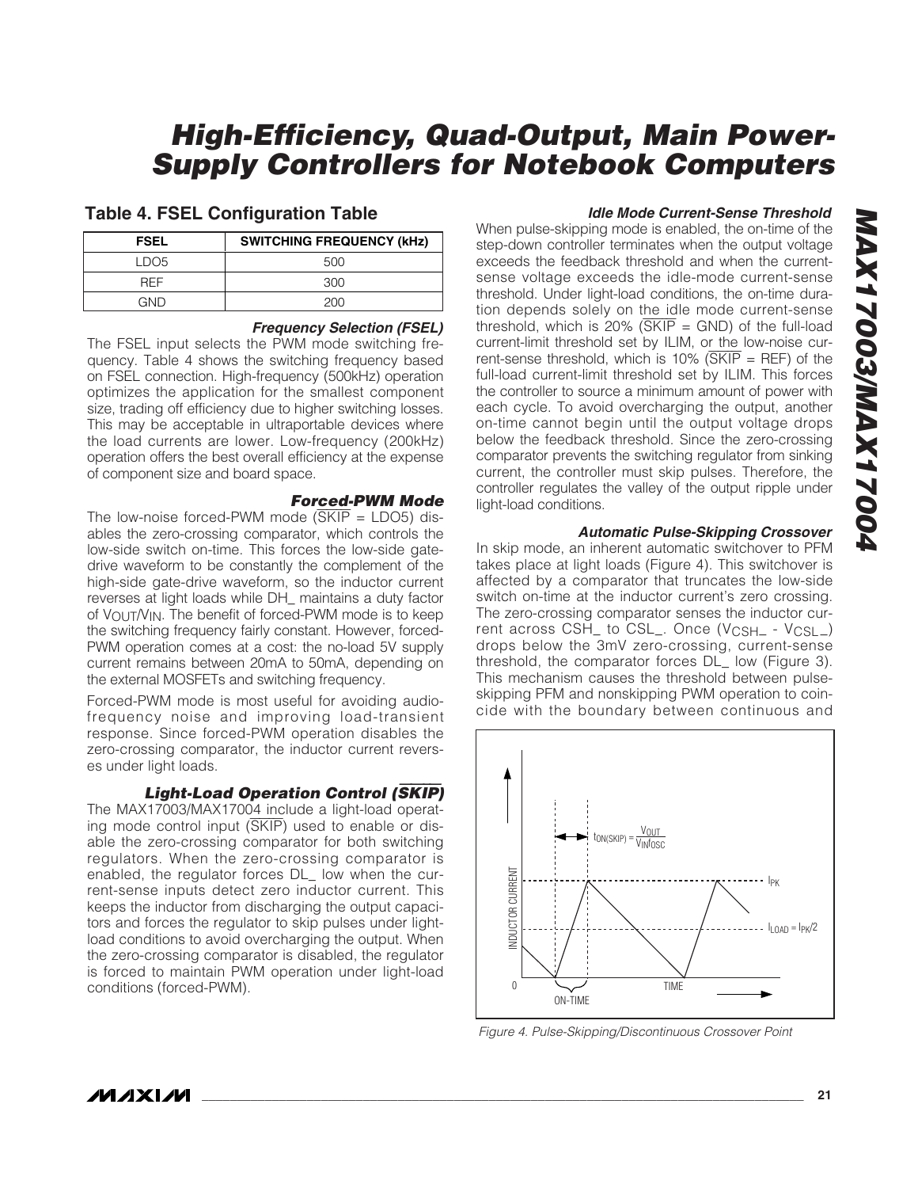## Table 4. FSEL Configuration Table

| FSEL | SWITCHING FREQUENCY (kHz) |
|---|---|
| LDO5 | 500 |
| REF | 300 |
| GND | 200 |

#### *Frequency Selection (FSEL)*

The FSEL input selects the PWM mode switching frequency. Table 4 shows the switching frequency based on FSEL connection. High-frequency (500kHz) operation optimizes the application for the smallest component size, trading off efficiency due to higher switching losses. This may be acceptable in ultraportable devices where the load currents are lower. Low-frequency (200kHz) operation offers the best overall efficiency at the expense of component size and board space.

#### *Forced-PWM Mode*

The low-noise forced-PWM mode ($\overline{SKIP}$ = LDO5) disables the zero-crossing comparator, which controls the low-side switch on-time. This forces the low-side gate-drive waveform to be constantly the complement of the high-side gate-drive waveform, so the inductor current reverses at light loads while DH_ maintains a duty factor of $V_{OUT}/V_{IN}$. The benefit of forced-PWM mode is to keep the switching frequency fairly constant. However, forced-PWM operation comes at a cost: the no-load 5V supply current remains between 20mA to 50mA, depending on the external MOSFETs and switching frequency.

Forced-PWM mode is most useful for avoiding audio-frequency noise and improving load-transient response. Since forced-PWM operation disables the zero-crossing comparator, the inductor current reverses under light loads.

#### *Light-Load Operation Control ($\overline{SKIP}$)*

The MAX17003/MAX17004 include a light-load operating mode control input ($\overline{SKIP}$) used to enable or disable the zero-crossing comparator for both switching regulators. When the zero-crossing comparator is enabled, the regulator forces DL_ low when the current-sense inputs detect zero inductor current. This keeps the inductor from discharging the output capacitors and forces the regulator to skip pulses under light-load conditions to avoid overcharging the output. When the zero-crossing comparator is disabled, the regulator is forced to maintain PWM operation under light-load conditions (forced-PWM).

#### *Idle Mode Current-Sense Threshold*

When pulse-skipping mode is enabled, the on-time of the step-down controller terminates when the output voltage exceeds the feedback threshold and when the current-sense voltage exceeds the idle-mode current-sense threshold. Under light-load conditions, the on-time duration depends solely on the idle mode current-sense threshold, which is 20% ($\overline{SKIP}$ = GND) of the full-load current-limit threshold set by ILIM, or the low-noise current-sense threshold, which is 10% ($\overline{SKIP}$ = REF) of the full-load current-limit threshold set by ILIM. This forces the controller to source a minimum amount of power with each cycle. To avoid overcharging the output, another on-time cannot begin until the output voltage drops below the feedback threshold. Since the zero-crossing comparator prevents the switching regulator from sinking current, the controller must skip pulses. Therefore, the controller regulates the valley of the output ripple under light-load conditions.

#### *Automatic Pulse-Skipping Crossover*

In skip mode, an inherent automatic switchover to PFM takes place at light loads (Figure 4). This switchover is affected by a comparator that truncates the low-side switch on-time at the inductor current's zero crossing. The zero-crossing comparator senses the inductor current across CSH_ to CSL_. Once ($V_{CSH\_} - V_{CSL\_}$) drops below the 3mV zero-crossing, current-sense threshold, the comparator forces DL_ low (Figure 3). This mechanism causes the threshold between pulse-skipping PFM and nonskipping PWM operation to coincide with the boundary between continuous and

$$t_{ON(SKIP)} = \frac{V_{OUT}}{V_{IN} f_{OSC}}$$

$I_{PK}$

$I_{LOAD} = I_{PK}/2$

INDUCTOR CURRENT — 0 — ON-TIME — TIME

*Figure 4. Pulse-Skipping/Discontinuous Crossover Point*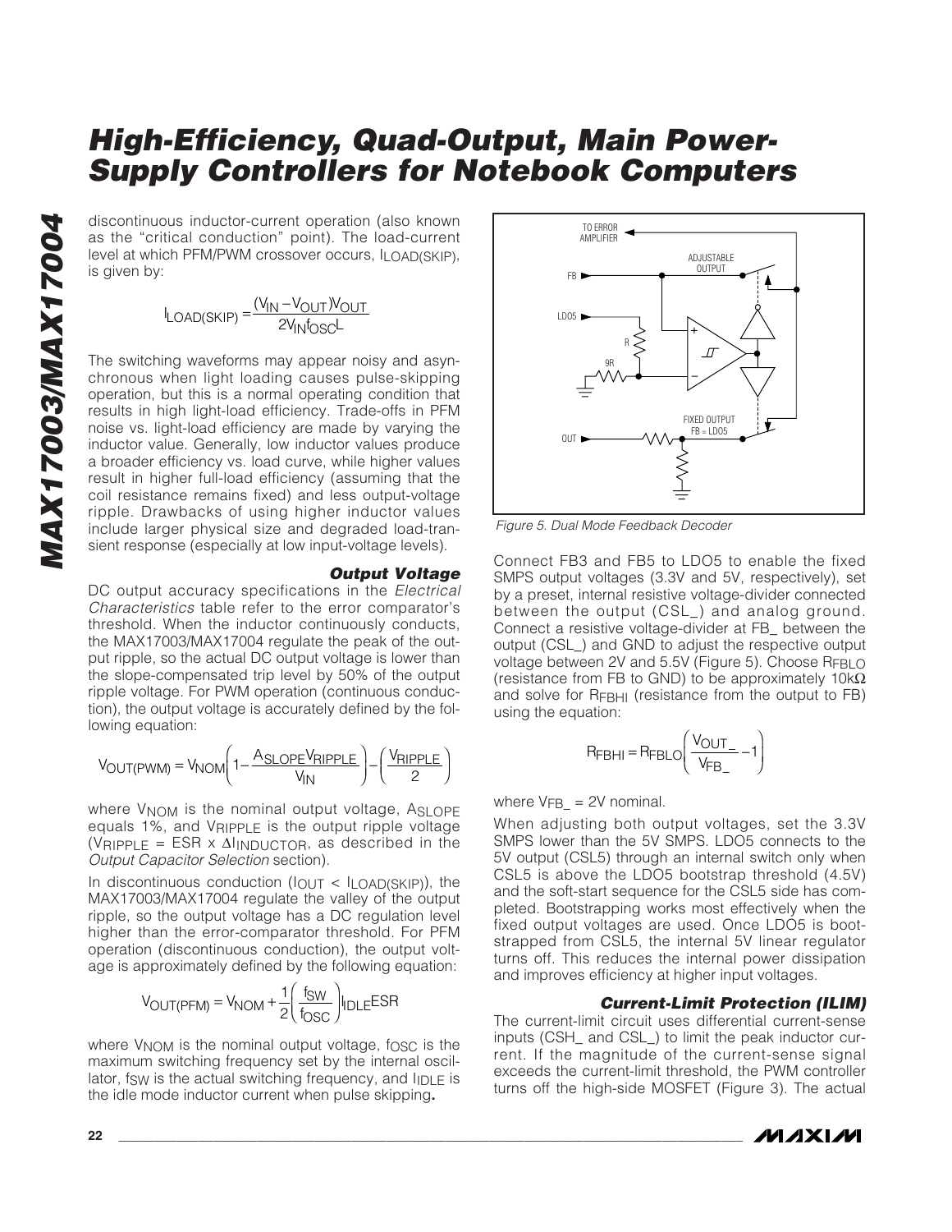discontinuous inductor-current operation (also known as the "critical conduction" point). The load-current level at which PFM/PWM crossover occurs, $I_{LOAD(SKIP)}$, is given by:

$$I_{LOAD(SKIP)} = \frac{(V_{IN} - V_{OUT})V_{OUT}}{2V_{IN}f_{OSC}L}$$

The switching waveforms may appear noisy and asynchronous when light loading causes pulse-skipping operation, but this is a normal operating condition that results in high light-load efficiency. Trade-offs in PFM noise vs. light-load efficiency are made by varying the inductor value. Generally, low inductor values produce a broader efficiency vs. load curve, while higher values result in higher full-load efficiency (assuming that the coil resistance remains fixed) and less output-voltage ripple. Drawbacks of using higher inductor values include larger physical size and degraded load-transient response (especially at low input-voltage levels).

### Output Voltage

DC output accuracy specifications in the *Electrical Characteristics* table refer to the error comparator's threshold. When the inductor continuously conducts, the MAX17003/MAX17004 regulate the peak of the output ripple, so the actual DC output voltage is lower than the slope-compensated trip level by 50% of the output ripple voltage. For PWM operation (continuous conduction), the output voltage is accurately defined by the following equation:

$$V_{OUT(PWM)} = V_{NOM}\left(1 - \frac{A_{SLOPE}V_{RIPPLE}}{V_{IN}}\right) - \left(\frac{V_{RIPPLE}}{2}\right)$$

where $V_{NOM}$ is the nominal output voltage, $A_{SLOPE}$ equals 1%, and $V_{RIPPLE}$ is the output ripple voltage ($V_{RIPPLE}$ = ESR x $\Delta I_{INDUCTOR}$, as described in the *Output Capacitor Selection* section).

In discontinuous conduction ($I_{OUT} < I_{LOAD(SKIP)}$), the MAX17003/MAX17004 regulate the valley of the output ripple, so the output voltage has a DC regulation level higher than the error-comparator threshold. For PFM operation (discontinuous conduction), the output voltage is approximately defined by the following equation:

$$V_{OUT(PFM)} = V_{NOM} + \frac{1}{2}\left(\frac{f_{SW}}{f_{OSC}}\right)I_{IDLE}ESR$$

where $V_{NOM}$ is the nominal output voltage, $f_{OSC}$ is the maximum switching frequency set by the internal oscillator, $f_{SW}$ is the actual switching frequency, and $I_{IDLE}$ is the idle mode inductor current when pulse skipping**.**

Figure 5. Dual Mode Feedback Decoder

Connect FB3 and FB5 to LDO5 to enable the fixed SMPS output voltages (3.3V and 5V, respectively), set by a preset, internal resistive voltage-divider connected between the output (CSL_) and analog ground. Connect a resistive voltage-divider at FB_ between the output (CSL_) and GND to adjust the respective output voltage between 2V and 5.5V (Figure 5). Choose $R_{FBLO}$ (resistance from FB to GND) to be approximately 10kΩ and solve for $R_{FBHI}$ (resistance from the output to FB) using the equation:

$$R_{FBHI} = R_{FBLO}\left(\frac{V_{OUT\_}}{V_{FB\_}} - 1\right)$$

where $V_{FB\_}$ = 2V nominal.

When adjusting both output voltages, set the 3.3V SMPS lower than the 5V SMPS. LDO5 connects to the 5V output (CSL5) through an internal switch only when CSL5 is above the LDO5 bootstrap threshold (4.5V) and the soft-start sequence for the CSL5 side has completed. Bootstrapping works most effectively when the fixed output voltages are used. Once LDO5 is bootstrapped from CSL5, the internal 5V linear regulator turns off. This reduces the internal power dissipation and improves efficiency at higher input voltages.

### Current-Limit Protection (ILIM)

The current-limit circuit uses differential current-sense inputs (CSH_ and CSL_) to limit the peak inductor current. If the magnitude of the current-sense signal exceeds the current-limit threshold, the PWM controller turns off the high-side MOSFET (Figure 3). The actual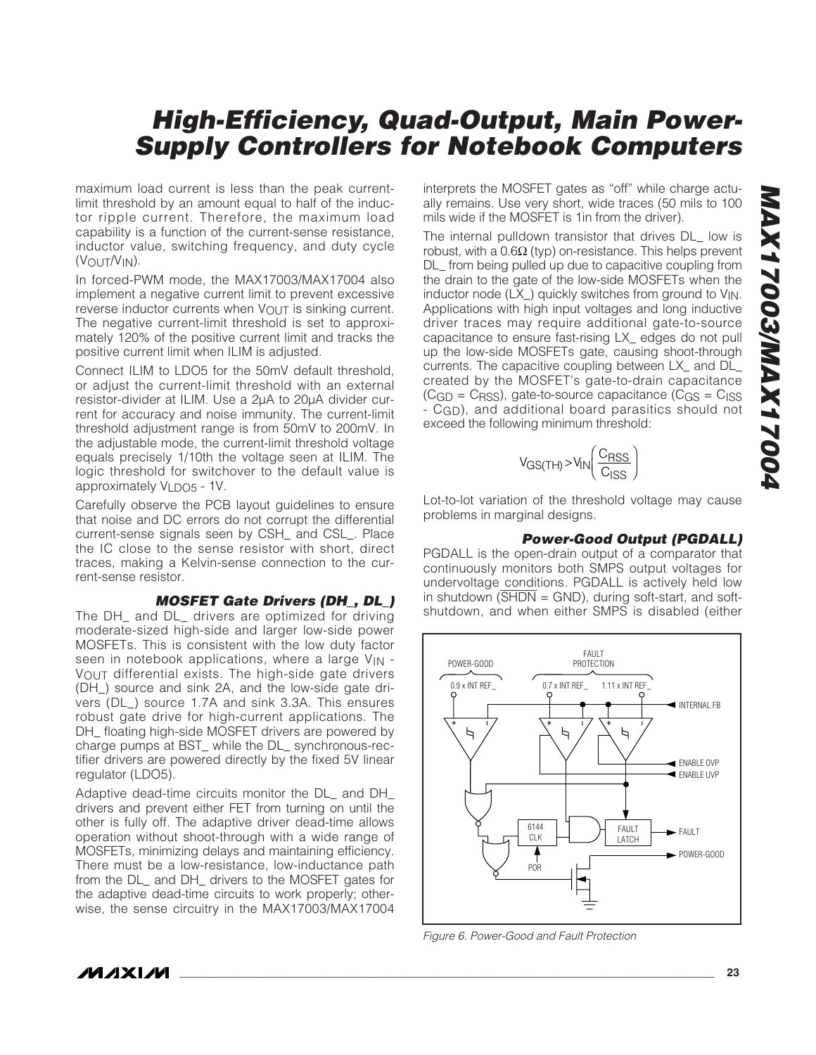maximum load current is less than the peak current-limit threshold by an amount equal to half of the inductor ripple current. Therefore, the maximum load capability is a function of the current-sense resistance, inductor value, switching frequency, and duty cycle ($V_{OUT}/V_{IN}$).

In forced-PWM mode, the MAX17003/MAX17004 also implement a negative current limit to prevent excessive reverse inductor currents when $V_{OUT}$ is sinking current. The negative current-limit threshold is set to approximately 120% of the positive current limit and tracks the positive current limit when ILIM is adjusted.

Connect ILIM to LDO5 for the 50mV default threshold, or adjust the current-limit threshold with an external resistor-divider at ILIM. Use a 2µA to 20µA divider current for accuracy and noise immunity. The current-limit threshold adjustment range is from 50mV to 200mV. In the adjustable mode, the current-limit threshold voltage equals precisely 1/10th the voltage seen at ILIM. The logic threshold for switchover to the default value is approximately $V_{LDO5}$ - 1V.

Carefully observe the PCB layout guidelines to ensure that noise and DC errors do not corrupt the differential current-sense signals seen by CSH_ and CSL_. Place the IC close to the sense resistor with short, direct traces, making a Kelvin-sense connection to the current-sense resistor.

### MOSFET Gate Drivers (DH_, DL_)

The DH_ and DL_ drivers are optimized for driving moderate-sized high-side and larger low-side power MOSFETs. This is consistent with the low duty factor seen in notebook applications, where a large $V_{IN}$ - $V_{OUT}$ differential exists. The high-side gate drivers (DH_) source and sink 2A, and the low-side gate drivers (DL_) source 1.7A and sink 3.3A. This ensures robust gate drive for high-current applications. The DH_ floating high-side MOSFET drivers are powered by charge pumps at BST_ while the DL_ synchronous-rectifier drivers are powered directly by the fixed 5V linear regulator (LDO5).

Adaptive dead-time circuits monitor the DL_ and DH_ drivers and prevent either FET from turning on until the other is fully off. The adaptive driver dead-time allows operation without shoot-through with a wide range of MOSFETs, minimizing delays and maintaining efficiency. There must be a low-resistance, low-inductance path from the DL_ and DH_ drivers to the MOSFET gates for the adaptive dead-time circuits to work properly; otherwise, the sense circuitry in the MAX17003/MAX17004 interprets the MOSFET gates as "off" while charge actually remains. Use very short, wide traces (50 mils to 100 mils wide if the MOSFET is 1in from the driver).

The internal pulldown transistor that drives DL_ low is robust, with a 0.6Ω (typ) on-resistance. This helps prevent DL_ from being pulled up due to capacitive coupling from the drain to the gate of the low-side MOSFETs when the inductor node (LX_) quickly switches from ground to $V_{IN}$. Applications with high input voltages and long inductive driver traces may require additional gate-to-source capacitance to ensure fast-rising LX_ edges do not pull up the low-side MOSFETs gate, causing shoot-through currents. The capacitive coupling between LX_ and DL_ created by the MOSFET's gate-to-drain capacitance ($C_{GD} = C_{RSS}$), gate-to-source capacitance ($C_{GS} = C_{ISS} - C_{GD}$), and additional board parasitics should not exceed the following minimum threshold:

$$V_{GS(TH)} > V_{IN}\left(\frac{C_{RSS}}{C_{ISS}}\right)$$

Lot-to-lot variation of the threshold voltage may cause problems in marginal designs.

### Power-Good Output (PGDALL)

PGDALL is the open-drain output of a comparator that continuously monitors both SMPS output voltages for undervoltage conditions. PGDALL is actively held low in shutdown ($\overline{SHDN}$ = GND), during soft-start, and soft-shutdown, and when either SMPS is disabled (either

*Figure 6. Power-Good and Fault Protection*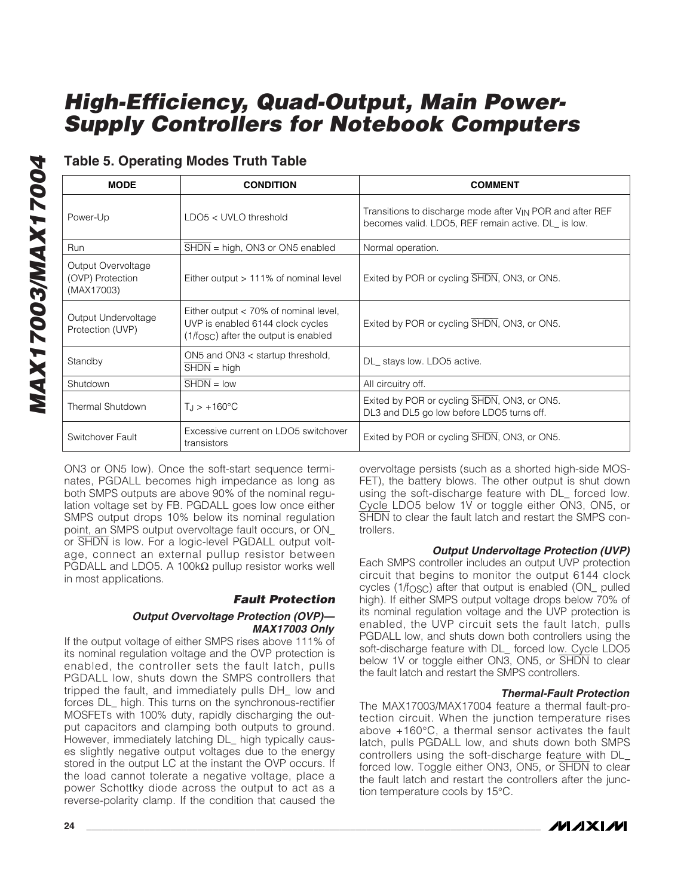## Table 5. Operating Modes Truth Table

| MODE | CONDITION | COMMENT |
|---|---|---|
| Power-Up | LDO5 < UVLO threshold | Transitions to discharge mode after $V_{IN}$ POR and after REF becomes valid. LDO5, REF remain active. DL_ is low. |
| Run | $\overline{SHDN}$ = high, ON3 or ON5 enabled | Normal operation. |
| Output Overvoltage (OVP) Protection (MAX17003) | Either output > 111% of nominal level | Exited by POR or cycling $\overline{SHDN}$, ON3, or ON5. |
| Output Undervoltage Protection (UVP) | Either output < 70% of nominal level, UVP is enabled 6144 clock cycles ($1/f_{OSC}$) after the output is enabled | Exited by POR or cycling $\overline{SHDN}$, ON3, or ON5. |
| Standby | ON5 and ON3 < startup threshold, $\overline{SHDN}$ = high | DL_ stays low. LDO5 active. |
| Shutdown | $\overline{SHDN}$ = low | All circuitry off. |
| Thermal Shutdown | $T_J$ > +160°C | Exited by POR or cycling $\overline{SHDN}$, ON3, or ON5. DL3 and DL5 go low before LDO5 turns off. |
| Switchover Fault | Excessive current on LDO5 switchover transistors | Exited by POR or cycling $\overline{SHDN}$, ON3, or ON5. |

ON3 or ON5 low). Once the soft-start sequence terminates, PGDALL becomes high impedance as long as both SMPS outputs are above 90% of the nominal regulation voltage set by FB. PGDALL goes low once either SMPS output drops 10% below its nominal regulation point, an SMPS output overvoltage fault occurs, or ON_ or $\overline{SHDN}$ is low. For a logic-level PGDALL output voltage, connect an external pullup resistor between PGDALL and LDO5. A 100kΩ pullup resistor works well in most applications.

### Fault Protection

#### Output Overvoltage Protection (OVP)—MAX17003 Only

If the output voltage of either SMPS rises above 111% of its nominal regulation voltage and the OVP protection is enabled, the controller sets the fault latch, pulls PGDALL low, shuts down the SMPS controllers that tripped the fault, and immediately pulls DH_ low and forces DL_ high. This turns on the synchronous-rectifier MOSFETs with 100% duty, rapidly discharging the output capacitors and clamping both outputs to ground. However, immediately latching DL_ high typically causes slightly negative output voltages due to the energy stored in the output LC at the instant the OVP occurs. If the load cannot tolerate a negative voltage, place a power Schottky diode across the output to act as a reverse-polarity clamp. If the condition that caused the overvoltage persists (such as a shorted high-side MOSFET), the battery blows. The other output is shut down using the soft-discharge feature with DL_ forced low. Cycle LDO5 below 1V or toggle either ON3, ON5, or $\overline{SHDN}$ to clear the fault latch and restart the SMPS controllers.

#### Output Undervoltage Protection (UVP)

Each SMPS controller includes an output UVP protection circuit that begins to monitor the output 6144 clock cycles ($1/f_{OSC}$) after that output is enabled (ON_ pulled high). If either SMPS output voltage drops below 70% of its nominal regulation voltage and the UVP protection is enabled, the UVP circuit sets the fault latch, pulls PGDALL low, and shuts down both controllers using the soft-discharge feature with DL_ forced low. Cycle LDO5 below 1V or toggle either ON3, ON5, or $\overline{SHDN}$ to clear the fault latch and restart the SMPS controllers.

#### Thermal-Fault Protection

The MAX17003/MAX17004 feature a thermal fault-protection circuit. When the junction temperature rises above +160°C, a thermal sensor activates the fault latch, pulls PGDALL low, and shuts down both SMPS controllers using the soft-discharge feature with DL_ forced low. Toggle either ON3, ON5, or $\overline{SHDN}$ to clear the fault latch and restart the controllers after the junction temperature cools by 15°C.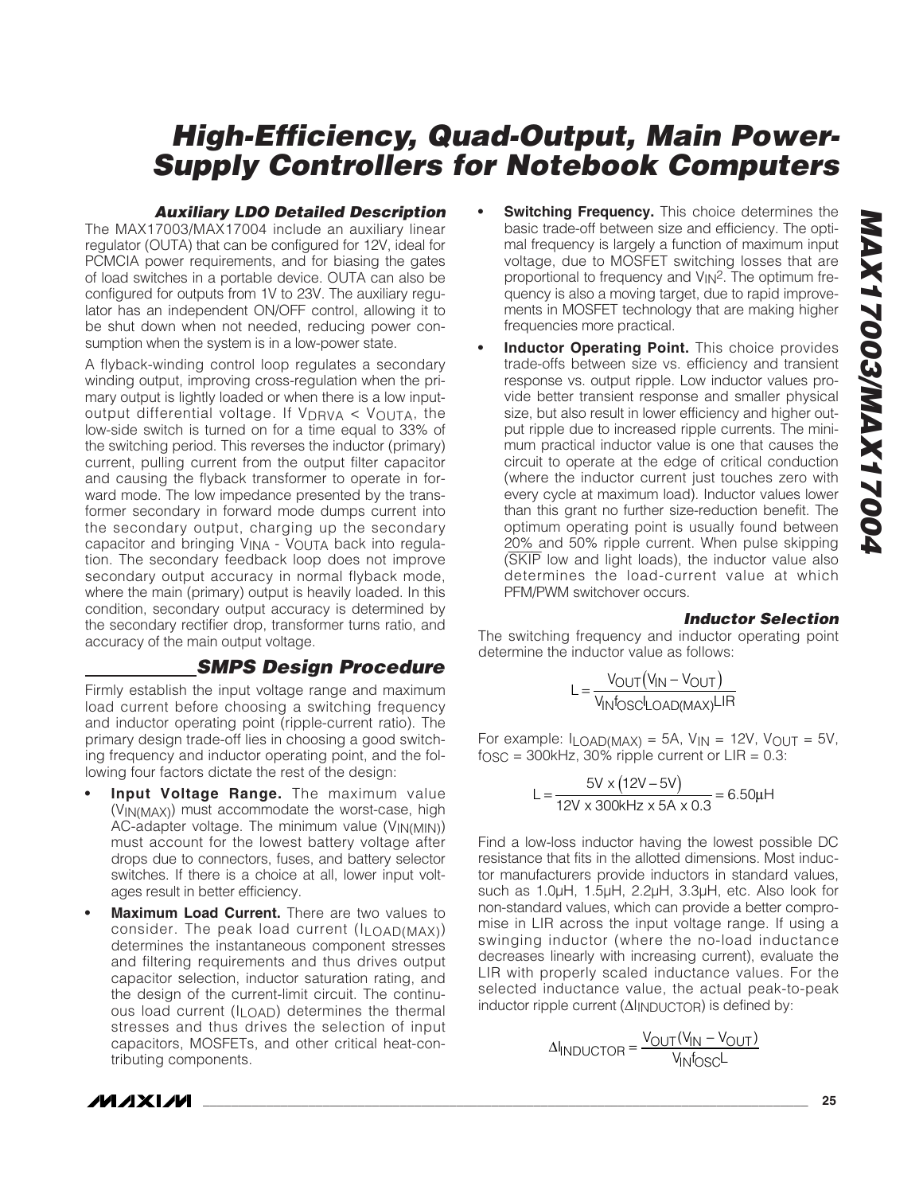### Auxiliary LDO Detailed Description

The MAX17003/MAX17004 include an auxiliary linear regulator (OUTA) that can be configured for 12V, ideal for PCMCIA power requirements, and for biasing the gates of load switches in a portable device. OUTA can also be configured for outputs from 1V to 23V. The auxiliary regulator has an independent ON/OFF control, allowing it to be shut down when not needed, reducing power consumption when the system is in a low-power state.

A flyback-winding control loop regulates a secondary winding output, improving cross-regulation when the primary output is lightly loaded or when there is a low input-output differential voltage. If $V_{DRVA} < V_{OUTA}$, the low-side switch is turned on for a time equal to 33% of the switching period. This reverses the inductor (primary) current, pulling current from the output filter capacitor and causing the flyback transformer to operate in forward mode. The low impedance presented by the transformer secondary in forward mode dumps current into the secondary output, charging up the secondary capacitor and bringing $V_{INA}$ - $V_{OUTA}$ back into regulation. The secondary feedback loop does not improve secondary output accuracy in normal flyback mode, where the main (primary) output is heavily loaded. In this condition, secondary output accuracy is determined by the secondary rectifier drop, transformer turns ratio, and accuracy of the main output voltage.

## SMPS Design Procedure

Firmly establish the input voltage range and maximum load current before choosing a switching frequency and inductor operating point (ripple-current ratio). The primary design trade-off lies in choosing a good switching frequency and inductor operating point, and the following four factors dictate the rest of the design:

- **Input Voltage Range.** The maximum value ($V_{IN(MAX)}$) must accommodate the worst-case, high AC-adapter voltage. The minimum value ($V_{IN(MIN)}$) must account for the lowest battery voltage after drops due to connectors, fuses, and battery selector switches. If there is a choice at all, lower input voltages result in better efficiency.
- **Maximum Load Current.** There are two values to consider. The peak load current ($I_{LOAD(MAX)}$) determines the instantaneous component stresses and filtering requirements and thus drives output capacitor selection, inductor saturation rating, and the design of the current-limit circuit. The continuous load current ($I_{LOAD}$) determines the thermal stresses and thus drives the selection of input capacitors, MOSFETs, and other critical heat-contributing components.
- **Switching Frequency.** This choice determines the basic trade-off between size and efficiency. The optimal frequency is largely a function of maximum input voltage, due to MOSFET switching losses that are proportional to frequency and $V_{IN}^2$. The optimum frequency is also a moving target, due to rapid improvements in MOSFET technology that are making higher frequencies more practical.
- **Inductor Operating Point.** This choice provides trade-offs between size vs. efficiency and transient response vs. output ripple. Low inductor values provide better transient response and smaller physical size, but also result in lower efficiency and higher output ripple due to increased ripple currents. The minimum practical inductor value is one that causes the circuit to operate at the edge of critical conduction (where the inductor current just touches zero with every cycle at maximum load). Inductor values lower than this grant no further size-reduction benefit. The optimum operating point is usually found between 20% and 50% ripple current. When pulse skipping ($\overline{SKIP}$ low and light loads), the inductor value also determines the load-current value at which PFM/PWM switchover occurs.

### Inductor Selection

The switching frequency and inductor operating point determine the inductor value as follows:

$$L = \frac{V_{OUT}(V_{IN} - V_{OUT})}{V_{IN} f_{OSC} I_{LOAD(MAX)} LIR}$$

For example: $I_{LOAD(MAX)}$ = 5A, $V_{IN}$ = 12V, $V_{OUT}$ = 5V, $f_{OSC}$ = 300kHz, 30% ripple current or LIR = 0.3:

$$L = \frac{5V \times (12V - 5V)}{12V \times 300kHz \times 5A \times 0.3} = 6.50\mu H$$

Find a low-loss inductor having the lowest possible DC resistance that fits in the allotted dimensions. Most inductor manufacturers provide inductors in standard values, such as 1.0µH, 1.5µH, 2.2µH, 3.3µH, etc. Also look for non-standard values, which can provide a better compromise in LIR across the input voltage range. If using a swinging inductor (where the no-load inductance decreases linearly with increasing current), evaluate the LIR with properly scaled inductance values. For the selected inductance value, the actual peak-to-peak inductor ripple current ($\Delta I_{INDUCTOR}$) is defined by:

$$\Delta I_{INDUCTOR} = \frac{V_{OUT}(V_{IN} - V_{OUT})}{V_{IN} f_{OSC} L}$$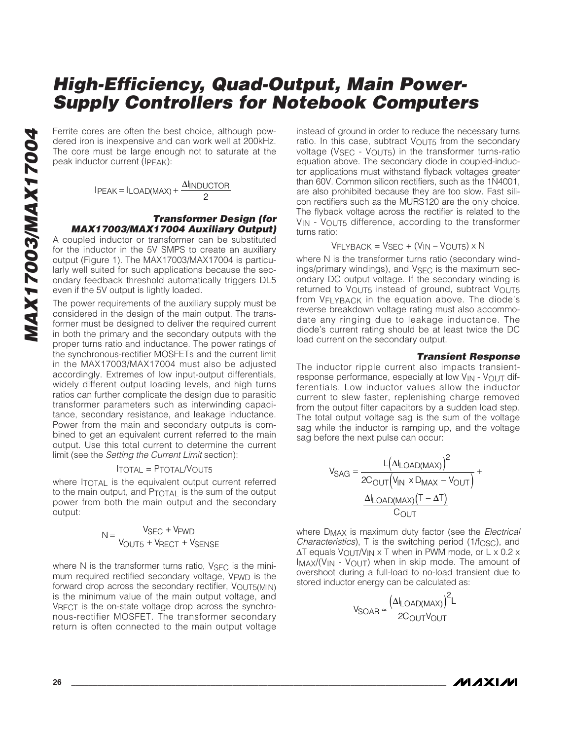Ferrite cores are often the best choice, although powdered iron is inexpensive and can work well at 200kHz. The core must be large enough not to saturate at the peak inductor current ($I_{PEAK}$):

$$I_{PEAK} = I_{LOAD(MAX)} + \frac{\Delta I_{INDUCTOR}}{2}$$

### Transformer Design (for MAX17003/MAX17004 Auxiliary Output)

A coupled inductor or transformer can be substituted for the inductor in the 5V SMPS to create an auxiliary output (Figure 1). The MAX17003/MAX17004 is particularly well suited for such applications because the secondary feedback threshold automatically triggers DL5 even if the 5V output is lightly loaded.

The power requirements of the auxiliary supply must be considered in the design of the main output. The transformer must be designed to deliver the required current in both the primary and the secondary outputs with the proper turns ratio and inductance. The power ratings of the synchronous-rectifier MOSFETs and the current limit in the MAX17003/MAX17004 must also be adjusted accordingly. Extremes of low input-output differentials, widely different output loading levels, and high turns ratios can further complicate the design due to parasitic transformer parameters such as interwinding capacitance, secondary resistance, and leakage inductance. Power from the main and secondary outputs is combined to get an equivalent current referred to the main output. Use this total current to determine the current limit (see the *Setting the Current Limit* section):

$$I_{TOTAL} = P_{TOTAL}/V_{OUT5}$$

where $I_{TOTAL}$ is the equivalent output current referred to the main output, and $P_{TOTAL}$ is the sum of the output power from both the main output and the secondary output:

$$N = \frac{V_{SEC} + V_{FWD}}{V_{OUT5} + V_{RECT} + V_{SENSE}}$$

where N is the transformer turns ratio, $V_{SEC}$ is the minimum required rectified secondary voltage, $V_{FWD}$ is the forward drop across the secondary rectifier, $V_{OUT5(MIN)}$ is the minimum value of the main output voltage, and $V_{RECT}$ is the on-state voltage drop across the synchronous-rectifier MOSFET. The transformer secondary return is often connected to the main output voltage instead of ground in order to reduce the necessary turns ratio. In this case, subtract $V_{OUT5}$ from the secondary voltage ($V_{SEC}$ - $V_{OUT5}$) in the transformer turns-ratio equation above. The secondary diode in coupled-inductor applications must withstand flyback voltages greater than 60V. Common silicon rectifiers, such as the 1N4001, are also prohibited because they are too slow. Fast silicon rectifiers such as the MURS120 are the only choice. The flyback voltage across the rectifier is related to the $V_{IN}$ - $V_{OUT5}$ difference, according to the transformer turns ratio:

$$V_{FLYBACK} = V_{SEC} + (V_{IN} - V_{OUT5}) \times N$$

where N is the transformer turns ratio (secondary windings/primary windings), and $V_{SEC}$ is the maximum secondary DC output voltage. If the secondary winding is returned to $V_{OUT5}$ instead of ground, subtract $V_{OUT5}$ from $V_{FLYBACK}$ in the equation above. The diode's reverse breakdown voltage rating must also accommodate any ringing due to leakage inductance. The diode's current rating should be at least twice the DC load current on the secondary output.

### Transient Response

The inductor ripple current also impacts transient-response performance, especially at low $V_{IN}$ - $V_{OUT}$ differentials. Low inductor values allow the inductor current to slew faster, replenishing charge removed from the output filter capacitors by a sudden load step. The total output voltage sag is the sum of the voltage sag while the inductor is ramping up, and the voltage sag before the next pulse can occur:

$$V_{SAG} = \frac{L\left(\Delta I_{LOAD(MAX)}\right)^2}{2C_{OUT}\left(V_{IN} \times D_{MAX} - V_{OUT}\right)} + \frac{\Delta I_{LOAD(MAX)}\left(T - \Delta T\right)}{C_{OUT}}$$

where $D_{MAX}$ is maximum duty factor (see the *Electrical Characteristics*), T is the switching period ($1/f_{OSC}$), and $\Delta T$ equals $V_{OUT}/V_{IN} \times T$ when in PWM mode, or $L \times 0.2 \times I_{MAX}/(V_{IN} - V_{OUT})$ when in skip mode. The amount of overshoot during a full-load to no-load transient due to stored inductor energy can be calculated as:

$$V_{SOAR} \approx \frac{\left(\Delta I_{LOAD(MAX)}\right)^2 L}{2C_{OUT}V_{OUT}}$$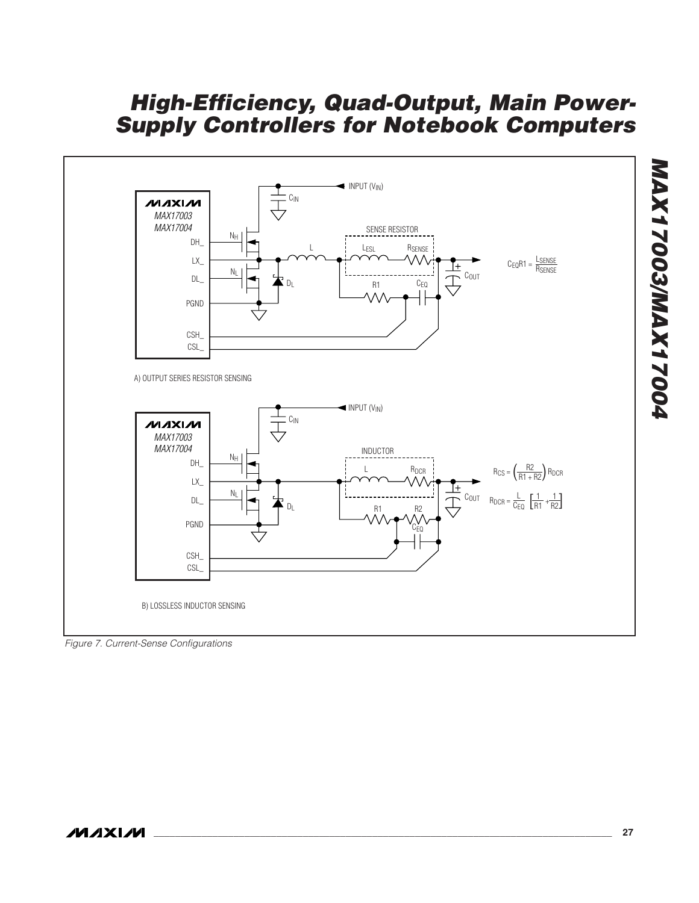A) OUTPUT SERIES RESISTOR SENSING

$$C_{EQ}R1 = \frac{L_{SENSE}}{R_{SENSE}}$$

B) LOSSLESS INDUCTOR SENSING

$$R_{CS} = \left(\frac{R2}{R1 + R2}\right) R_{DCR}$$

$$R_{DCR} = \frac{L}{C_{EQ}} \left[\frac{1}{R1} + \frac{1}{R2}\right]$$

*Figure 7. Current-Sense Configurations*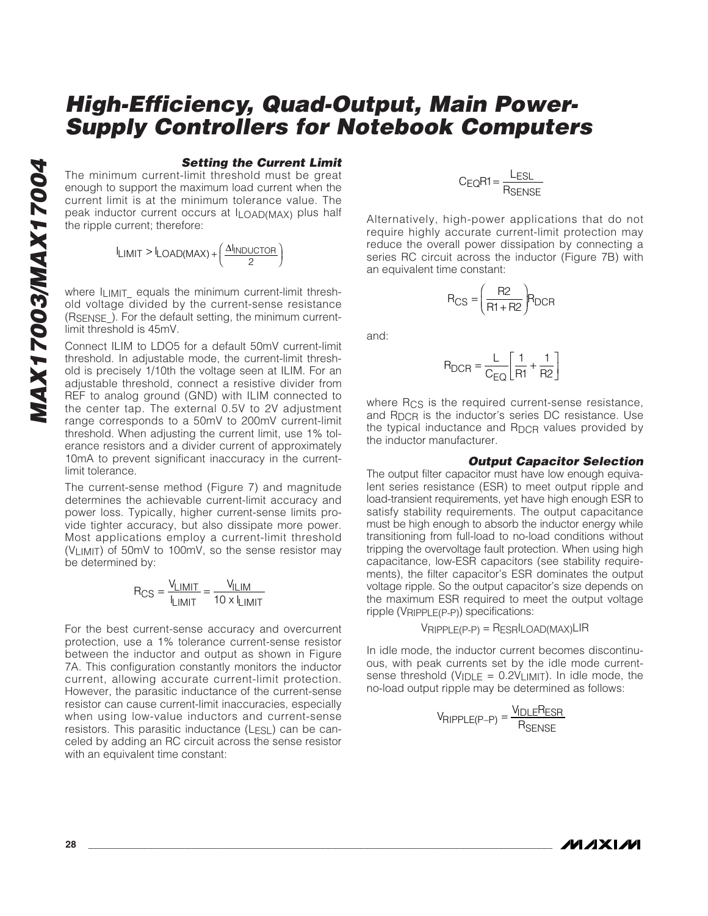### Setting the Current Limit

The minimum current-limit threshold must be great enough to support the maximum load current when the current limit is at the minimum tolerance value. The peak inductor current occurs at $I_{LOAD(MAX)}$ plus half the ripple current; therefore:

$$I_{LIMIT} > I_{LOAD(MAX)} + \left(\frac{\Delta I_{INDUCTOR}}{2}\right)$$

where $I_{LIMIT\_}$ equals the minimum current-limit threshold voltage divided by the current-sense resistance ($R_{SENSE\_}$). For the default setting, the minimum current-limit threshold is 45mV.

Connect ILIM to LDO5 for a default 50mV current-limit threshold. In adjustable mode, the current-limit threshold is precisely 1/10th the voltage seen at ILIM. For an adjustable threshold, connect a resistive divider from REF to analog ground (GND) with ILIM connected to the center tap. The external 0.5V to 2V adjustment range corresponds to a 50mV to 200mV current-limit threshold. When adjusting the current limit, use 1% tolerance resistors and a divider current of approximately 10mA to prevent significant inaccuracy in the current-limit tolerance.

The current-sense method (Figure 7) and magnitude determines the achievable current-limit accuracy and power loss. Typically, higher current-sense limits provide tighter accuracy, but also dissipate more power. Most applications employ a current-limit threshold ($V_{LIMIT}$) of 50mV to 100mV, so the sense resistor may be determined by:

$$R_{CS} = \frac{V_{LIMIT}}{I_{LIMIT}} = \frac{V_{ILIM}}{10 \times I_{LIMIT}}$$

For the best current-sense accuracy and overcurrent protection, use a 1% tolerance current-sense resistor between the inductor and output as shown in Figure 7A. This configuration constantly monitors the inductor current, allowing accurate current-limit protection. However, the parasitic inductance of the current-sense resistor can cause current-limit inaccuracies, especially when using low-value inductors and current-sense resistors. This parasitic inductance ($L_{ESL}$) can be canceled by adding an RC circuit across the sense resistor with an equivalent time constant:

$$C_{EQ}R1 = \frac{L_{ESL}}{R_{SENSE}}$$

Alternatively, high-power applications that do not require highly accurate current-limit protection may reduce the overall power dissipation by connecting a series RC circuit across the inductor (Figure 7B) with an equivalent time constant:

$$R_{CS} = \left(\frac{R2}{R1 + R2}\right)R_{DCR}$$

and:

$$R_{DCR} = \frac{L}{C_{EQ}}\left[\frac{1}{R1} + \frac{1}{R2}\right]$$

where $R_{CS}$ is the required current-sense resistance, and $R_{DCR}$ is the inductor's series DC resistance. Use the typical inductance and $R_{DCR}$ values provided by the inductor manufacturer.

### Output Capacitor Selection

The output filter capacitor must have low enough equivalent series resistance (ESR) to meet output ripple and load-transient requirements, yet have high enough ESR to satisfy stability requirements. The output capacitance must be high enough to absorb the inductor energy while transitioning from full-load to no-load conditions without tripping the overvoltage fault protection. When using high capacitance, low-ESR capacitors (see stability requirements), the filter capacitor's ESR dominates the output voltage ripple. So the output capacitor's size depends on the maximum ESR required to meet the output voltage ripple ($V_{RIPPLE(P-P)}$) specifications:

$$V_{RIPPLE(P-P)} = R_{ESR}I_{LOAD(MAX)}LIR$$

In idle mode, the inductor current becomes discontinuous, with peak currents set by the idle mode current-sense threshold ($V_{IDLE} = 0.2V_{LIMIT}$). In idle mode, the no-load output ripple may be determined as follows:

$$V_{RIPPLE(P-P)} = \frac{V_{IDLE}R_{ESR}}{R_{SENSE}}$$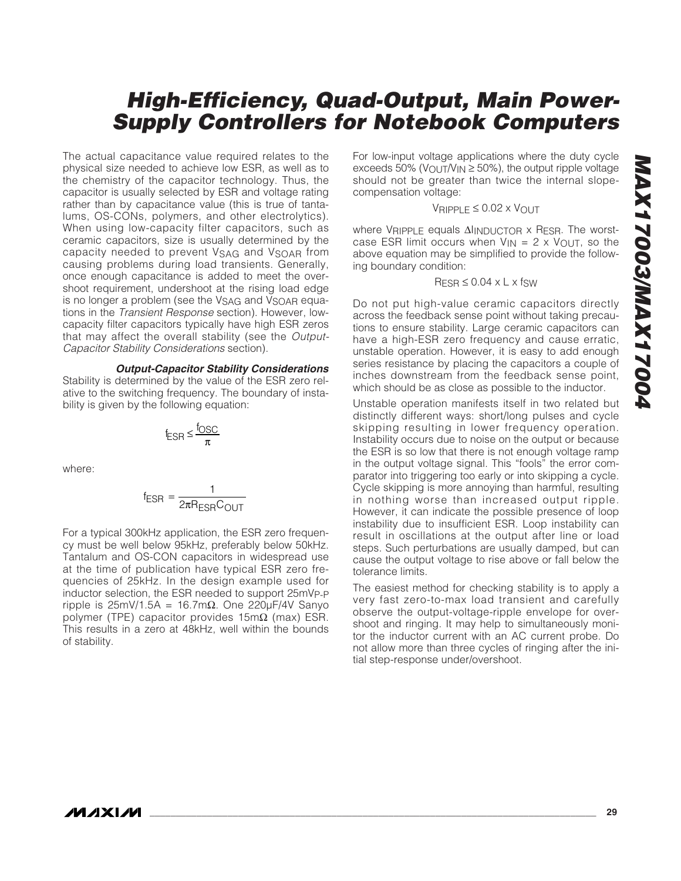The actual capacitance value required relates to the physical size needed to achieve low ESR, as well as to the chemistry of the capacitor technology. Thus, the capacitor is usually selected by ESR and voltage rating rather than by capacitance value (this is true of tantalums, OS-CONs, polymers, and other electrolytics). When using low-capacity filter capacitors, such as ceramic capacitors, size is usually determined by the capacity needed to prevent $V_{SAG}$ and $V_{SOAR}$ from causing problems during load transients. Generally, once enough capacitance is added to meet the overshoot requirement, undershoot at the rising load edge is no longer a problem (see the $V_{SAG}$ and $V_{SOAR}$ equations in the *Transient Response* section). However, low-capacity filter capacitors typically have high ESR zeros that may affect the overall stability (see the *Output-Capacitor Stability Considerations* section).

#### *Output-Capacitor Stability Considerations*

Stability is determined by the value of the ESR zero relative to the switching frequency. The boundary of instability is given by the following equation:

$$f_{ESR} \leq \frac{f_{OSC}}{\pi}$$

where:

$$f_{ESR} = \frac{1}{2\pi R_{ESR} C_{OUT}}$$

For a typical 300kHz application, the ESR zero frequency must be well below 95kHz, preferably below 50kHz. Tantalum and OS-CON capacitors in widespread use at the time of publication have typical ESR zero frequencies of 25kHz. In the design example used for inductor selection, the ESR needed to support 25mV$_{P-P}$ ripple is 25mV/1.5A = 16.7mΩ. One 220µF/4V Sanyo polymer (TPE) capacitor provides 15mΩ (max) ESR. This results in a zero at 48kHz, well within the bounds of stability.

For low-input voltage applications where the duty cycle exceeds 50% ($V_{OUT}/V_{IN} \geq 50\%$), the output ripple voltage should not be greater than twice the internal slope-compensation voltage:

$$V_{RIPPLE} \leq 0.02 \times V_{OUT}$$

where $V_{RIPPLE}$ equals $\Delta I_{INDUCTOR} \times R_{ESR}$. The worst-case ESR limit occurs when $V_{IN} = 2 \times V_{OUT}$, so the above equation may be simplified to provide the following boundary condition:

$$R_{ESR} \leq 0.04 \times L \times f_{SW}$$

Do not put high-value ceramic capacitors directly across the feedback sense point without taking precautions to ensure stability. Large ceramic capacitors can have a high-ESR zero frequency and cause erratic, unstable operation. However, it is easy to add enough series resistance by placing the capacitors a couple of inches downstream from the feedback sense point, which should be as close as possible to the inductor.

Unstable operation manifests itself in two related but distinctly different ways: short/long pulses and cycle skipping resulting in lower frequency operation. Instability occurs due to noise on the output or because the ESR is so low that there is not enough voltage ramp in the output voltage signal. This "fools" the error comparator into triggering too early or into skipping a cycle. Cycle skipping is more annoying than harmful, resulting in nothing worse than increased output ripple. However, it can indicate the possible presence of loop instability due to insufficient ESR. Loop instability can result in oscillations at the output after line or load steps. Such perturbations are usually damped, but can cause the output voltage to rise above or fall below the tolerance limits.

The easiest method for checking stability is to apply a very fast zero-to-max load transient and carefully observe the output-voltage-ripple envelope for overshoot and ringing. It may help to simultaneously monitor the inductor current with an AC current probe. Do not allow more than three cycles of ringing after the initial step-response under/overshoot.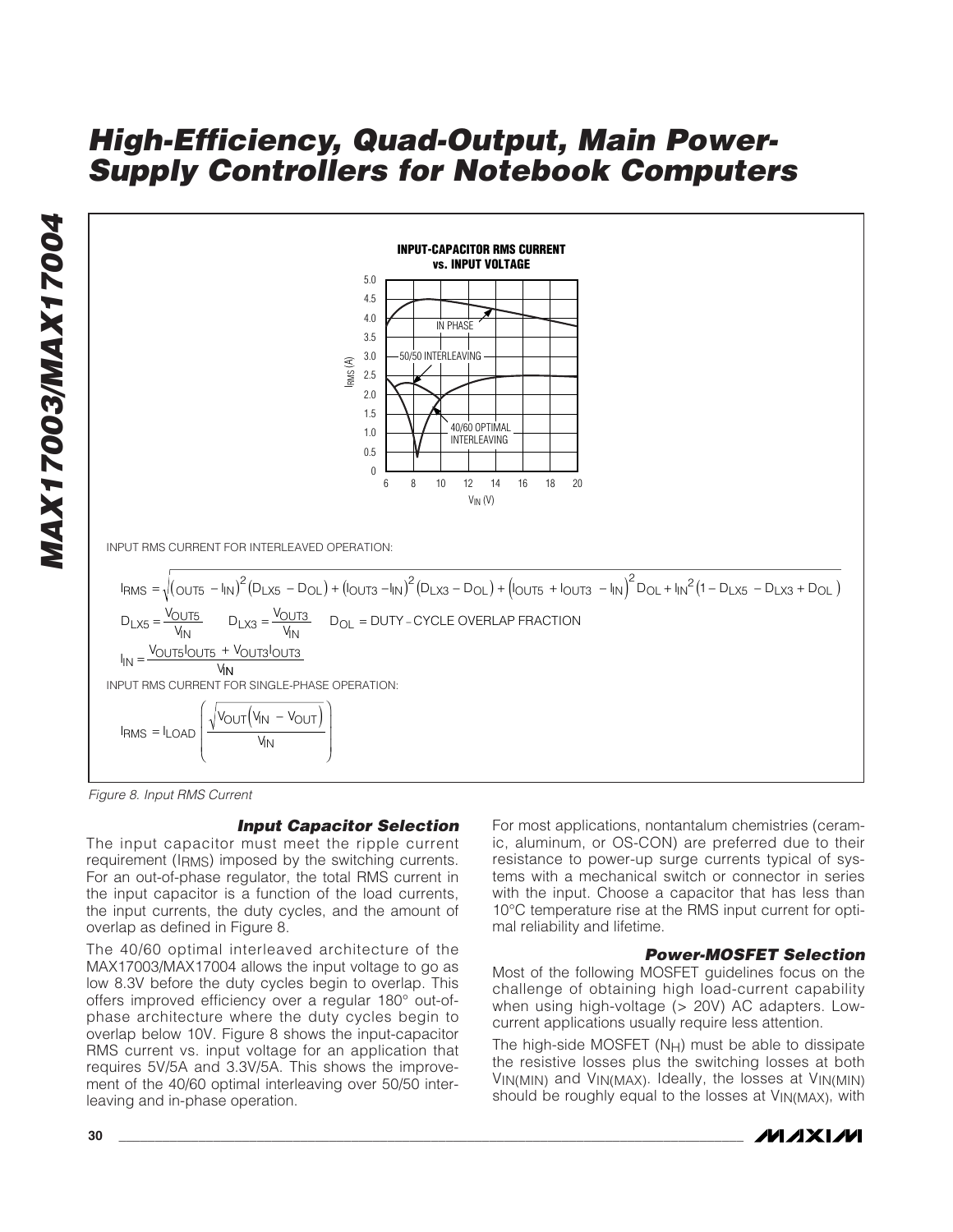INPUT-CAPACITOR RMS CURRENT vs. INPUT VOLTAGE

INPUT RMS CURRENT FOR INTERLEAVED OPERATION:

$$I_{RMS} = \sqrt{(I_{OUT5} - I_{IN})^2 (D_{LX5} - D_{OL}) + (I_{OUT3} - I_{IN})^2 (D_{LX3} - D_{OL}) + (I_{OUT5} + I_{OUT3} - I_{IN})^2 D_{OL} + I_{IN}^2 (1 - D_{LX5} - D_{LX3} + D_{OL})}$$

$$D_{LX5} = \frac{V_{OUT5}}{V_{IN}} \qquad D_{LX3} = \frac{V_{OUT3}}{V_{IN}} \qquad D_{OL} = \text{DUTY-CYCLE OVERLAP FRACTION}$$

$$I_{IN} = \frac{V_{OUT5} I_{OUT5} + V_{OUT3} I_{OUT3}}{V_{IN}}$$

INPUT RMS CURRENT FOR SINGLE-PHASE OPERATION:

$$I_{RMS} = I_{LOAD} \left( \frac{\sqrt{V_{OUT}(V_{IN} - V_{OUT})}}{V_{IN}} \right)$$

*Figure 8. Input RMS Current*

### Input Capacitor Selection

The input capacitor must meet the ripple current requirement ($I_{RMS}$) imposed by the switching currents. For an out-of-phase regulator, the total RMS current in the input capacitor is a function of the load currents, the input currents, the duty cycles, and the amount of overlap as defined in Figure 8.

The 40/60 optimal interleaved architecture of the MAX17003/MAX17004 allows the input voltage to go as low 8.3V before the duty cycles begin to overlap. This offers improved efficiency over a regular 180° out-of-phase architecture where the duty cycles begin to overlap below 10V. Figure 8 shows the input-capacitor RMS current vs. input voltage for an application that requires 5V/5A and 3.3V/5A. This shows the improvement of the 40/60 optimal interleaving over 50/50 interleaving and in-phase operation.

For most applications, nontantalum chemistries (ceramic, aluminum, or OS-CON) are preferred due to their resistance to power-up surge currents typical of systems with a mechanical switch or connector in series with the input. Choose a capacitor that has less than 10°C temperature rise at the RMS input current for optimal reliability and lifetime.

### Power-MOSFET Selection

Most of the following MOSFET guidelines focus on the challenge of obtaining high load-current capability when using high-voltage (> 20V) AC adapters. Low-current applications usually require less attention.

The high-side MOSFET ($N_H$) must be able to dissipate the resistive losses plus the switching losses at both $V_{IN(MIN)}$ and $V_{IN(MAX)}$. Ideally, the losses at $V_{IN(MIN)}$ should be roughly equal to the losses at $V_{IN(MAX)}$, with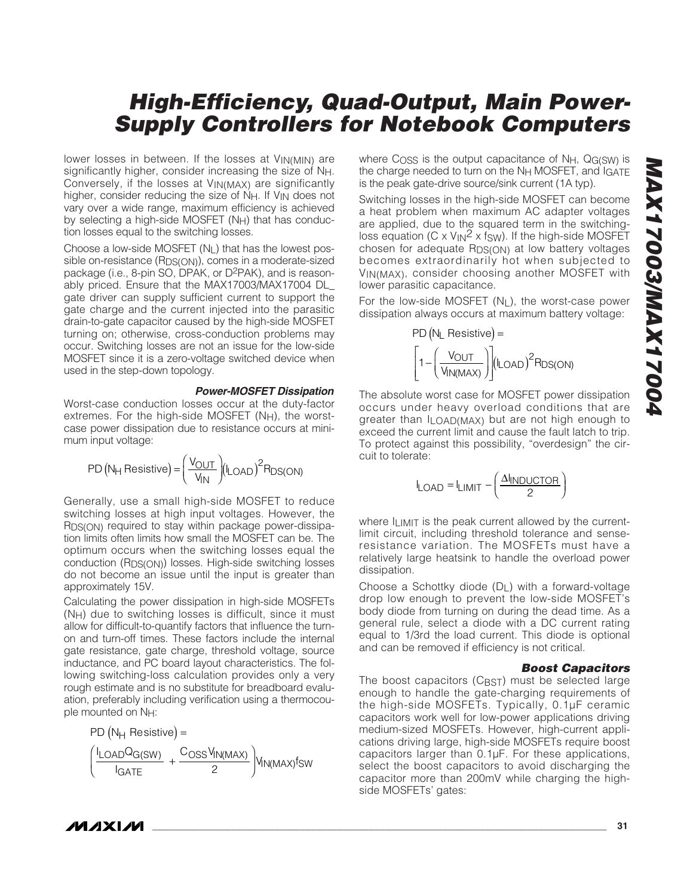lower losses in between. If the losses at $V_{IN(MIN)}$ are significantly higher, consider increasing the size of $N_H$. Conversely, if the losses at $V_{IN(MAX)}$ are significantly higher, consider reducing the size of $N_H$. If $V_{IN}$ does not vary over a wide range, maximum efficiency is achieved by selecting a high-side MOSFET ($N_H$) that has conduction losses equal to the switching losses.

Choose a low-side MOSFET ($N_L$) that has the lowest possible on-resistance ($R_{DS(ON)}$), comes in a moderate-sized package (i.e., 8-pin SO, DPAK, or D²PAK), and is reasonably priced. Ensure that the MAX17003/MAX17004 DL_ gate driver can supply sufficient current to support the gate charge and the current injected into the parasitic drain-to-gate capacitor caused by the high-side MOSFET turning on; otherwise, cross-conduction problems may occur. Switching losses are not an issue for the low-side MOSFET since it is a zero-voltage switched device when used in the step-down topology.

#### *Power-MOSFET Dissipation*

Worst-case conduction losses occur at the duty-factor extremes. For the high-side MOSFET ($N_H$), the worst-case power dissipation due to resistance occurs at minimum input voltage:

$$PD\left(N_H \text{ Resistive}\right) = \left(\frac{V_{OUT}}{V_{IN}}\right)\left(I_{LOAD}\right)^2 R_{DS(ON)}$$

Generally, use a small high-side MOSFET to reduce switching losses at high input voltages. However, the $R_{DS(ON)}$ required to stay within package power-dissipation limits often limits how small the MOSFET can be. The optimum occurs when the switching losses equal the conduction ($R_{DS(ON)}$) losses. High-side switching losses do not become an issue until the input is greater than approximately 15V.

Calculating the power dissipation in high-side MOSFETs ($N_H$) due to switching losses is difficult, since it must allow for difficult-to-quantify factors that influence the turn-on and turn-off times. These factors include the internal gate resistance, gate charge, threshold voltage, source inductance, and PC board layout characteristics. The following switching-loss calculation provides only a very rough estimate and is no substitute for breadboard evaluation, preferably including verification using a thermocouple mounted on $N_H$:

$$PD\left(N_H \text{ Resistive}\right) = \left(\frac{I_{LOAD} Q_{G(SW)}}{I_{GATE}} + \frac{C_{OSS} V_{IN(MAX)}}{2}\right) V_{IN(MAX)} f_{SW}$$

where $C_{OSS}$ is the output capacitance of $N_H$, $Q_{G(SW)}$ is the charge needed to turn on the $N_H$ MOSFET, and $I_{GATE}$ is the peak gate-drive source/sink current (1A typ).

Switching losses in the high-side MOSFET can become a heat problem when maximum AC adapter voltages are applied, due to the squared term in the switching-loss equation ($C \times V_{IN}^2 \times f_{SW}$). If the high-side MOSFET chosen for adequate $R_{DS(ON)}$ at low battery voltages becomes extraordinarily hot when subjected to $V_{IN(MAX)}$, consider choosing another MOSFET with lower parasitic capacitance.

For the low-side MOSFET ($N_L$), the worst-case power dissipation always occurs at maximum battery voltage:

$$PD\left(N_L \text{ Resistive}\right) = \left[1 - \left(\frac{V_{OUT}}{V_{IN(MAX)}}\right)\right]\left(I_{LOAD}\right)^2 R_{DS(ON)}$$

The absolute worst case for MOSFET power dissipation occurs under heavy overload conditions that are greater than $I_{LOAD(MAX)}$ but are not high enough to exceed the current limit and cause the fault latch to trip. To protect against this possibility, "overdesign" the circuit to tolerate:

$$I_{LOAD} = I_{LIMIT} - \left(\frac{\Delta I_{INDUCTOR}}{2}\right)$$

where $I_{LIMIT}$ is the peak current allowed by the current-limit circuit, including threshold tolerance and sense-resistance variation. The MOSFETs must have a relatively large heatsink to handle the overload power dissipation.

Choose a Schottky diode ($D_L$) with a forward-voltage drop low enough to prevent the low-side MOSFET's body diode from turning on during the dead time. As a general rule, select a diode with a DC current rating equal to 1/3rd the load current. This diode is optional and can be removed if efficiency is not critical.

#### *Boost Capacitors*

The boost capacitors ($C_{BST}$) must be selected large enough to handle the gate-charging requirements of the high-side MOSFETs. Typically, 0.1µF ceramic capacitors work well for low-power applications driving medium-sized MOSFETs. However, high-current applications driving large, high-side MOSFETs require boost capacitors larger than 0.1µF. For these applications, select the boost capacitors to avoid discharging the capacitor more than 200mV while charging the high-side MOSFETs' gates: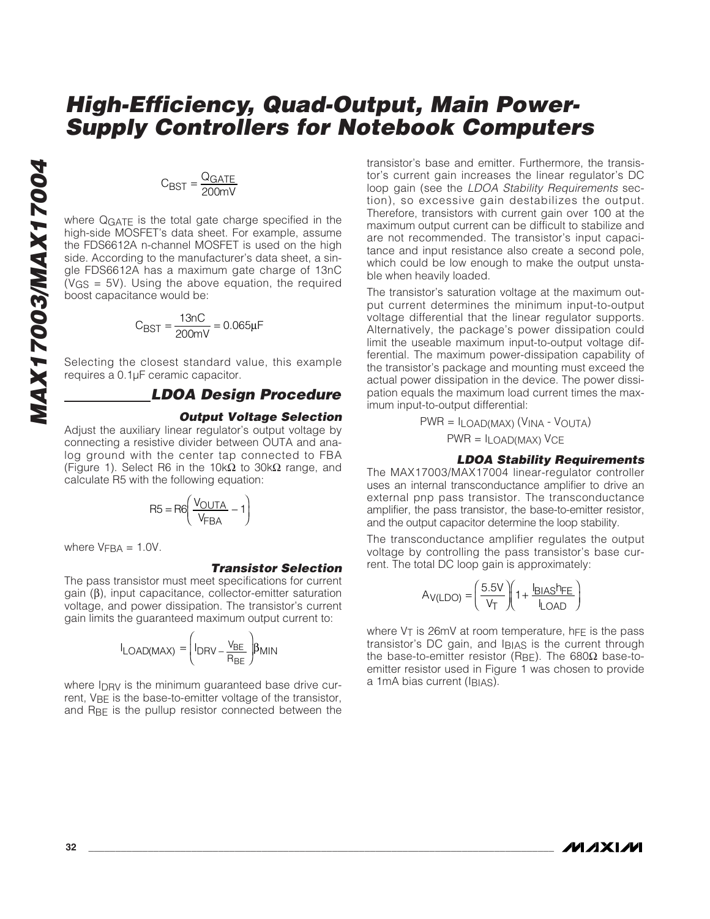$$C_{BST} = \frac{Q_{GATE}}{200mV}$$

where $Q_{GATE}$ is the total gate charge specified in the high-side MOSFET's data sheet. For example, assume the FDS6612A n-channel MOSFET is used on the high side. According to the manufacturer's data sheet, a single FDS6612A has a maximum gate charge of 13nC ($V_{GS}$ = 5V). Using the above equation, the required boost capacitance would be:

$$C_{BST} = \frac{13nC}{200mV} = 0.065\mu F$$

Selecting the closest standard value, this example requires a 0.1µF ceramic capacitor.

## LDOA Design Procedure

### Output Voltage Selection

Adjust the auxiliary linear regulator's output voltage by connecting a resistive divider between OUTA and analog ground with the center tap connected to FBA (Figure 1). Select R6 in the 10kΩ to 30kΩ range, and calculate R5 with the following equation:

$$R5 = R6\left(\frac{V_{OUTA}}{V_{FBA}} - 1\right)$$

where $V_{FBA}$ = 1.0V.

### Transistor Selection

The pass transistor must meet specifications for current gain (β), input capacitance, collector-emitter saturation voltage, and power dissipation. The transistor's current gain limits the guaranteed maximum output current to:

$$I_{LOAD(MAX)} = \left(I_{DRV} - \frac{V_{BE}}{R_{BE}}\right)\beta_{MIN}$$

where $I_{DRV}$ is the minimum guaranteed base drive current, $V_{BE}$ is the base-to-emitter voltage of the transistor, and $R_{BE}$ is the pullup resistor connected between the transistor's base and emitter. Furthermore, the transistor's current gain increases the linear regulator's DC loop gain (see the *LDOA Stability Requirements* section), so excessive gain destabilizes the output. Therefore, transistors with current gain over 100 at the maximum output current can be difficult to stabilize and are not recommended. The transistor's input capacitance and input resistance also create a second pole, which could be low enough to make the output unstable when heavily loaded.

The transistor's saturation voltage at the maximum output current determines the minimum input-to-output voltage differential that the linear regulator supports. Alternatively, the package's power dissipation could limit the useable maximum input-to-output voltage differential. The maximum power-dissipation capability of the transistor's package and mounting must exceed the actual power dissipation in the device. The power dissipation equals the maximum load current times the maximum input-to-output differential:

$$PWR = I_{LOAD(MAX)} (V_{INA} - V_{OUTA})$$

$$PWR = I_{LOAD(MAX)} V_{CE}$$

### LDOA Stability Requirements

The MAX17003/MAX17004 linear-regulator controller uses an internal transconductance amplifier to drive an external pnp pass transistor. The transconductance amplifier, the pass transistor, the base-to-emitter resistor, and the output capacitor determine the loop stability.

The transconductance amplifier regulates the output voltage by controlling the pass transistor's base current. The total DC loop gain is approximately:

$$A_{V(LDO)} = \left(\frac{5.5V}{V_T}\right)\left(1 + \frac{I_{BIAS}h_{FE}}{I_{LOAD}}\right)$$

where $V_T$ is 26mV at room temperature, $h_{FE}$ is the pass transistor's DC gain, and $I_{BIAS}$ is the current through the base-to-emitter resistor ($R_{BE}$). The 680Ω base-to-emitter resistor used in Figure 1 was chosen to provide a 1mA bias current ($I_{BIAS}$).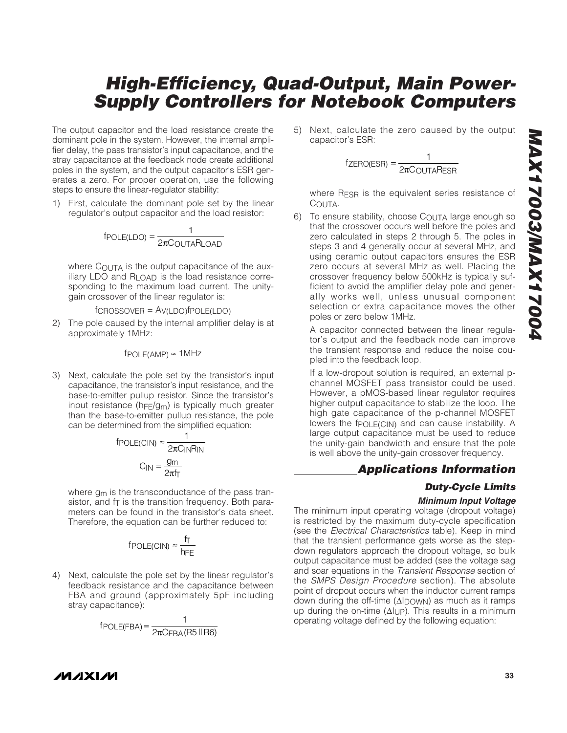The output capacitor and the load resistance create the dominant pole in the system. However, the internal amplifier delay, the pass transistor's input capacitance, and the stray capacitance at the feedback node create additional poles in the system, and the output capacitor's ESR generates a zero. For proper operation, use the following steps to ensure the linear-regulator stability:

1) First, calculate the dominant pole set by the linear regulator's output capacitor and the load resistor:

$$f_{POLE(LDO)} = \frac{1}{2\pi C_{OUTA} R_{LOAD}}$$

   where $C_{OUTA}$ is the output capacitance of the auxiliary LDO and $R_{LOAD}$ is the load resistance corresponding to the maximum load current. The unity-gain crossover of the linear regulator is:

$$f_{CROSSOVER} = A_{V(LDO)} f_{POLE(LDO)}$$

2) The pole caused by the internal amplifier delay is at approximately 1MHz:

$$f_{POLE(AMP)} \approx 1\text{MHz}$$

3) Next, calculate the pole set by the transistor's input capacitance, the transistor's input resistance, and the base-to-emitter pullup resistor. Since the transistor's input resistance ($h_{FE}/g_m$) is typically much greater than the base-to-emitter pullup resistance, the pole can be determined from the simplified equation:

$$f_{POLE(CIN)} \approx \frac{1}{2\pi C_{IN} R_{IN}}$$

$$C_{IN} = \frac{g_m}{2\pi f_T}$$

   where $g_m$ is the transconductance of the pass transistor, and $f_T$ is the transition frequency. Both parameters can be found in the transistor's data sheet. Therefore, the equation can be further reduced to:

$$f_{POLE(CIN)} \approx \frac{f_T}{h_{FE}}$$

4) Next, calculate the pole set by the linear regulator's feedback resistance and the capacitance between FBA and ground (approximately 5pF including stray capacitance):

$$f_{POLE(FBA)} = \frac{1}{2\pi C_{FBA} (R5 \parallel R6)}$$

5) Next, calculate the zero caused by the output capacitor's ESR:

$$f_{ZERO(ESR)} = \frac{1}{2\pi C_{OUTA} R_{ESR}}$$

   where $R_{ESR}$ is the equivalent series resistance of $C_{OUTA}$.

6) To ensure stability, choose $C_{OUTA}$ large enough so that the crossover occurs well before the poles and zero calculated in steps 2 through 5. The poles in steps 3 and 4 generally occur at several MHz, and using ceramic output capacitors ensures the ESR zero occurs at several MHz as well. Placing the crossover frequency below 500kHz is typically sufficient to avoid the amplifier delay pole and generally works well, unless unusual component selection or extra capacitance moves the other poles or zero below 1MHz.

   A capacitor connected between the linear regulator's output and the feedback node can improve the transient response and reduce the noise coupled into the feedback loop.

   If a low-dropout solution is required, an external p-channel MOSFET pass transistor could be used. However, a pMOS-based linear regulator requires higher output capacitance to stabilize the loop. The high gate capacitance of the p-channel MOSFET lowers the $f_{POLE(CIN)}$ and can cause instability. A large output capacitance must be used to reduce the unity-gain bandwidth and ensure that the pole is well above the unity-gain crossover frequency.

## Applications Information

### Duty-Cycle Limits

#### Minimum Input Voltage

The minimum input operating voltage (dropout voltage) is restricted by the maximum duty-cycle specification (see the *Electrical Characteristics* table). Keep in mind that the transient performance gets worse as the step-down regulators approach the dropout voltage, so bulk output capacitance must be added (see the voltage sag and soar equations in the *Transient Response* section of the *SMPS Design Procedure* section). The absolute point of dropout occurs when the inductor current ramps down during the off-time ($\Delta I_{DOWN}$) as much as it ramps up during the on-time ($\Delta I_{UP}$). This results in a minimum operating voltage defined by the following equation: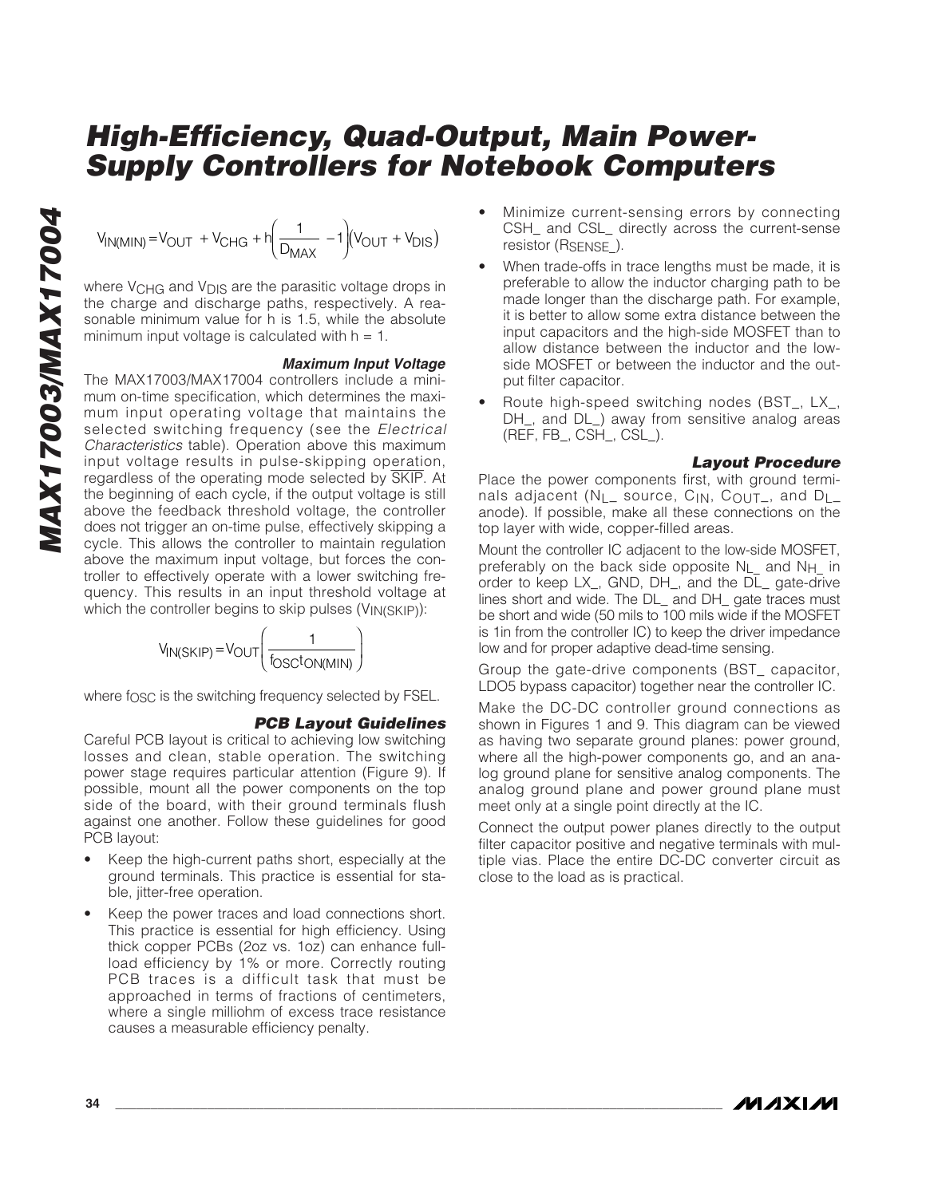$$V_{IN(MIN)} = V_{OUT} + V_{CHG} + h\left(\frac{1}{D_{MAX}} - 1\right)\left(V_{OUT} + V_{DIS}\right)$$

where $V_{CHG}$ and $V_{DIS}$ are the parasitic voltage drops in the charge and discharge paths, respectively. A reasonable minimum value for h is 1.5, while the absolute minimum input voltage is calculated with h = 1.

### *Maximum Input Voltage*

The MAX17003/MAX17004 controllers include a minimum on-time specification, which determines the maximum input operating voltage that maintains the selected switching frequency (see the *Electrical Characteristics* table). Operation above this maximum input voltage results in pulse-skipping operation, regardless of the operating mode selected by $\overline{SKIP}$. At the beginning of each cycle, if the output voltage is still above the feedback threshold voltage, the controller does not trigger an on-time pulse, effectively skipping a cycle. This allows the controller to maintain regulation above the maximum input voltage, but forces the controller to effectively operate with a lower switching frequency. This results in an input threshold voltage at which the controller begins to skip pulses ($V_{IN(SKIP)}$):

$$V_{IN(SKIP)} = V_{OUT}\left(\frac{1}{f_{OSC}t_{ON(MIN)}}\right)$$

where $f_{OSC}$ is the switching frequency selected by FSEL.

### *PCB Layout Guidelines*

Careful PCB layout is critical to achieving low switching losses and clean, stable operation. The switching power stage requires particular attention (Figure 9). If possible, mount all the power components on the top side of the board, with their ground terminals flush against one another. Follow these guidelines for good PCB layout:

- Keep the high-current paths short, especially at the ground terminals. This practice is essential for stable, jitter-free operation.
- Keep the power traces and load connections short. This practice is essential for high efficiency. Using thick copper PCBs (2oz vs. 1oz) can enhance full-load efficiency by 1% or more. Correctly routing PCB traces is a difficult task that must be approached in terms of fractions of centimeters, where a single milliohm of excess trace resistance causes a measurable efficiency penalty.
- Minimize current-sensing errors by connecting CSH_ and CSL_ directly across the current-sense resistor ($R_{SENSE\_}$).
- When trade-offs in trace lengths must be made, it is preferable to allow the inductor charging path to be made longer than the discharge path. For example, it is better to allow some extra distance between the input capacitors and the high-side MOSFET than to allow distance between the inductor and the low-side MOSFET or between the inductor and the output filter capacitor.
- Route high-speed switching nodes (BST_, LX_, DH_, and DL_) away from sensitive analog areas (REF, FB_, CSH_, CSL_).

### *Layout Procedure*

Place the power components first, with ground terminals adjacent ($N_{L\_}$ source, $C_{IN}$, $C_{OUT\_}$, and $D_{L\_}$ anode). If possible, make all these connections on the top layer with wide, copper-filled areas.

Mount the controller IC adjacent to the low-side MOSFET, preferably on the back side opposite $N_{L\_}$ and $N_{H\_}$ in order to keep LX_, GND, DH_, and the DL_ gate-drive lines short and wide. The DL_ and DH_ gate traces must be short and wide (50 mils to 100 mils wide if the MOSFET is 1in from the controller IC) to keep the driver impedance low and for proper adaptive dead-time sensing.

Group the gate-drive components (BST_ capacitor, LDO5 bypass capacitor) together near the controller IC.

Make the DC-DC controller ground connections as shown in Figures 1 and 9. This diagram can be viewed as having two separate ground planes: power ground, where all the high-power components go, and an analog ground plane for sensitive analog components. The analog ground plane and power ground plane must meet only at a single point directly at the IC.

Connect the output power planes directly to the output filter capacitor positive and negative terminals with multiple vias. Place the entire DC-DC converter circuit as close to the load as is practical.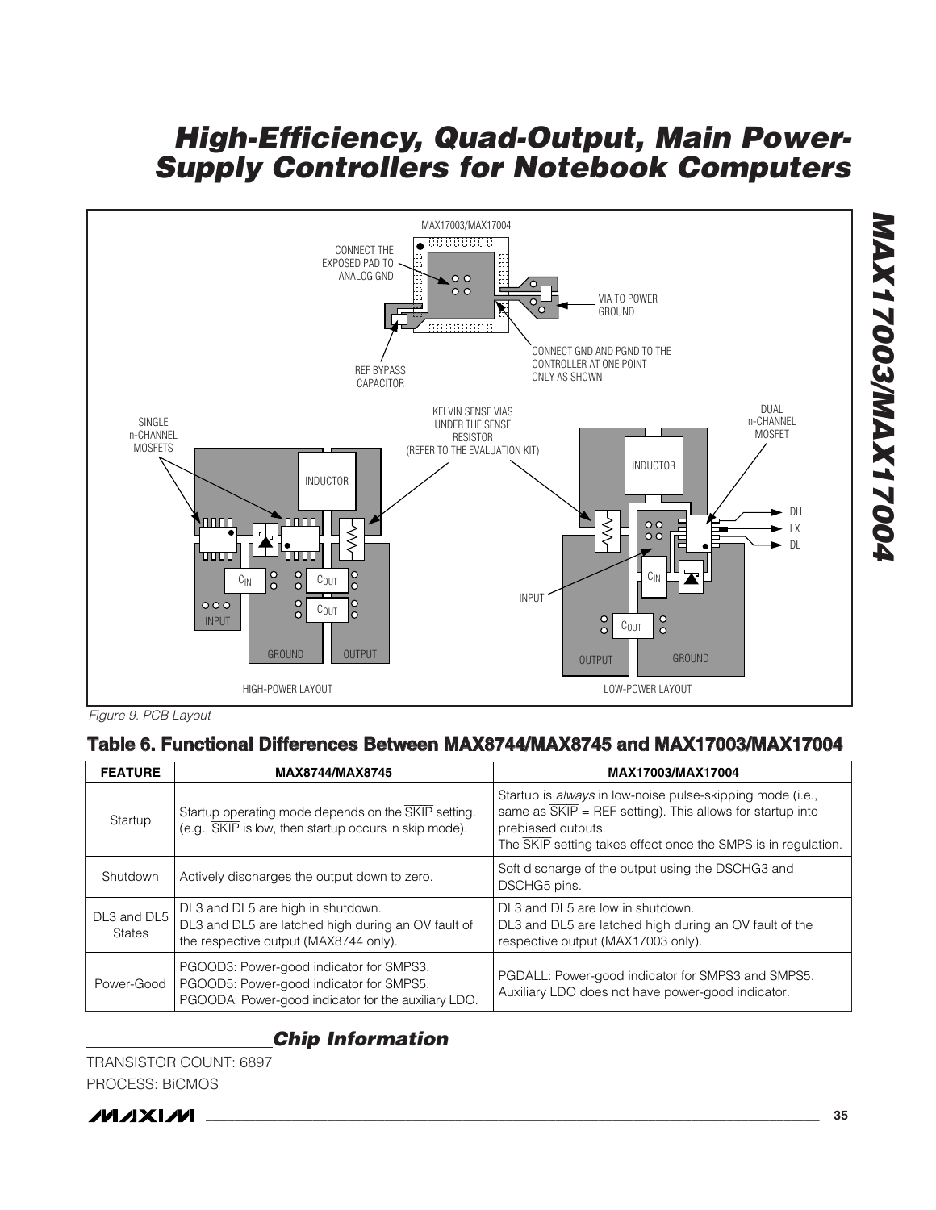Figure 9. PCB Layout

## Table 6. Functional Differences Between MAX8744/MAX8745 and MAX17003/MAX17004

| FEATURE | MAX8744/MAX8745 | MAX17003/MAX17004 |
| --- | --- | --- |
| Startup | Startup operating mode depends on the $\overline{SKIP}$ setting. (e.g., $\overline{SKIP}$ is low, then startup occurs in skip mode). | Startup is *always* in low-noise pulse-skipping mode (i.e., same as $\overline{SKIP}$ = REF setting). This allows for startup into prebiased outputs. The $\overline{SKIP}$ setting takes effect once the SMPS is in regulation. |
| Shutdown | Actively discharges the output down to zero. | Soft discharge of the output using the DSCHG3 and DSCHG5 pins. |
| DL3 and DL5 States | DL3 and DL5 are high in shutdown. DL3 and DL5 are latched high during an OV fault of the respective output (MAX8744 only). | DL3 and DL5 are low in shutdown. DL3 and DL5 are latched high during an OV fault of the respective output (MAX17003 only). |
| Power-Good | PGOOD3: Power-good indicator for SMPS3. PGOOD5: Power-good indicator for SMPS5. PGOODA: Power-good indicator for the auxiliary LDO. | PGDALL: Power-good indicator for SMPS3 and SMPS5. Auxiliary LDO does not have power-good indicator. |

## Chip Information

TRANSISTOR COUNT: 6897

PROCESS: BiCMOS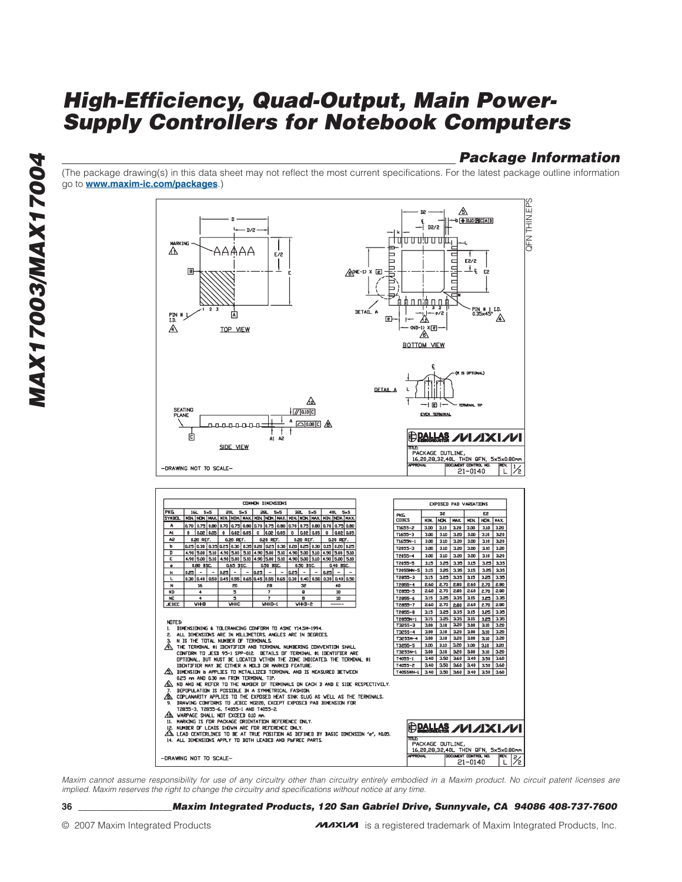## Package Information

(The package drawing(s) in this data sheet may not reflect the most current specifications. For the latest package outline information go to **www.maxim-ic.com/packages**.)

QFN THIN.EPS

MARKING
AAAAA
D
D/2
E/2
E
PIN # 1 I.D.
1 2 3
TOP VIEW

D2
D2/2
b 0.10 M C A B
k
L
E2/2
E2
(NE-1) X e
DETAIL A
e
(ND-1) X e
PIN # 1 I.D. 0.35x45°
BOTTOM VIEW

DETAIL A
(R IS OPTIONAL)
L
e
TERMINAL TIP
EVEN TERMINAL

SEATING PLANE
C
0.10 C
A
0.08 C
A1 A2
SIDE VIEW

-DRAWING NOT TO SCALE-

DALLAS SEMICONDUCTOR MAXIM
TITLE: PACKAGE OUTLINE, 16,20,28,32,40L THIN QFN, 5x5x0.80mm
APPROVAL | DOCUMENT CONTROL NO. 21-0140 | REV. L | 1/2

COMMON DIMENSIONS

| PKG. | 16L 5x5 | | | 20L 5x5 | | | 28L 5x5 | | | 32L 5x5 | | | 40L 5x5 | | |
|---|---|---|---|---|---|---|---|---|---|---|---|---|---|---|---|
| SYMBOL | MIN. | NOM. | MAX. | MIN. | NOM. | MAX. | MIN. | NOM. | MAX. | MIN. | NOM. | MAX. | MIN. | NOM. | MAX. |
| A | 0.70 | 0.75 | 0.80 | 0.70 | 0.75 | 0.80 | 0.70 | 0.75 | 0.80 | 0.70 | 0.75 | 0.80 | 0.70 | 0.75 | 0.80 |
| A1 | 0 | 0.02 | 0.05 | 0 | 0.02 | 0.05 | 0 | 0.02 | 0.05 | 0 | 0.02 | 0.05 | 0 | 0.02 | 0.05 |
| A2 | 0.20 REF. | | | 0.20 REF. | | | 0.20 REF. | | | 0.20 REF. | | | 0.20 REF. | | |
| b | 0.25 | 0.30 | 0.35 | 0.25 | 0.30 | 0.35 | 0.20 | 0.25 | 0.30 | 0.20 | 0.25 | 0.30 | 0.15 | 0.20 | 0.25 |
| D | 4.90 | 5.00 | 5.10 | 4.90 | 5.00 | 5.10 | 4.90 | 5.00 | 5.10 | 4.90 | 5.00 | 5.10 | 4.90 | 5.00 | 5.10 |
| E | 4.90 | 5.00 | 5.10 | 4.90 | 5.00 | 5.10 | 4.90 | 5.00 | 5.10 | 4.90 | 5.00 | 5.10 | 4.90 | 5.00 | 5.10 |
| e | 0.80 BSC. | | | 0.65 BSC. | | | 0.50 BSC. | | | 0.50 BSC. | | | 0.40 BSC. | | |
| k | 0.25 | - | - | 0.25 | - | - | 0.25 | - | - | 0.25 | - | - | 0.25 | - | - |
| L | 0.30 | 0.40 | 0.50 | 0.45 | 0.55 | 0.65 | 0.45 | 0.55 | 0.65 | 0.30 | 0.40 | 0.50 | 0.30 | 0.40 | 0.50 |
| N | 16 | | | 20 | | | 28 | | | 32 | | | 40 | | |
| ND | 4 | | | 5 | | | 7 | | | 8 | | | 10 | | |
| NE | 4 | | | 5 | | | 7 | | | 8 | | | 10 | | |
| JEDEC | WHHB | | | WHHC | | | WHHD-1 | | | WHHD-2 | | | ----- | | |

EXPOSED PAD VARIATIONS

| PKG. CODES | D2 | | | E2 | | |
|---|---|---|---|---|---|---|
| | MIN. | NOM. | MAX. | MIN. | NOM. | MAX. |
| T1655-2 | 3.00 | 3.10 | 3.20 | 3.00 | 3.10 | 3.20 |
| T1655-3 | 3.00 | 3.10 | 3.20 | 3.00 | 3.10 | 3.20 |
| T1655N-1 | 3.00 | 3.10 | 3.20 | 3.00 | 3.10 | 3.20 |
| T2055-3 | 3.00 | 3.10 | 3.20 | 3.00 | 3.10 | 3.20 |
| T2055-4 | 3.00 | 3.10 | 3.20 | 3.00 | 3.10 | 3.20 |
| T2055-5 | 3.15 | 3.25 | 3.35 | 3.15 | 3.25 | 3.35 |
| T2055MN-5 | 3.15 | 3.25 | 3.35 | 3.15 | 3.25 | 3.35 |
| T2855-3 | 3.15 | 3.25 | 3.35 | 3.15 | 3.25 | 3.35 |
| T2855-4 | 2.60 | 2.70 | 2.80 | 2.60 | 2.70 | 2.80 |
| T2855-5 | 2.60 | 2.70 | 2.80 | 2.60 | 2.70 | 2.80 |
| T2855-6 | 3.15 | 3.25 | 3.35 | 3.15 | 3.25 | 3.35 |
| T2855-7 | 2.60 | 2.70 | 2.80 | 2.60 | 2.70 | 2.80 |
| T2855-8 | 3.15 | 3.25 | 3.35 | 3.15 | 3.25 | 3.35 |
| T2855N-1 | 3.15 | 3.25 | 3.35 | 3.15 | 3.25 | 3.35 |
| T3255-3 | 3.00 | 3.10 | 3.20 | 3.00 | 3.10 | 3.20 |
| T3255-4 | 3.00 | 3.10 | 3.20 | 3.00 | 3.10 | 3.20 |
| T3255M-4 | 3.00 | 3.10 | 3.20 | 3.00 | 3.10 | 3.20 |
| T3255-5 | 3.00 | 3.10 | 3.20 | 3.00 | 3.10 | 3.20 |
| T3255N-1 | 3.00 | 3.10 | 3.20 | 3.00 | 3.10 | 3.20 |
| T4055-1 | 3.40 | 3.50 | 3.60 | 3.40 | 3.50 | 3.60 |
| T4055-2 | 3.40 | 3.50 | 3.60 | 3.40 | 3.50 | 3.60 |
| T4055MN-1 | 3.40 | 3.50 | 3.60 | 3.40 | 3.50 | 3.60 |

NOTES:
1. DIMENSIONING & TOLERANCING CONFORM TO ASME Y14.5M-1994.
2. ALL DIMENSIONS ARE IN MILLIMETERS. ANGLES ARE IN DEGREES.
3. N IS THE TOTAL NUMBER OF TERMINALS.
4. THE TERMINAL #1 IDENTIFIER AND TERMINAL NUMBERING CONVENTION SHALL CONFORM TO JESD 95-1 SPP-012. DETAILS OF TERMINAL #1 IDENTIFIER ARE OPTIONAL, BUT MUST BE LOCATED WITHIN THE ZONE INDICATED. THE TERMINAL #1 IDENTIFIER MAY BE EITHER A MOLD OR MARKED FEATURE.
5. DIMENSION b APPLIES TO METALLIZED TERMINAL AND IS MEASURED BETWEEN 0.25 mm AND 0.30 mm FROM TERMINAL TIP.
6. ND AND NE REFER TO THE NUMBER OF TERMINALS ON EACH D AND E SIDE RESPECTIVELY.
7. DEPOPULATION IS POSSIBLE IN A SYMMETRICAL FASHION.
8. COPLANARITY APPLIES TO THE EXPOSED HEAT SINK SLUG AS WELL AS THE TERMINALS.
9. DRAWING CONFORMS TO JEDEC MO220, EXCEPT EXPOSED PAD DIMENSION FOR T2855-3, T2855-6, T4055-1 AND T4055-2.
10. WARPAGE SHALL NOT EXCEED 0.10 mm.
11. MARKING IS FOR PACKAGE ORIENTATION REFERENCE ONLY.
12. NUMBER OF LEADS SHOWN ARE FOR REFERENCE ONLY.
13. LEAD CENTERLINES TO BE AT TRUE POSITION AS DEFINED BY BASIC DIMENSION 'e', ±0.05.
14. ALL DIMENSIONS APPLY TO BOTH LEADED AND PbFREE PARTS.

-DRAWING NOT TO SCALE-

DALLAS SEMICONDUCTOR MAXIM
TITLE: PACKAGE OUTLINE, 16,20,28,32,40L THIN QFN, 5x5x0.80mm
APPROVAL | DOCUMENT CONTROL NO. 21-0140 | REV. L | 2/2

*Maxim cannot assume responsibility for use of any circuitry other than circuitry entirely embodied in a Maxim product. No circuit patent licenses are implied. Maxim reserves the right to change the circuitry and specifications without notice at any time.*

***Maxim Integrated Products, 120 San Gabriel Drive, Sunnyvale, CA 94086 408-737-7600***

© 2007 Maxim Integrated Products

MAXIM is a registered trademark of Maxim Integrated Products, Inc.